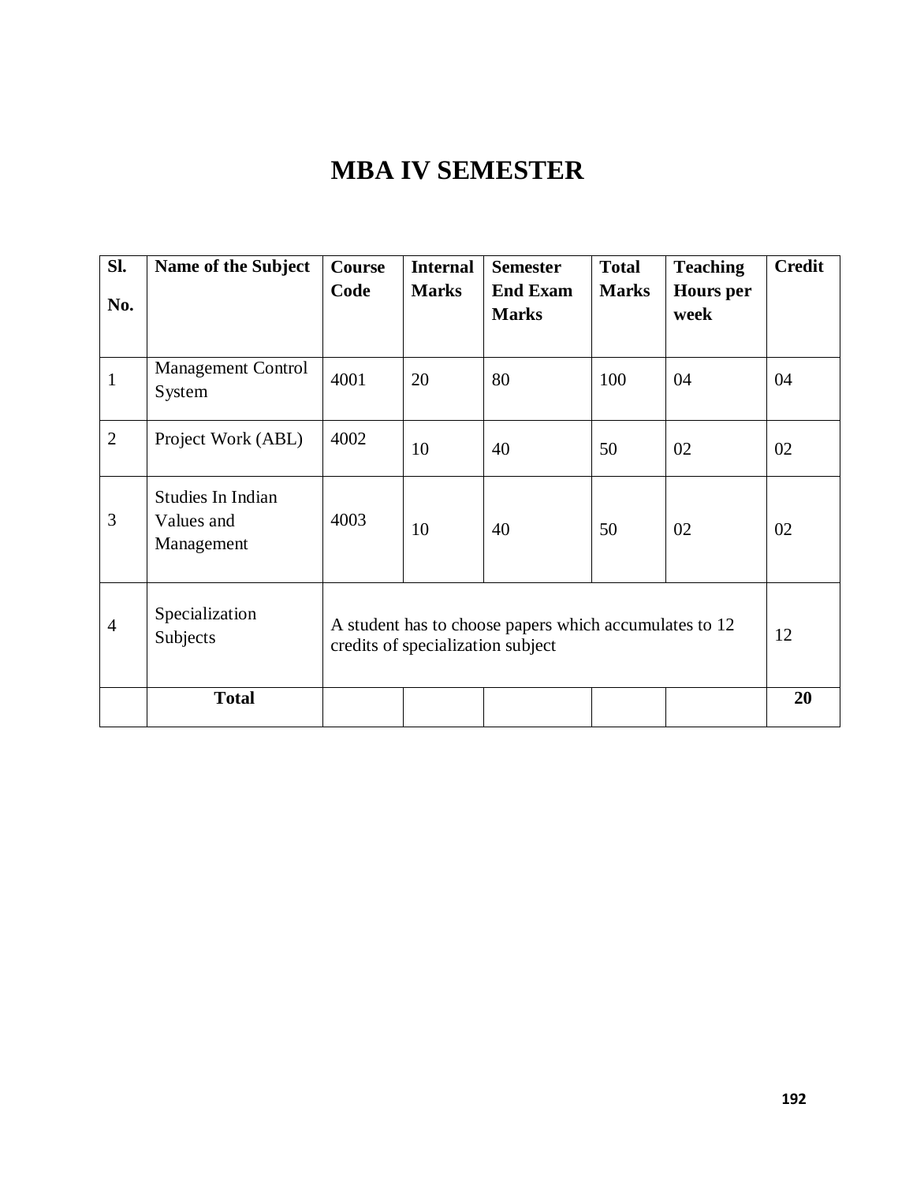# MBA IV SEMESTER

| Sl. No. | Name of the Subject | Course Code | Internal Marks | Semester End Exam Marks | Total Marks | Teaching Hours per week | Credit |
|---|---|---|---|---|---|---|---|
| 1 | Management Control System | 4001 | 20 | 80 | 100 | 04 | 04 |
| 2 | Project Work (ABL) | 4002 | 10 | 40 | 50 | 02 | 02 |
| 3 | Studies In Indian Values and Management | 4003 | 10 | 40 | 50 | 02 | 02 |
| 4 | Specialization Subjects | A student has to choose papers which accumulates to 12 credits of specialization subject | | | | | 12 |
| | **Total** | | | | | | **20** |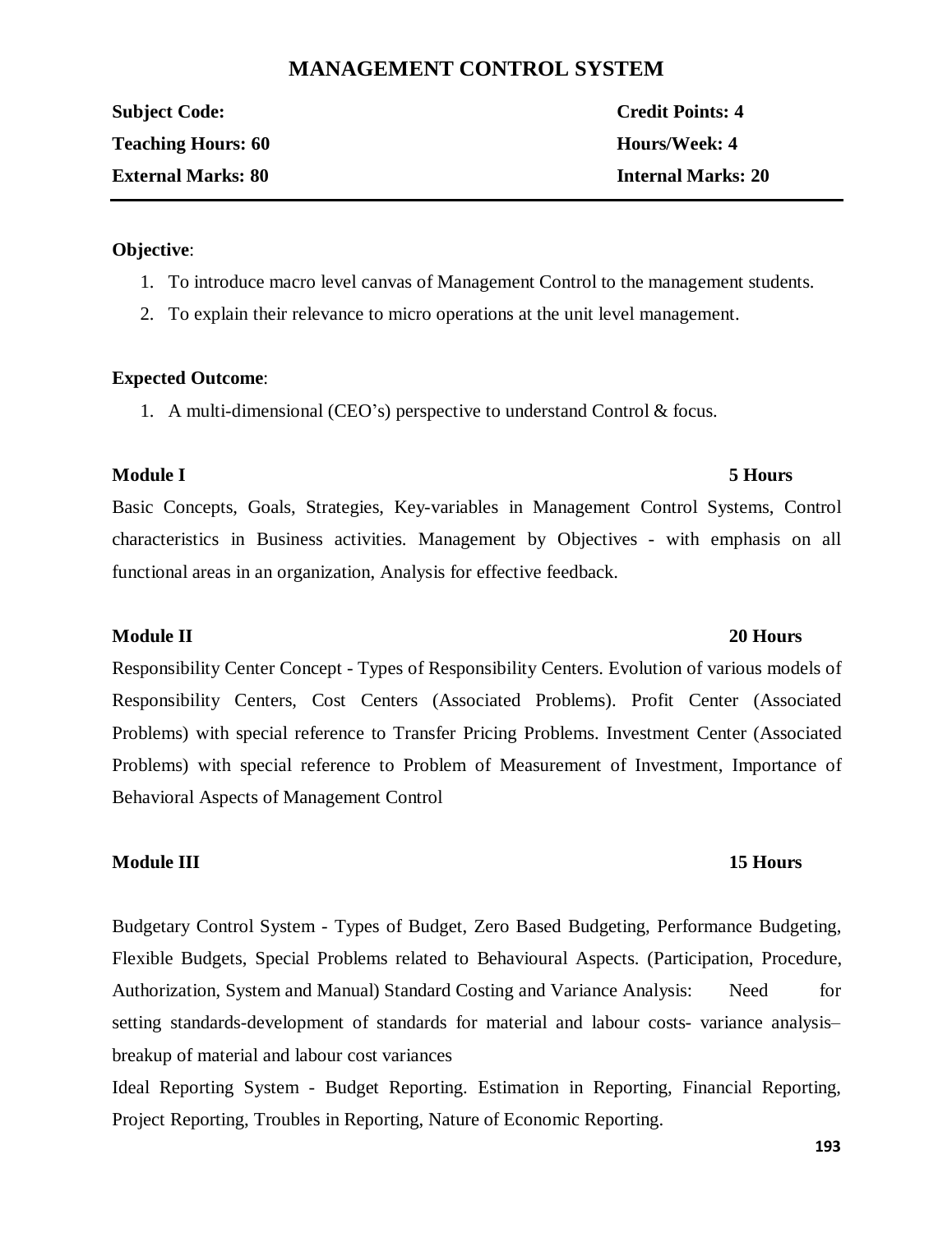# MANAGEMENT CONTROL SYSTEM

| | |
|---|---|
| **Subject Code:** | **Credit Points: 4** |
| **Teaching Hours: 60** | **Hours/Week: 4** |
| **External Marks: 80** | **Internal Marks: 20** |

**Objective**:

1. To introduce macro level canvas of Management Control to the management students.
2. To explain their relevance to micro operations at the unit level management.

**Expected Outcome**:

1. A multi-dimensional (CEO's) perspective to understand Control & focus.

**Module I** **5 Hours**

Basic Concepts, Goals, Strategies, Key-variables in Management Control Systems, Control characteristics in Business activities. Management by Objectives - with emphasis on all functional areas in an organization, Analysis for effective feedback.

**Module II** **20 Hours**

Responsibility Center Concept - Types of Responsibility Centers. Evolution of various models of Responsibility Centers, Cost Centers (Associated Problems). Profit Center (Associated Problems) with special reference to Transfer Pricing Problems. Investment Center (Associated Problems) with special reference to Problem of Measurement of Investment, Importance of Behavioral Aspects of Management Control

**Module III** **15 Hours**

Budgetary Control System - Types of Budget, Zero Based Budgeting, Performance Budgeting, Flexible Budgets, Special Problems related to Behavioural Aspects. (Participation, Procedure, Authorization, System and Manual) Standard Costing and Variance Analysis: Need for setting standards-development of standards for material and labour costs- variance analysis– breakup of material and labour cost variances

Ideal Reporting System - Budget Reporting. Estimation in Reporting, Financial Reporting, Project Reporting, Troubles in Reporting, Nature of Economic Reporting.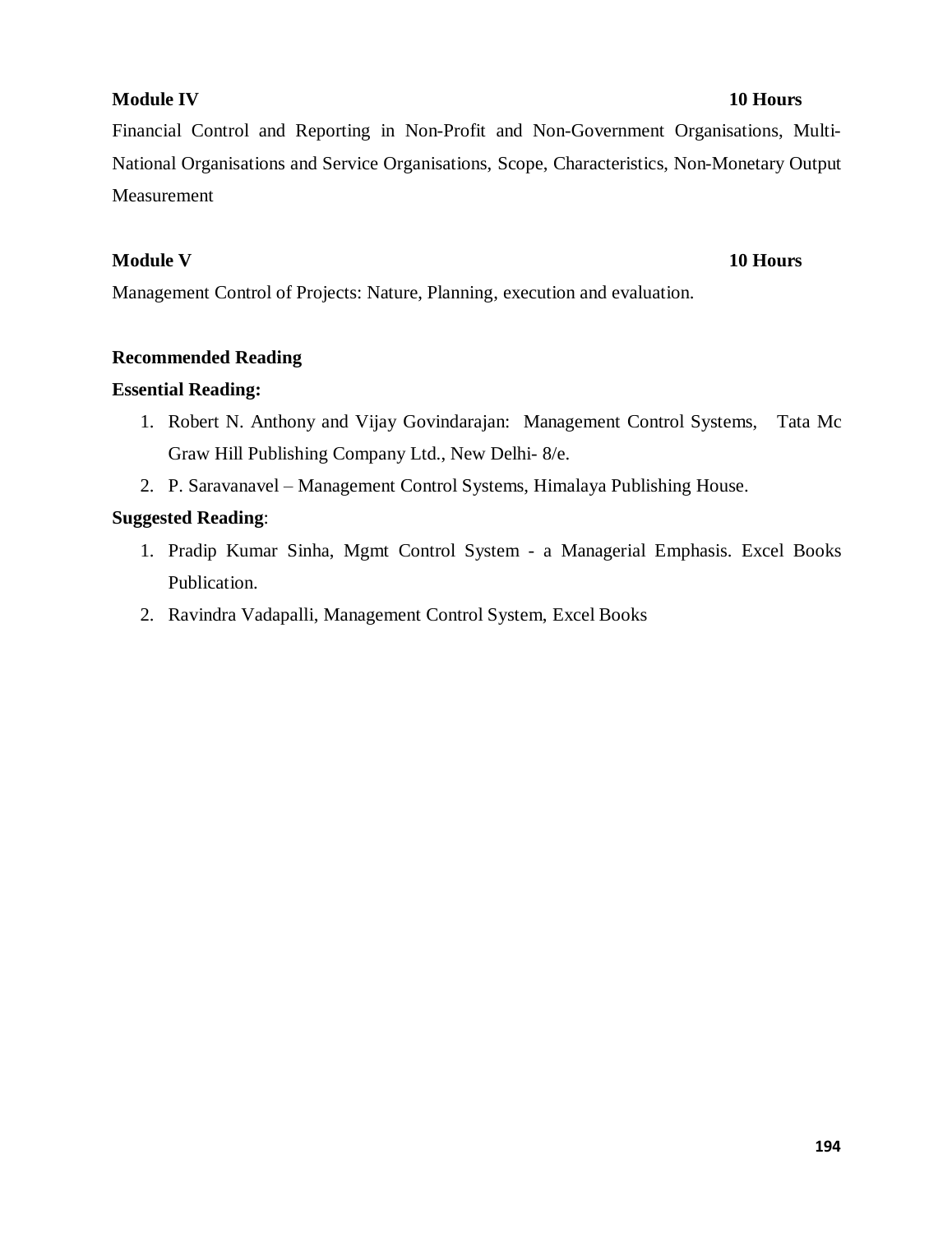**Module IV** **10 Hours**

Financial Control and Reporting in Non-Profit and Non-Government Organisations, Multi-National Organisations and Service Organisations, Scope, Characteristics, Non-Monetary Output Measurement

**Module V** **10 Hours**

Management Control of Projects: Nature, Planning, execution and evaluation.

**Recommended Reading**

**Essential Reading:**

1. Robert N. Anthony and Vijay Govindarajan: Management Control Systems, Tata Mc Graw Hill Publishing Company Ltd., New Delhi- 8/e.
2. P. Saravanavel – Management Control Systems, Himalaya Publishing House.

**Suggested Reading**:

1. Pradip Kumar Sinha, Mgmt Control System - a Managerial Emphasis. Excel Books Publication.
2. Ravindra Vadapalli, Management Control System, Excel Books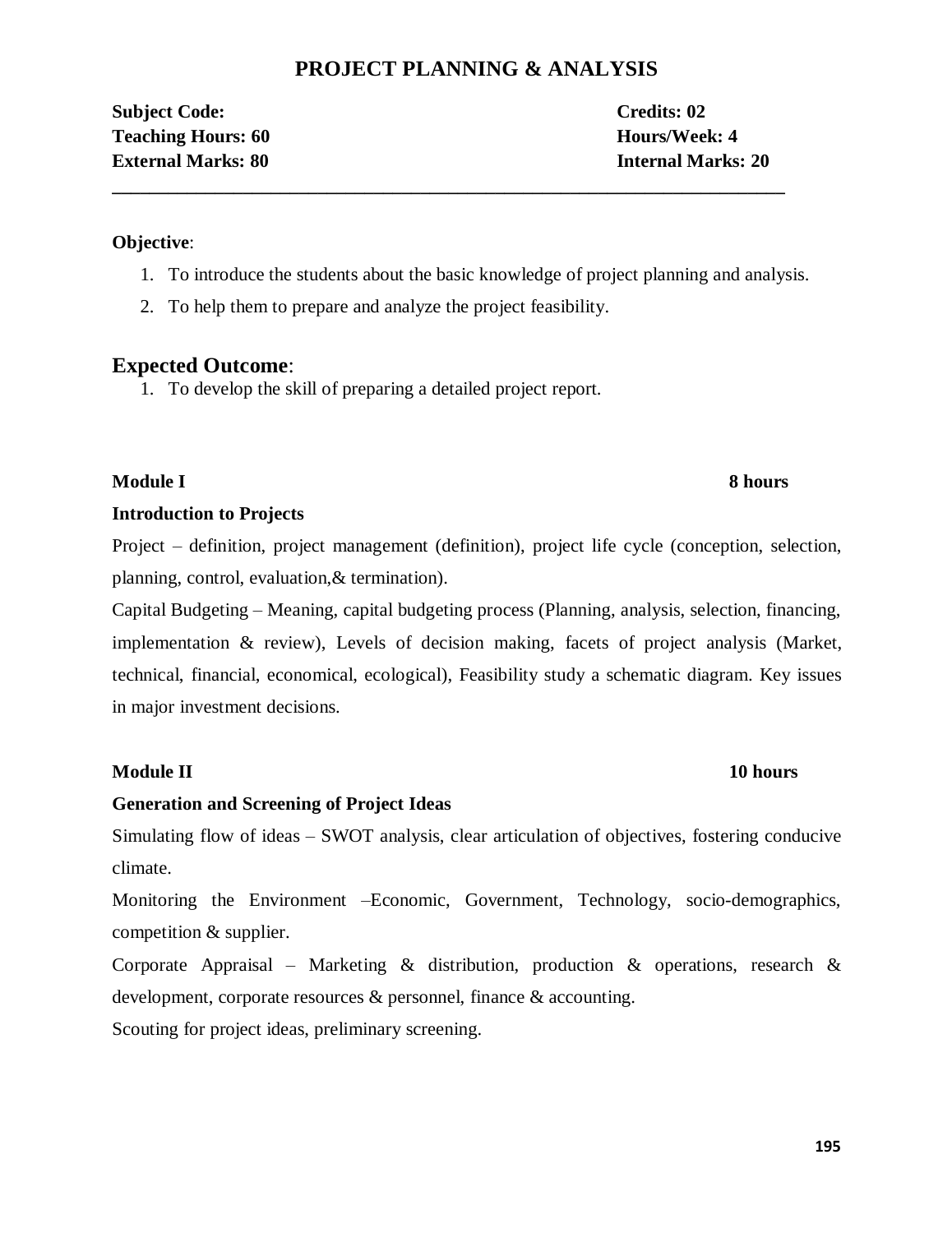# PROJECT PLANNING & ANALYSIS

**Subject Code:** **Credits: 02**
**Teaching Hours: 60** **Hours/Week: 4**
**External Marks: 80** **Internal Marks: 20**

---

**Objective**:

1. To introduce the students about the basic knowledge of project planning and analysis.
2. To help them to prepare and analyze the project feasibility.

## Expected Outcome:

1. To develop the skill of preparing a detailed project report.

**Module I** **8 hours**

**Introduction to Projects**

Project – definition, project management (definition), project life cycle (conception, selection, planning, control, evaluation,& termination).

Capital Budgeting – Meaning, capital budgeting process (Planning, analysis, selection, financing, implementation & review), Levels of decision making, facets of project analysis (Market, technical, financial, economical, ecological), Feasibility study a schematic diagram. Key issues in major investment decisions.

**Module II** **10 hours**

**Generation and Screening of Project Ideas**

Simulating flow of ideas – SWOT analysis, clear articulation of objectives, fostering conducive climate.

Monitoring the Environment –Economic, Government, Technology, socio-demographics, competition & supplier.

Corporate Appraisal – Marketing & distribution, production & operations, research & development, corporate resources & personnel, finance & accounting.

Scouting for project ideas, preliminary screening.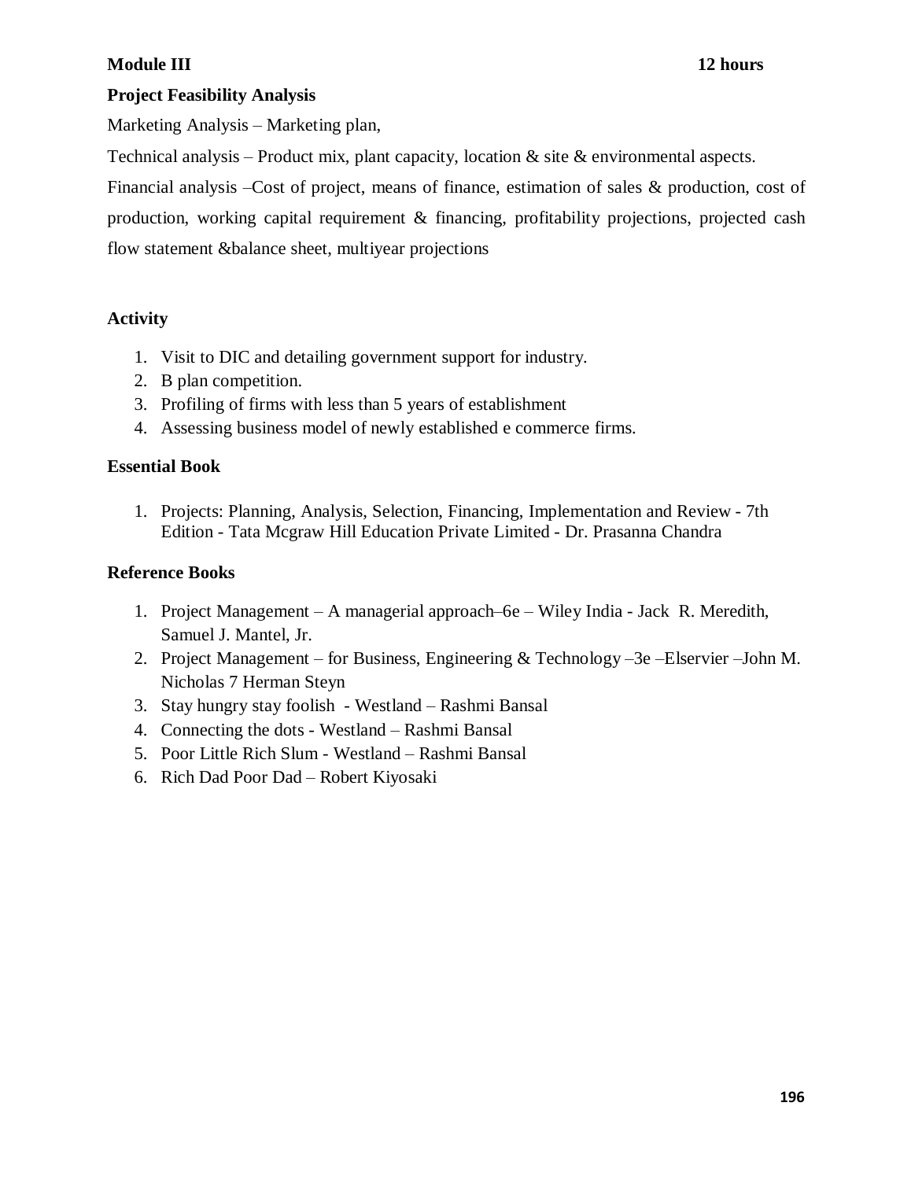**Module III** **12 hours**

**Project Feasibility Analysis**

Marketing Analysis – Marketing plan,

Technical analysis – Product mix, plant capacity, location & site & environmental aspects.

Financial analysis –Cost of project, means of finance, estimation of sales & production, cost of production, working capital requirement & financing, profitability projections, projected cash flow statement &balance sheet, multiyear projections

**Activity**

1. Visit to DIC and detailing government support for industry.
2. B plan competition.
3. Profiling of firms with less than 5 years of establishment
4. Assessing business model of newly established e commerce firms.

**Essential Book**

1. Projects: Planning, Analysis, Selection, Financing, Implementation and Review - 7th Edition - Tata Mcgraw Hill Education Private Limited - Dr. Prasanna Chandra

**Reference Books**

1. Project Management – A managerial approach–6e – Wiley India - Jack R. Meredith, Samuel J. Mantel, Jr.
2. Project Management – for Business, Engineering & Technology –3e –Elservier –John M. Nicholas 7 Herman Steyn
3. Stay hungry stay foolish - Westland – Rashmi Bansal
4. Connecting the dots - Westland – Rashmi Bansal
5. Poor Little Rich Slum - Westland – Rashmi Bansal
6. Rich Dad Poor Dad – Robert Kiyosaki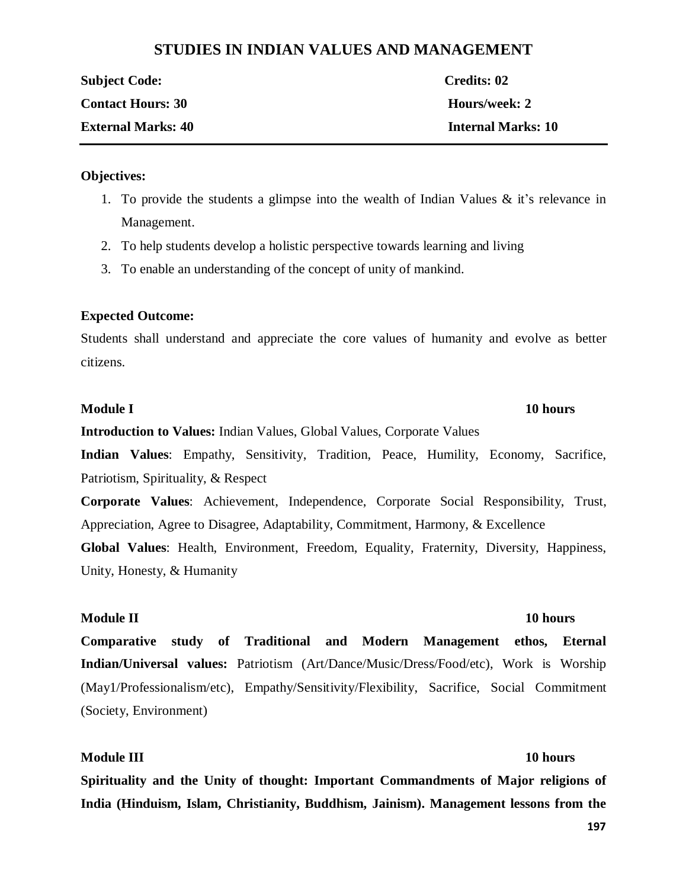# STUDIES IN INDIAN VALUES AND MANAGEMENT

| | |
|---|---|
| **Subject Code:** | **Credits: 02** |
| **Contact Hours: 30** | **Hours/week: 2** |
| **External Marks: 40** | **Internal Marks: 10** |

**Objectives:**

1. To provide the students a glimpse into the wealth of Indian Values & it's relevance in Management.
2. To help students develop a holistic perspective towards learning and living
3. To enable an understanding of the concept of unity of mankind.

**Expected Outcome:**

Students shall understand and appreciate the core values of humanity and evolve as better citizens.

**Module I** **10 hours**

**Introduction to Values:** Indian Values, Global Values, Corporate Values

**Indian Values**: Empathy, Sensitivity, Tradition, Peace, Humility, Economy, Sacrifice, Patriotism, Spirituality, & Respect

**Corporate Values**: Achievement, Independence, Corporate Social Responsibility, Trust, Appreciation, Agree to Disagree, Adaptability, Commitment, Harmony, & Excellence

**Global Values**: Health, Environment, Freedom, Equality, Fraternity, Diversity, Happiness, Unity, Honesty, & Humanity

**Module II** **10 hours**

**Comparative study of Traditional and Modern Management ethos, Eternal Indian/Universal values:** Patriotism (Art/Dance/Music/Dress/Food/etc), Work is Worship (May1/Professionalism/etc), Empathy/Sensitivity/Flexibility, Sacrifice, Social Commitment (Society, Environment)

**Module III** **10 hours**

**Spirituality and the Unity of thought: Important Commandments of Major religions of India (Hinduism, Islam, Christianity, Buddhism, Jainism). Management lessons from the**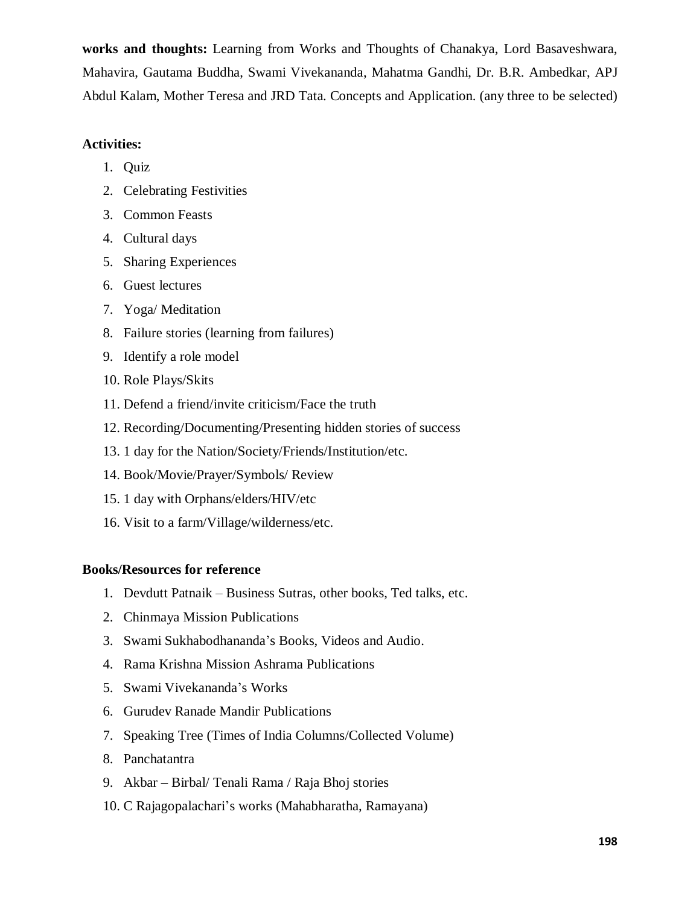**works and thoughts:** Learning from Works and Thoughts of Chanakya, Lord Basaveshwara, Mahavira, Gautama Buddha, Swami Vivekananda, Mahatma Gandhi, Dr. B.R. Ambedkar, APJ Abdul Kalam, Mother Teresa and JRD Tata. Concepts and Application. (any three to be selected)

**Activities:**

1. Quiz
2. Celebrating Festivities
3. Common Feasts
4. Cultural days
5. Sharing Experiences
6. Guest lectures
7. Yoga/ Meditation
8. Failure stories (learning from failures)
9. Identify a role model
10. Role Plays/Skits
11. Defend a friend/invite criticism/Face the truth
12. Recording/Documenting/Presenting hidden stories of success
13. 1 day for the Nation/Society/Friends/Institution/etc.
14. Book/Movie/Prayer/Symbols/ Review
15. 1 day with Orphans/elders/HIV/etc
16. Visit to a farm/Village/wilderness/etc.

**Books/Resources for reference**

1. Devdutt Patnaik – Business Sutras, other books, Ted talks, etc.
2. Chinmaya Mission Publications
3. Swami Sukhabodhananda's Books, Videos and Audio.
4. Rama Krishna Mission Ashrama Publications
5. Swami Vivekananda's Works
6. Gurudev Ranade Mandir Publications
7. Speaking Tree (Times of India Columns/Collected Volume)
8. Panchatantra
9. Akbar – Birbal/ Tenali Rama / Raja Bhoj stories
10. C Rajagopalachari's works (Mahabharatha, Ramayana)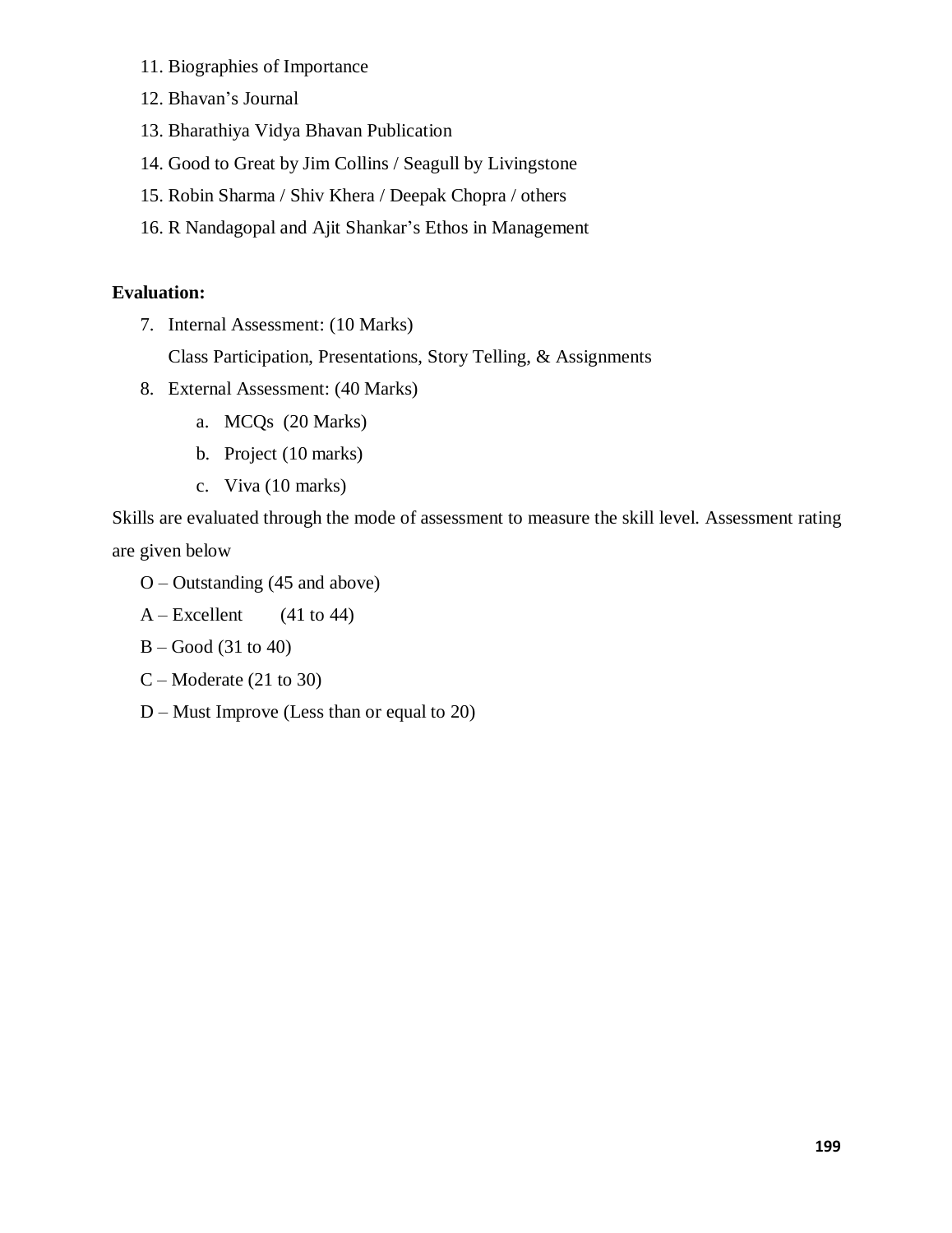11. Biographies of Importance
12. Bhavan's Journal
13. Bharathiya Vidya Bhavan Publication
14. Good to Great by Jim Collins / Seagull by Livingstone
15. Robin Sharma / Shiv Khera / Deepak Chopra / others
16. R Nandagopal and Ajit Shankar's Ethos in Management

**Evaluation:**

7. Internal Assessment: (10 Marks)

   Class Participation, Presentations, Story Telling, & Assignments

8. External Assessment: (40 Marks)
   a. MCQs (20 Marks)
   b. Project (10 marks)
   c. Viva (10 marks)

Skills are evaluated through the mode of assessment to measure the skill level. Assessment rating are given below

O – Outstanding (45 and above)

A – Excellent (41 to 44)

B – Good (31 to 40)

C – Moderate (21 to 30)

D – Must Improve (Less than or equal to 20)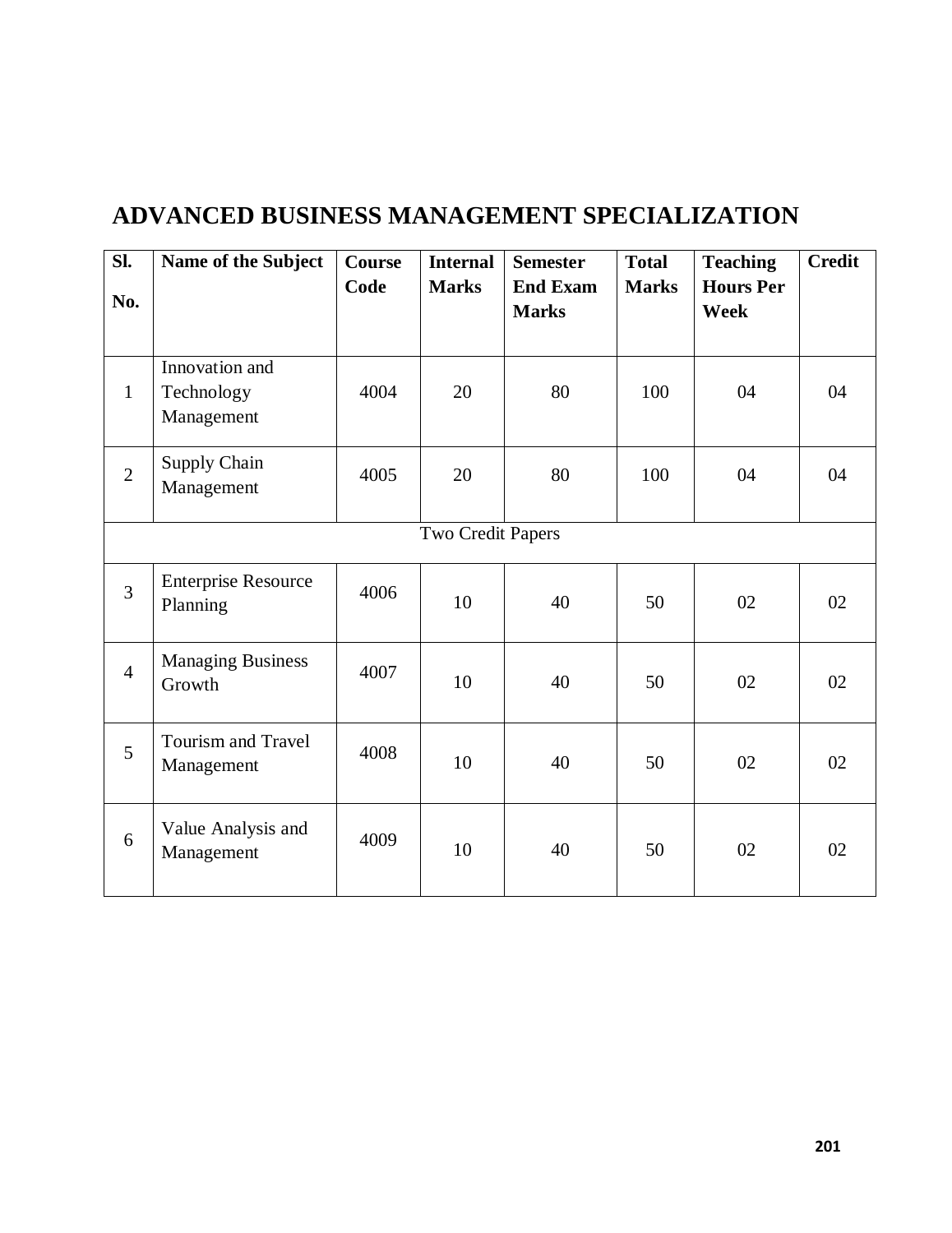# ADVANCED BUSINESS MANAGEMENT SPECIALIZATION

| Sl. No. | Name of the Subject | Course Code | Internal Marks | Semester End Exam Marks | Total Marks | Teaching Hours Per Week | Credit |
|---|---|---|---|---|---|---|---|
| 1 | Innovation and Technology Management | 4004 | 20 | 80 | 100 | 04 | 04 |
| 2 | Supply Chain Management | 4005 | 20 | 80 | 100 | 04 | 04 |
| Two Credit Papers | | | | | | | |
| 3 | Enterprise Resource Planning | 4006 | 10 | 40 | 50 | 02 | 02 |
| 4 | Managing Business Growth | 4007 | 10 | 40 | 50 | 02 | 02 |
| 5 | Tourism and Travel Management | 4008 | 10 | 40 | 50 | 02 | 02 |
| 6 | Value Analysis and Management | 4009 | 10 | 40 | 50 | 02 | 02 |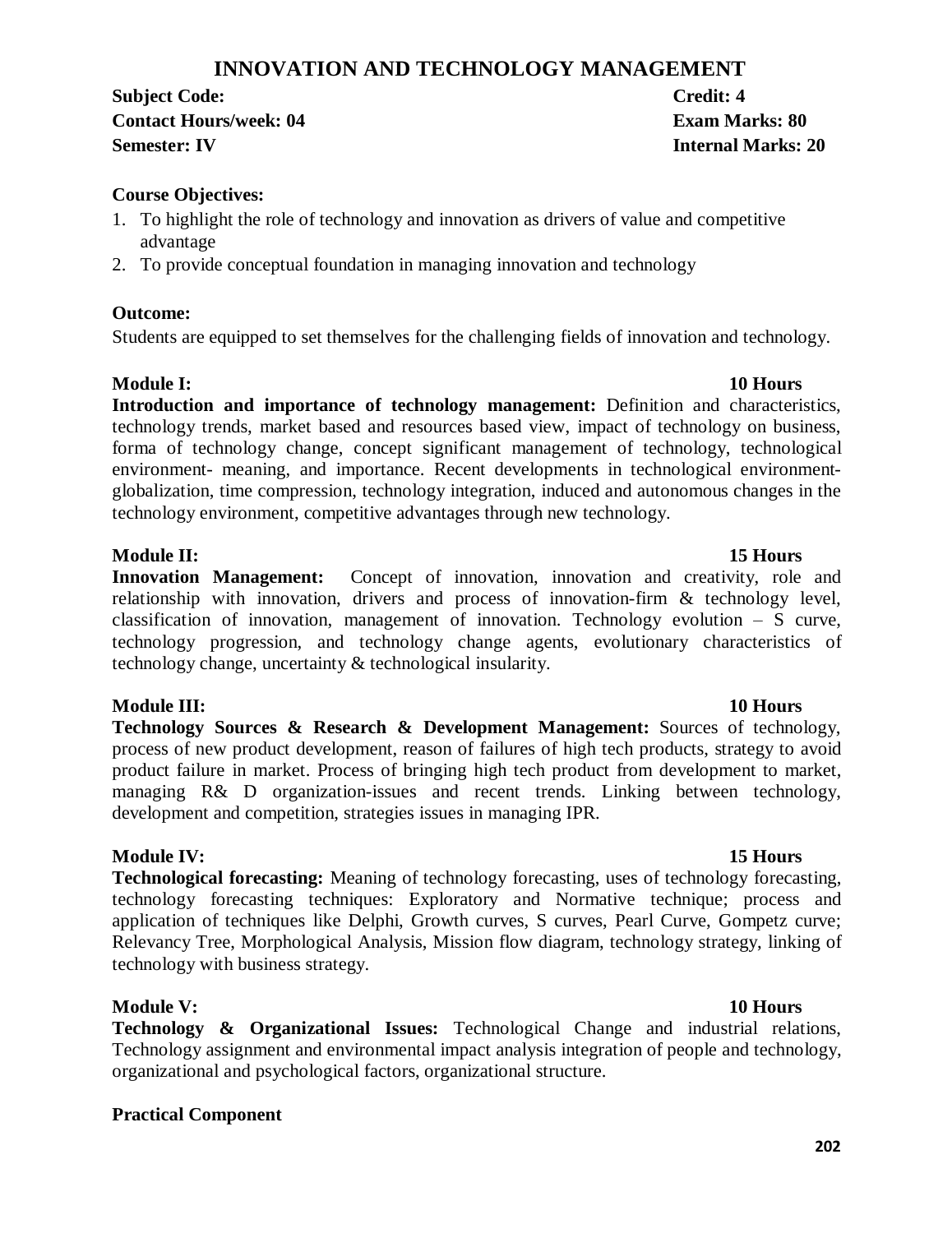# INNOVATION AND TECHNOLOGY MANAGEMENT

**Subject Code:** **Credit: 4**
**Contact Hours/week: 04** **Exam Marks: 80**
**Semester: IV** **Internal Marks: 20**

**Course Objectives:**

1. To highlight the role of technology and innovation as drivers of value and competitive advantage
2. To provide conceptual foundation in managing innovation and technology

**Outcome:**

Students are equipped to set themselves for the challenging fields of innovation and technology.

**Module I:** **10 Hours**

**Introduction and importance of technology management:** Definition and characteristics, technology trends, market based and resources based view, impact of technology on business, forma of technology change, concept significant management of technology, technological environment- meaning, and importance. Recent developments in technological environment-globalization, time compression, technology integration, induced and autonomous changes in the technology environment, competitive advantages through new technology.

**Module II:** **15 Hours**

**Innovation Management:** Concept of innovation, innovation and creativity, role and relationship with innovation, drivers and process of innovation-firm & technology level, classification of innovation, management of innovation. Technology evolution – S curve, technology progression, and technology change agents, evolutionary characteristics of technology change, uncertainty & technological insularity.

**Module III:** **10 Hours**

**Technology Sources & Research & Development Management:** Sources of technology, process of new product development, reason of failures of high tech products, strategy to avoid product failure in market. Process of bringing high tech product from development to market, managing R& D organization-issues and recent trends. Linking between technology, development and competition, strategies issues in managing IPR.

**Module IV:** **15 Hours**

**Technological forecasting:** Meaning of technology forecasting, uses of technology forecasting, technology forecasting techniques: Exploratory and Normative technique; process and application of techniques like Delphi, Growth curves, S curves, Pearl Curve, Gompetz curve; Relevancy Tree, Morphological Analysis, Mission flow diagram, technology strategy, linking of technology with business strategy.

**Module V:** **10 Hours**

**Technology & Organizational Issues:** Technological Change and industrial relations, Technology assignment and environmental impact analysis integration of people and technology, organizational and psychological factors, organizational structure.

**Practical Component**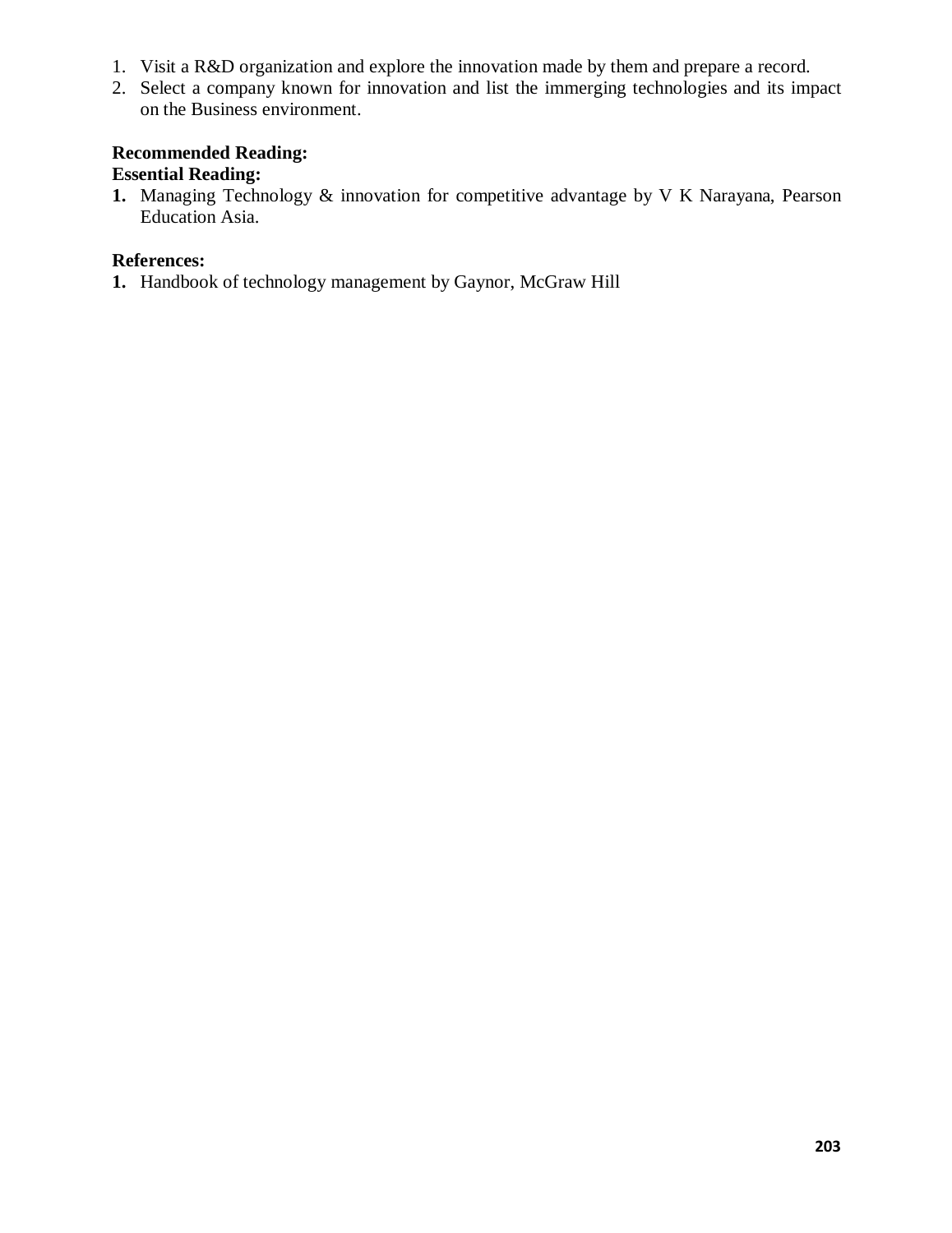1. Visit a R&D organization and explore the innovation made by them and prepare a record.
2. Select a company known for innovation and list the immerging technologies and its impact on the Business environment.

**Recommended Reading:**

**Essential Reading:**

1. Managing Technology & innovation for competitive advantage by V K Narayana, Pearson Education Asia.

**References:**

1. Handbook of technology management by Gaynor, McGraw Hill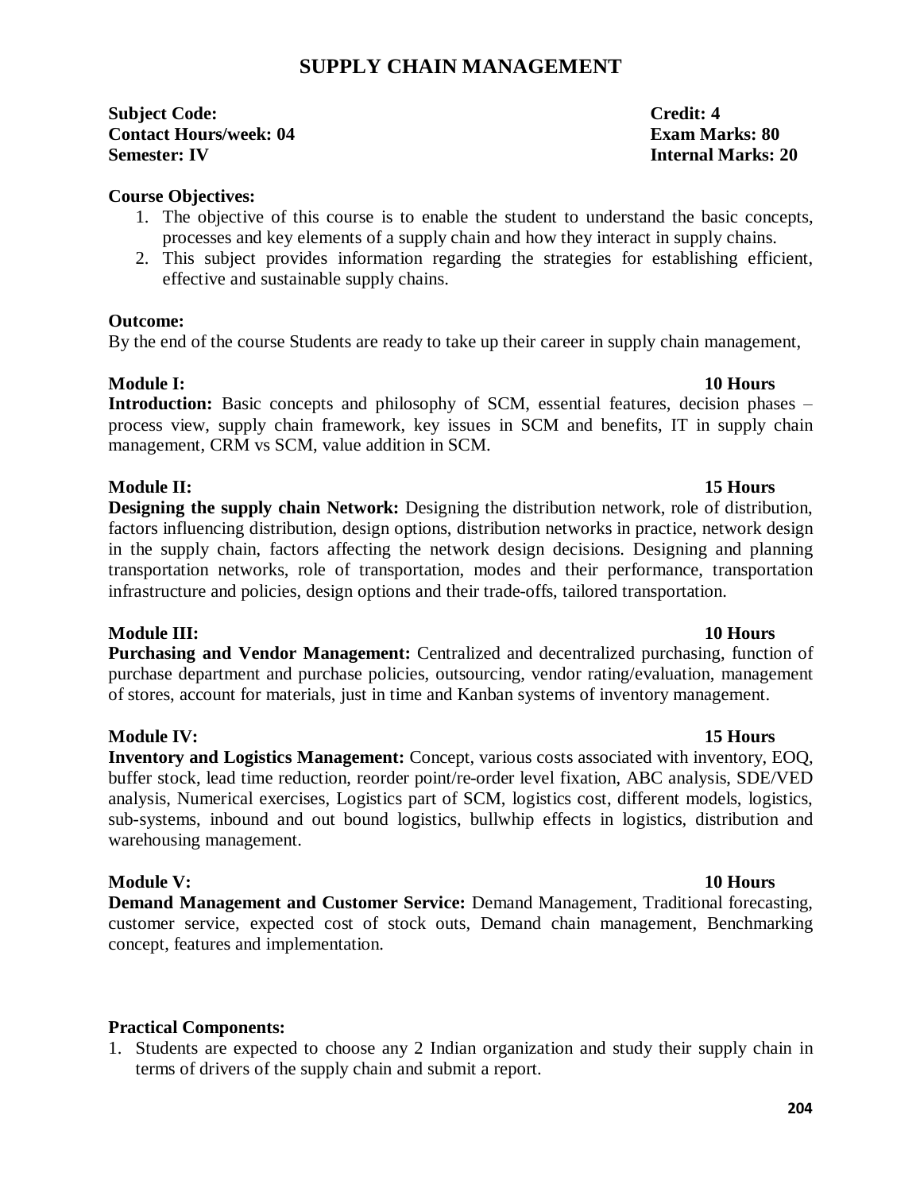# SUPPLY CHAIN MANAGEMENT

**Subject Code:** **Credit: 4**
**Contact Hours/week: 04** **Exam Marks: 80**
**Semester: IV** **Internal Marks: 20**

**Course Objectives:**

1. The objective of this course is to enable the student to understand the basic concepts, processes and key elements of a supply chain and how they interact in supply chains.
2. This subject provides information regarding the strategies for establishing efficient, effective and sustainable supply chains.

**Outcome:**

By the end of the course Students are ready to take up their career in supply chain management,

**Module I:** **10 Hours**

**Introduction:** Basic concepts and philosophy of SCM, essential features, decision phases – process view, supply chain framework, key issues in SCM and benefits, IT in supply chain management, CRM vs SCM, value addition in SCM.

**Module II:** **15 Hours**

**Designing the supply chain Network:** Designing the distribution network, role of distribution, factors influencing distribution, design options, distribution networks in practice, network design in the supply chain, factors affecting the network design decisions. Designing and planning transportation networks, role of transportation, modes and their performance, transportation infrastructure and policies, design options and their trade-offs, tailored transportation.

**Module III:** **10 Hours**

**Purchasing and Vendor Management:** Centralized and decentralized purchasing, function of purchase department and purchase policies, outsourcing, vendor rating/evaluation, management of stores, account for materials, just in time and Kanban systems of inventory management.

**Module IV:** **15 Hours**

**Inventory and Logistics Management:** Concept, various costs associated with inventory, EOQ, buffer stock, lead time reduction, reorder point/re-order level fixation, ABC analysis, SDE/VED analysis, Numerical exercises, Logistics part of SCM, logistics cost, different models, logistics, sub-systems, inbound and out bound logistics, bullwhip effects in logistics, distribution and warehousing management.

**Module V:** **10 Hours**

**Demand Management and Customer Service:** Demand Management, Traditional forecasting, customer service, expected cost of stock outs, Demand chain management, Benchmarking concept, features and implementation.

**Practical Components:**

1. Students are expected to choose any 2 Indian organization and study their supply chain in terms of drivers of the supply chain and submit a report.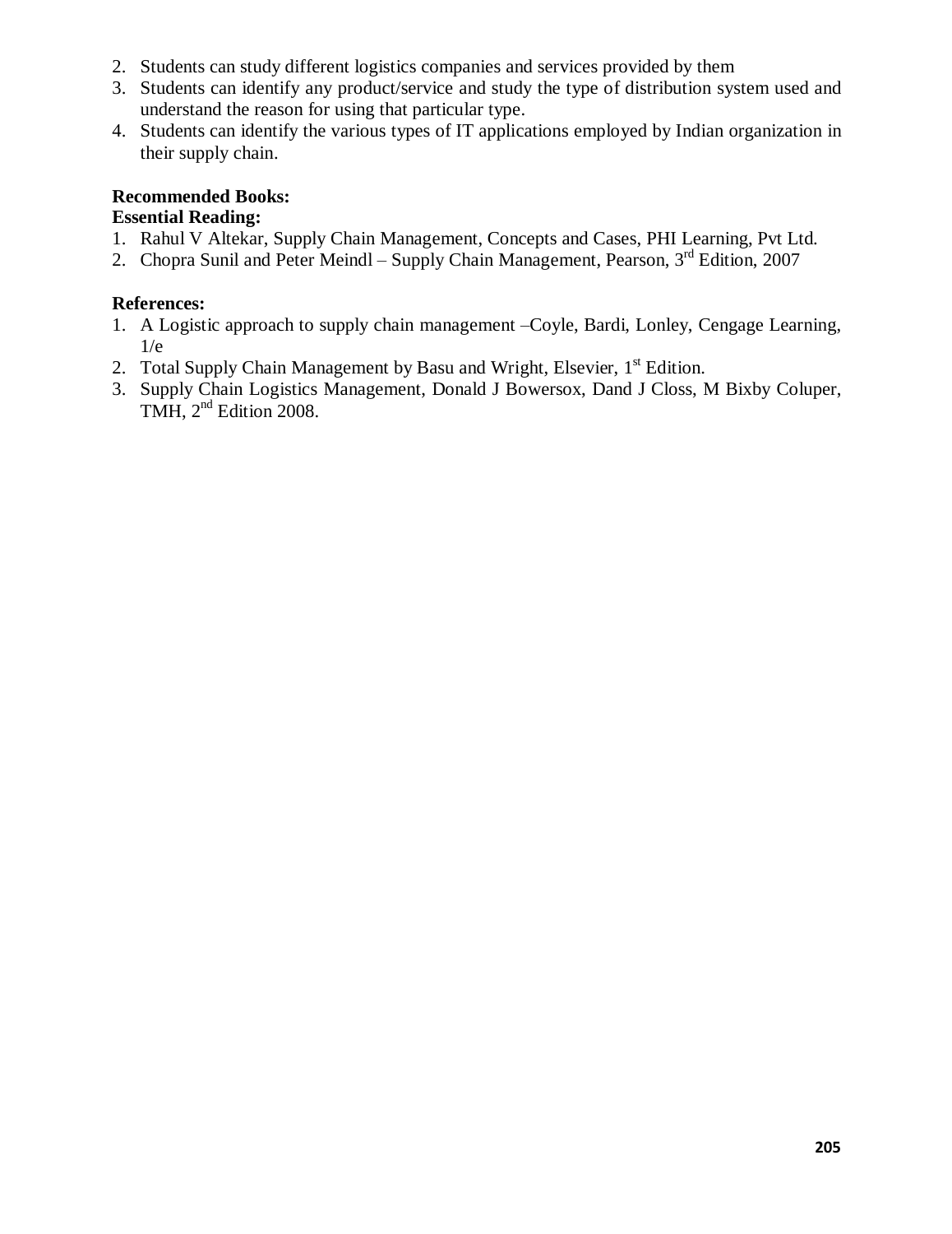2. Students can study different logistics companies and services provided by them
3. Students can identify any product/service and study the type of distribution system used and understand the reason for using that particular type.
4. Students can identify the various types of IT applications employed by Indian organization in their supply chain.

**Recommended Books:**

**Essential Reading:**

1. Rahul V Altekar, Supply Chain Management, Concepts and Cases, PHI Learning, Pvt Ltd.
2. Chopra Sunil and Peter Meindl – Supply Chain Management, Pearson, 3rd Edition, 2007

**References:**

1. A Logistic approach to supply chain management –Coyle, Bardi, Lonley, Cengage Learning, 1/e
2. Total Supply Chain Management by Basu and Wright, Elsevier, 1st Edition.
3. Supply Chain Logistics Management, Donald J Bowersox, Dand J Closs, M Bixby Coluper, TMH, 2nd Edition 2008.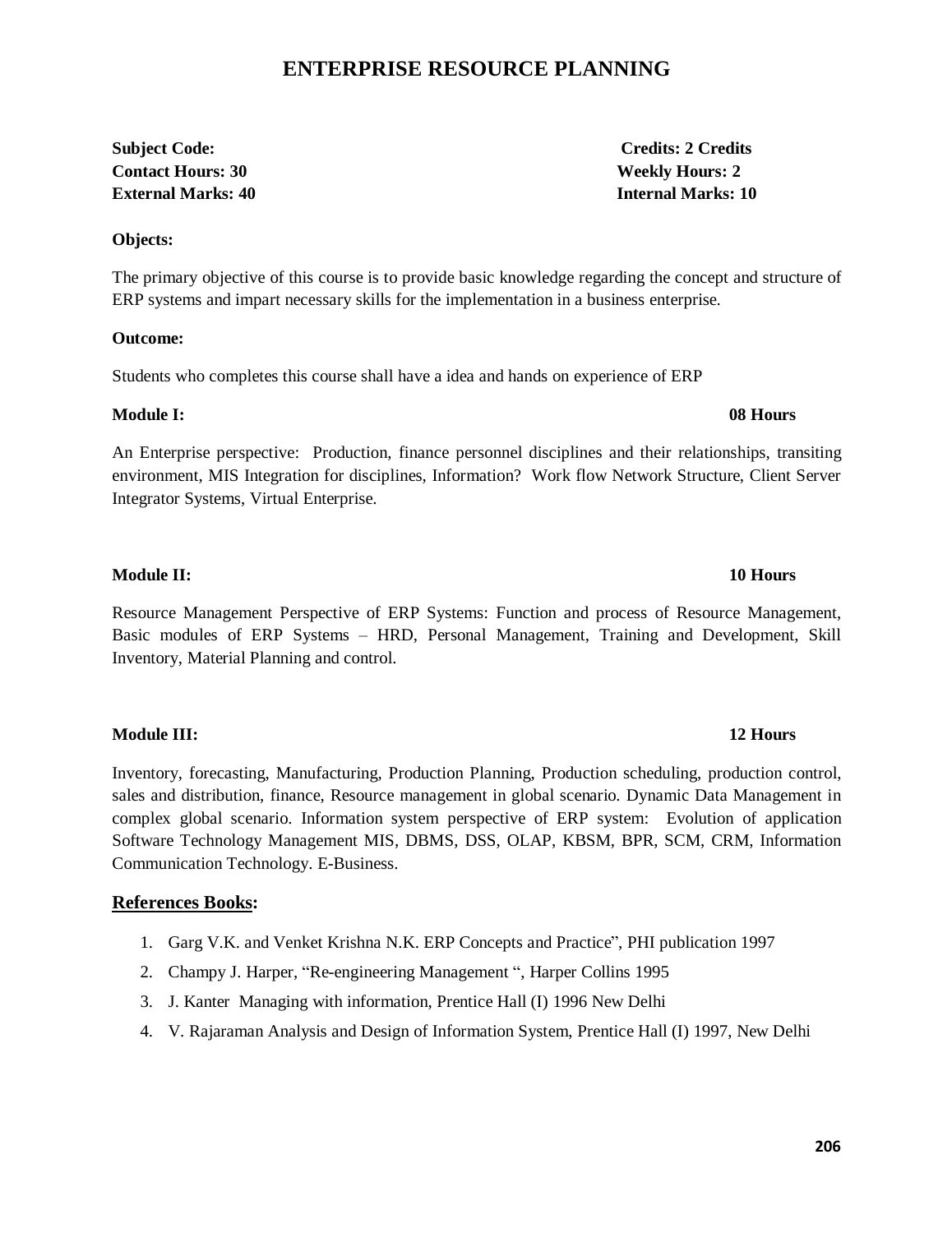# ENTERPRISE RESOURCE PLANNING

**Subject Code:** **Credits: 2 Credits**
**Contact Hours: 30** **Weekly Hours: 2**
**External Marks: 40** **Internal Marks: 10**

**Objects:**

The primary objective of this course is to provide basic knowledge regarding the concept and structure of ERP systems and impart necessary skills for the implementation in a business enterprise.

**Outcome:**

Students who completes this course shall have a idea and hands on experience of ERP

**Module I:** **08 Hours**

An Enterprise perspective: Production, finance personnel disciplines and their relationships, transiting environment, MIS Integration for disciplines, Information? Work flow Network Structure, Client Server Integrator Systems, Virtual Enterprise.

**Module II:** **10 Hours**

Resource Management Perspective of ERP Systems: Function and process of Resource Management, Basic modules of ERP Systems – HRD, Personal Management, Training and Development, Skill Inventory, Material Planning and control.

**Module III:** **12 Hours**

Inventory, forecasting, Manufacturing, Production Planning, Production scheduling, production control, sales and distribution, finance, Resource management in global scenario. Dynamic Data Management in complex global scenario. Information system perspective of ERP system: Evolution of application Software Technology Management MIS, DBMS, DSS, OLAP, KBSM, BPR, SCM, CRM, Information Communication Technology. E-Business.

## References Books:

1. Garg V.K. and Venket Krishna N.K. ERP Concepts and Practice", PHI publication 1997
2. Champy J. Harper, "Re-engineering Management ", Harper Collins 1995
3. J. Kanter Managing with information, Prentice Hall (I) 1996 New Delhi
4. V. Rajaraman Analysis and Design of Information System, Prentice Hall (I) 1997, New Delhi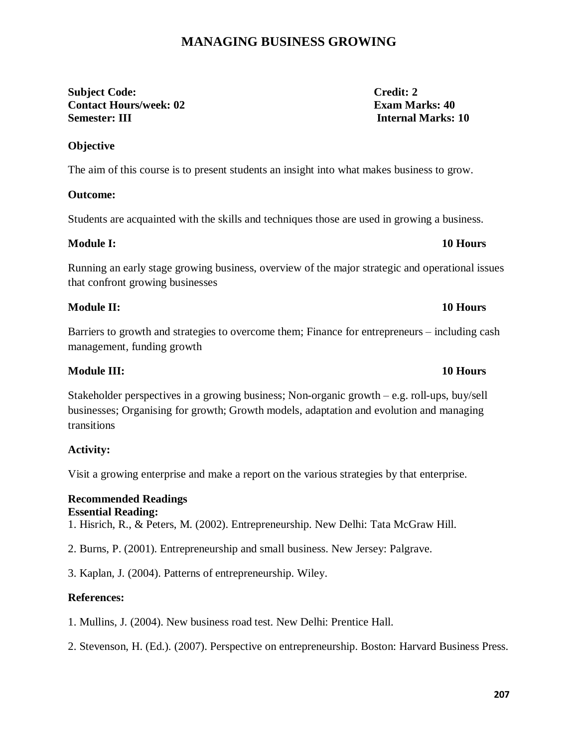# MANAGING BUSINESS GROWING

**Subject Code:** **Credit: 2**
**Contact Hours/week: 02** **Exam Marks: 40**
**Semester: III** **Internal Marks: 10**

**Objective**

The aim of this course is to present students an insight into what makes business to grow.

**Outcome:**

Students are acquainted with the skills and techniques those are used in growing a business.

**Module I:** **10 Hours**

Running an early stage growing business, overview of the major strategic and operational issues that confront growing businesses

**Module II:** **10 Hours**

Barriers to growth and strategies to overcome them; Finance for entrepreneurs – including cash management, funding growth

**Module III:** **10 Hours**

Stakeholder perspectives in a growing business; Non-organic growth – e.g. roll-ups, buy/sell businesses; Organising for growth; Growth models, adaptation and evolution and managing transitions

**Activity:**

Visit a growing enterprise and make a report on the various strategies by that enterprise.

**Recommended Readings**
**Essential Reading:**

1. Hisrich, R., & Peters, M. (2002). Entrepreneurship. New Delhi: Tata McGraw Hill.

2. Burns, P. (2001). Entrepreneurship and small business. New Jersey: Palgrave.

3. Kaplan, J. (2004). Patterns of entrepreneurship. Wiley.

**References:**

1. Mullins, J. (2004). New business road test. New Delhi: Prentice Hall.

2. Stevenson, H. (Ed.). (2007). Perspective on entrepreneurship. Boston: Harvard Business Press.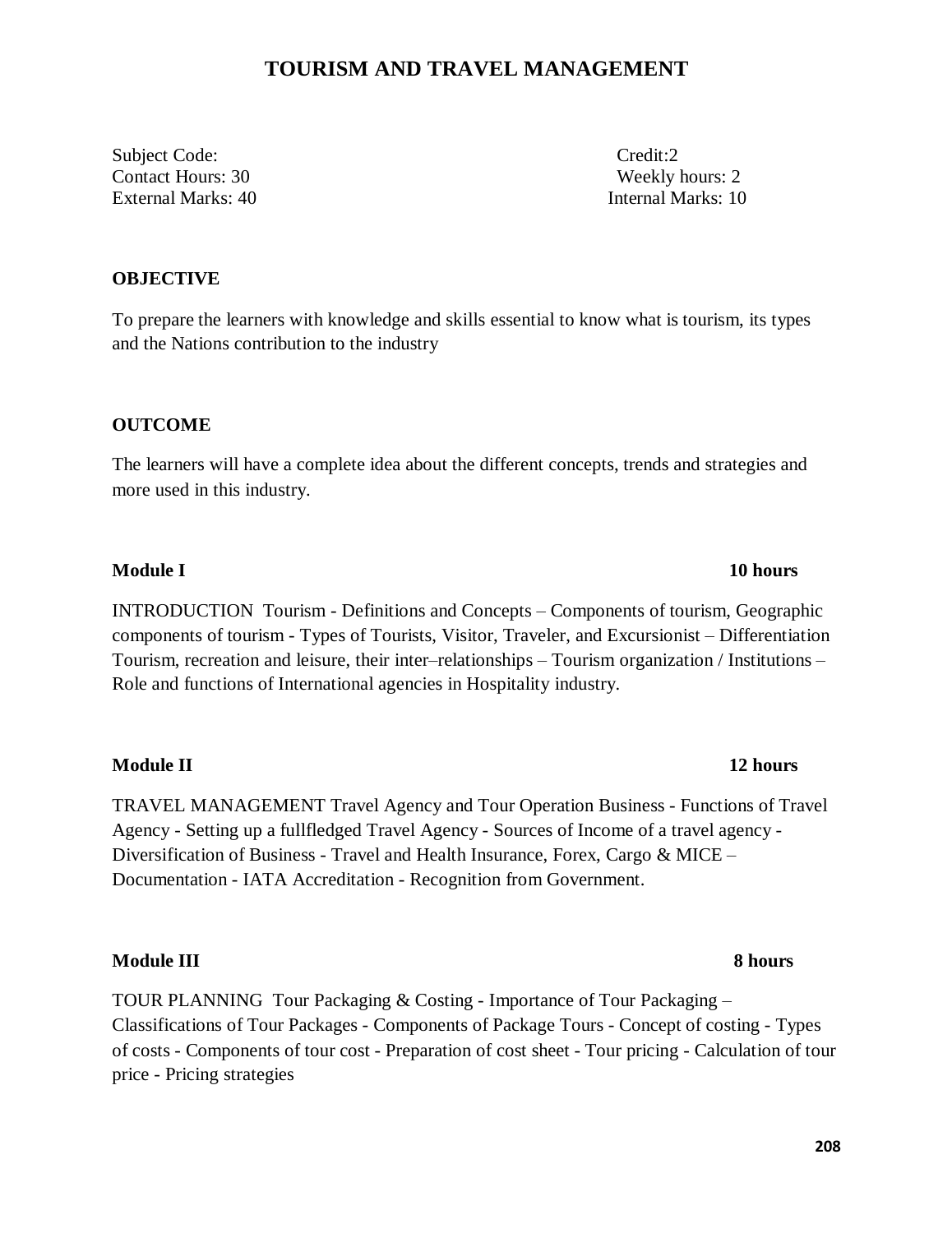# TOURISM AND TRAVEL MANAGEMENT

Subject Code: Credit:2
Contact Hours: 30 Weekly hours: 2
External Marks: 40 Internal Marks: 10

**OBJECTIVE**

To prepare the learners with knowledge and skills essential to know what is tourism, its types and the Nations contribution to the industry

**OUTCOME**

The learners will have a complete idea about the different concepts, trends and strategies and more used in this industry.

**Module I** **10 hours**

INTRODUCTION Tourism - Definitions and Concepts – Components of tourism, Geographic components of tourism - Types of Tourists, Visitor, Traveler, and Excursionist – Differentiation Tourism, recreation and leisure, their inter–relationships – Tourism organization / Institutions – Role and functions of International agencies in Hospitality industry.

**Module II** **12 hours**

TRAVEL MANAGEMENT Travel Agency and Tour Operation Business - Functions of Travel Agency - Setting up a fullfledged Travel Agency - Sources of Income of a travel agency - Diversification of Business - Travel and Health Insurance, Forex, Cargo & MICE – Documentation - IATA Accreditation - Recognition from Government.

**Module III** **8 hours**

TOUR PLANNING Tour Packaging & Costing - Importance of Tour Packaging – Classifications of Tour Packages - Components of Package Tours - Concept of costing - Types of costs - Components of tour cost - Preparation of cost sheet - Tour pricing - Calculation of tour price - Pricing strategies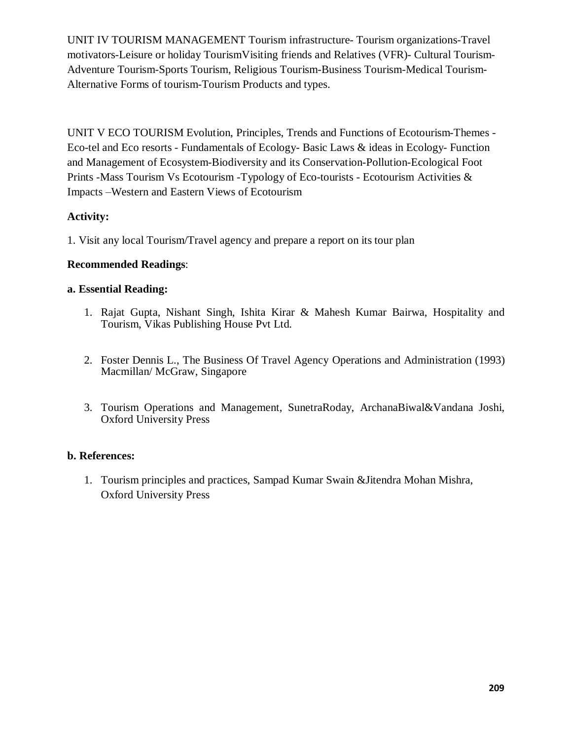UNIT IV TOURISM MANAGEMENT Tourism infrastructure- Tourism organizations-Travel motivators-Leisure or holiday TourismVisiting friends and Relatives (VFR)- Cultural Tourism-Adventure Tourism-Sports Tourism, Religious Tourism-Business Tourism-Medical Tourism-Alternative Forms of tourism-Tourism Products and types.

UNIT V ECO TOURISM Evolution, Principles, Trends and Functions of Ecotourism-Themes - Eco-tel and Eco resorts - Fundamentals of Ecology- Basic Laws & ideas in Ecology- Function and Management of Ecosystem-Biodiversity and its Conservation-Pollution-Ecological Foot Prints -Mass Tourism Vs Ecotourism -Typology of Eco-tourists - Ecotourism Activities & Impacts –Western and Eastern Views of Ecotourism

**Activity:**

1. Visit any local Tourism/Travel agency and prepare a report on its tour plan

**Recommended Readings**:

**a. Essential Reading:**

1. Rajat Gupta, Nishant Singh, Ishita Kirar & Mahesh Kumar Bairwa, Hospitality and Tourism, Vikas Publishing House Pvt Ltd.

2. Foster Dennis L., The Business Of Travel Agency Operations and Administration (1993) Macmillan/ McGraw, Singapore

3. Tourism Operations and Management, SunetraRoday, ArchanaBiwal&Vandana Joshi, Oxford University Press

**b. References:**

1. Tourism principles and practices, Sampad Kumar Swain &Jitendra Mohan Mishra, Oxford University Press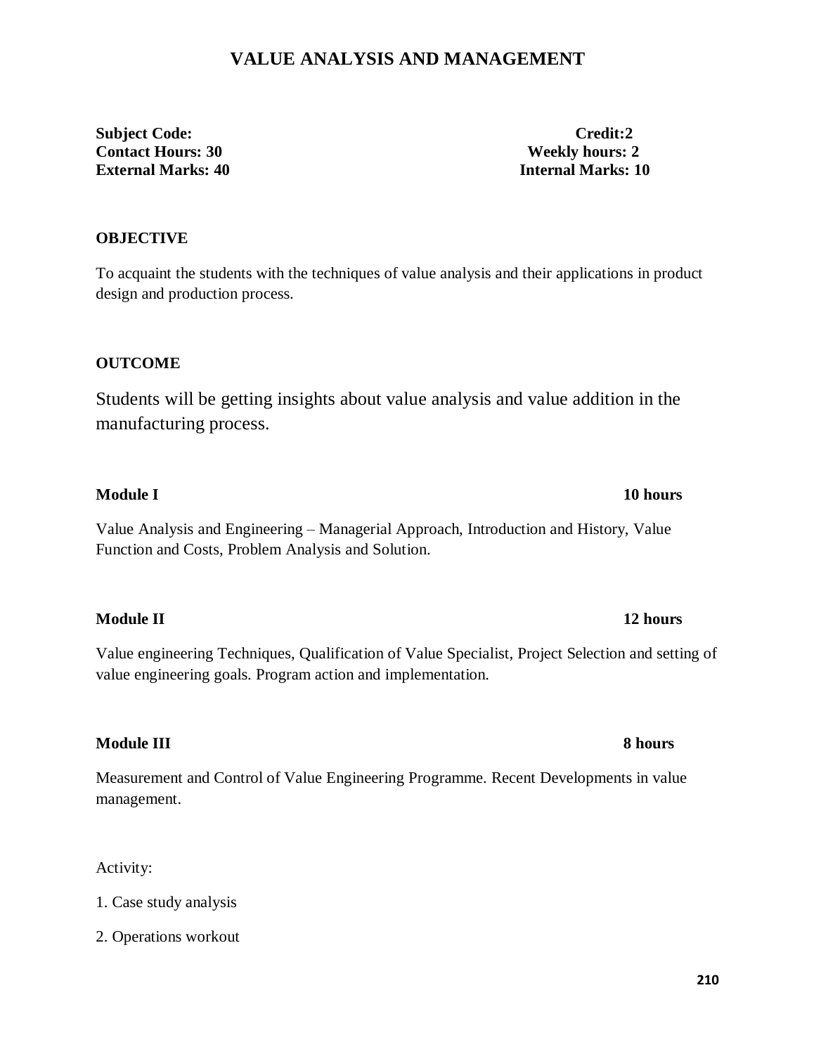# VALUE ANALYSIS AND MANAGEMENT

**Subject Code:** **Credit:2**
**Contact Hours: 30** **Weekly hours: 2**
**External Marks: 40** **Internal Marks: 10**

**OBJECTIVE**

To acquaint the students with the techniques of value analysis and their applications in product design and production process.

**OUTCOME**

Students will be getting insights about value analysis and value addition in the manufacturing process.

**Module I** **10 hours**

Value Analysis and Engineering – Managerial Approach, Introduction and History, Value Function and Costs, Problem Analysis and Solution.

**Module II** **12 hours**

Value engineering Techniques, Qualification of Value Specialist, Project Selection and setting of value engineering goals. Program action and implementation.

**Module III** **8 hours**

Measurement and Control of Value Engineering Programme. Recent Developments in value management.

Activity:

1. Case study analysis
2. Operations workout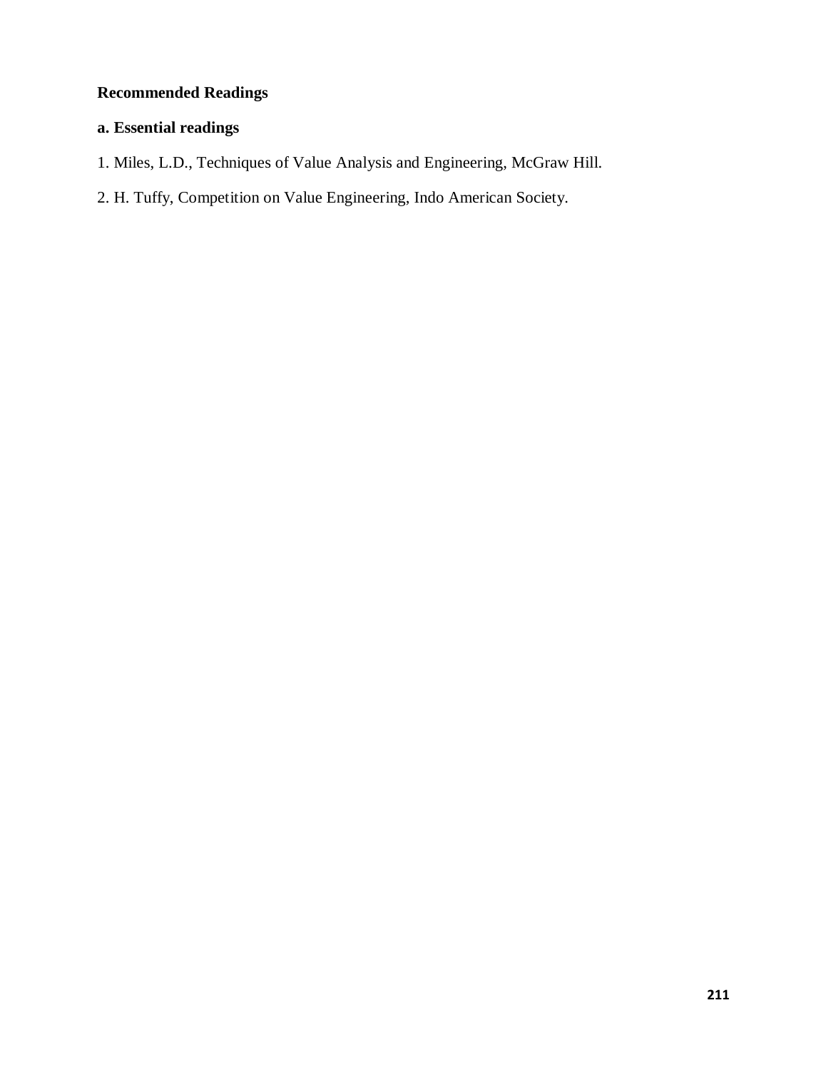**Recommended Readings**

**a. Essential readings**

1. Miles, L.D., Techniques of Value Analysis and Engineering, McGraw Hill.

2. H. Tuffy, Competition on Value Engineering, Indo American Society.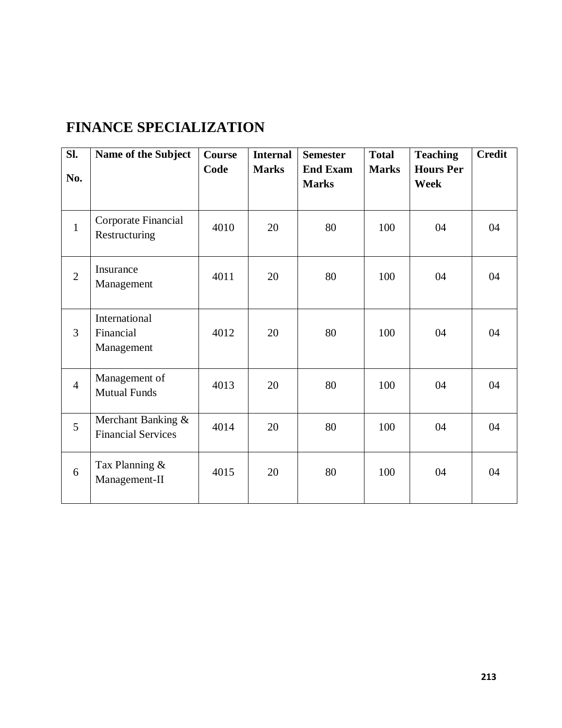# FINANCE SPECIALIZATION

| Sl. No. | Name of the Subject | Course Code | Internal Marks | Semester End Exam Marks | Total Marks | Teaching Hours Per Week | Credit |
|---|---|---|---|---|---|---|---|
| 1 | Corporate Financial Restructuring | 4010 | 20 | 80 | 100 | 04 | 04 |
| 2 | Insurance Management | 4011 | 20 | 80 | 100 | 04 | 04 |
| 3 | International Financial Management | 4012 | 20 | 80 | 100 | 04 | 04 |
| 4 | Management of Mutual Funds | 4013 | 20 | 80 | 100 | 04 | 04 |
| 5 | Merchant Banking & Financial Services | 4014 | 20 | 80 | 100 | 04 | 04 |
| 6 | Tax Planning & Management-II | 4015 | 20 | 80 | 100 | 04 | 04 |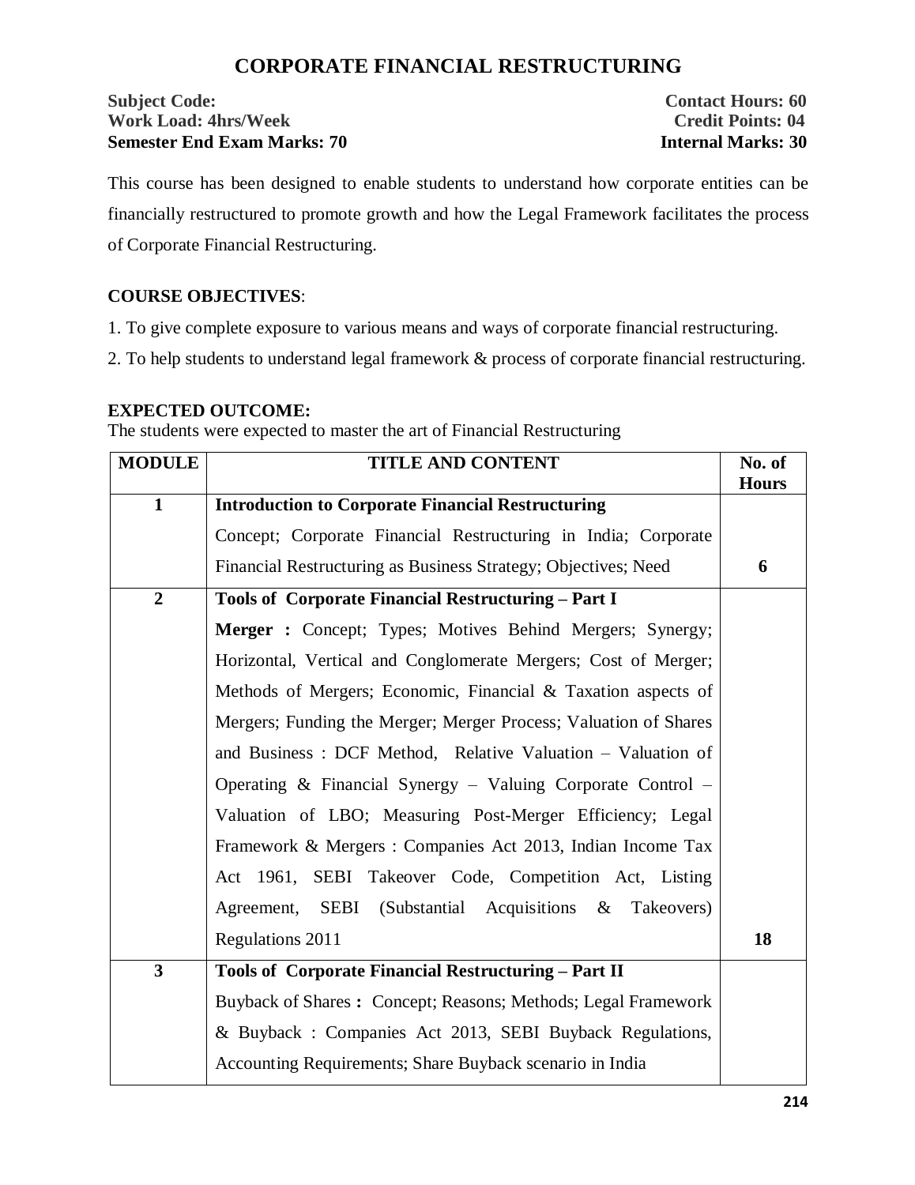# CORPORATE FINANCIAL RESTRUCTURING

**Subject Code:** **Contact Hours: 60**
**Work Load: 4hrs/Week** **Credit Points: 04**
**Semester End Exam Marks: 70** **Internal Marks: 30**

This course has been designed to enable students to understand how corporate entities can be financially restructured to promote growth and how the Legal Framework facilitates the process of Corporate Financial Restructuring.

**COURSE OBJECTIVES**:

1. To give complete exposure to various means and ways of corporate financial restructuring.
2. To help students to understand legal framework & process of corporate financial restructuring.

**EXPECTED OUTCOME:**
The students were expected to master the art of Financial Restructuring

| MODULE | TITLE AND CONTENT | No. of Hours |
|---|---|---|
| **1** | **Introduction to Corporate Financial Restructuring**<br>Concept; Corporate Financial Restructuring in India; Corporate Financial Restructuring as Business Strategy; Objectives; Need | **6** |
| **2** | **Tools of Corporate Financial Restructuring – Part I**<br>**Merger :** Concept; Types; Motives Behind Mergers; Synergy; Horizontal, Vertical and Conglomerate Mergers; Cost of Merger; Methods of Mergers; Economic, Financial & Taxation aspects of Mergers; Funding the Merger; Merger Process; Valuation of Shares and Business : DCF Method, Relative Valuation – Valuation of Operating & Financial Synergy – Valuing Corporate Control – Valuation of LBO; Measuring Post-Merger Efficiency; Legal Framework & Mergers : Companies Act 2013, Indian Income Tax Act 1961, SEBI Takeover Code, Competition Act, Listing Agreement, SEBI (Substantial Acquisitions & Takeovers) Regulations 2011 | **18** |
| **3** | **Tools of Corporate Financial Restructuring – Part II**<br>Buyback of Shares **:** Concept; Reasons; Methods; Legal Framework & Buyback : Companies Act 2013, SEBI Buyback Regulations, Accounting Requirements; Share Buyback scenario in India | |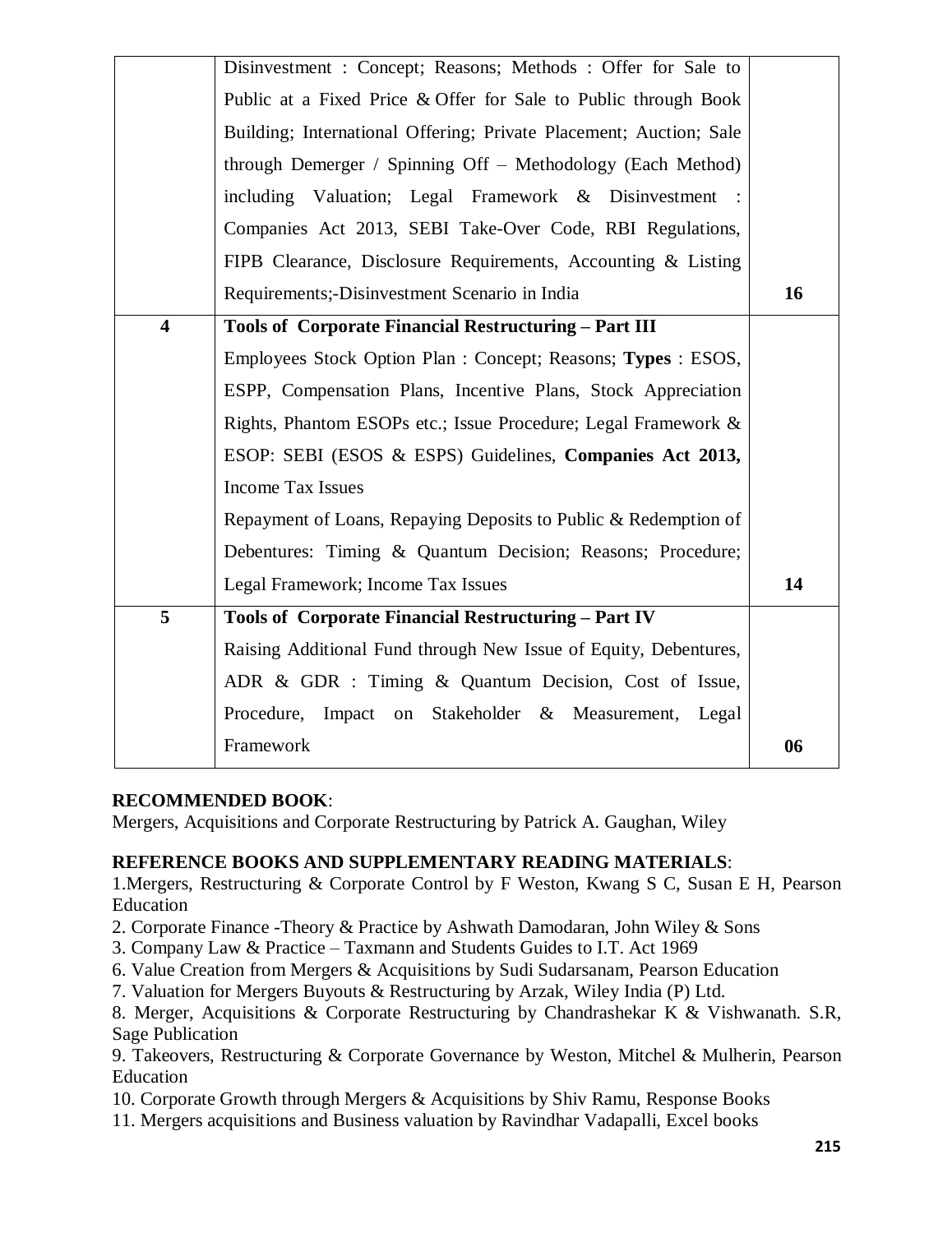|  |  |  |
|---|---|---|
|  | Disinvestment : Concept; Reasons; Methods : Offer for Sale to Public at a Fixed Price & Offer for Sale to Public through Book Building; International Offering; Private Placement; Auction; Sale through Demerger / Spinning Off – Methodology (Each Method) including Valuation; Legal Framework & Disinvestment : Companies Act 2013, SEBI Take-Over Code, RBI Regulations, FIPB Clearance, Disclosure Requirements, Accounting & Listing Requirements;-Disinvestment Scenario in India | **16** |
| **4** | **Tools of Corporate Financial Restructuring – Part III**<br>Employees Stock Option Plan : Concept; Reasons; **Types** : ESOS, ESPP, Compensation Plans, Incentive Plans, Stock Appreciation Rights, Phantom ESOPs etc.; Issue Procedure; Legal Framework & ESOP: SEBI (ESOS & ESPS) Guidelines, **Companies Act 2013,** Income Tax Issues<br>Repayment of Loans, Repaying Deposits to Public & Redemption of Debentures: Timing & Quantum Decision; Reasons; Procedure; Legal Framework; Income Tax Issues | **14** |
| **5** | **Tools of Corporate Financial Restructuring – Part IV**<br>Raising Additional Fund through New Issue of Equity, Debentures, ADR & GDR : Timing & Quantum Decision, Cost of Issue, Procedure, Impact on Stakeholder & Measurement, Legal Framework | **06** |

**RECOMMENDED BOOK**:

Mergers, Acquisitions and Corporate Restructuring by Patrick A. Gaughan, Wiley

**REFERENCE BOOKS AND SUPPLEMENTARY READING MATERIALS**:

1.Mergers, Restructuring & Corporate Control by F Weston, Kwang S C, Susan E H, Pearson Education

2. Corporate Finance -Theory & Practice by Ashwath Damodaran, John Wiley & Sons

3. Company Law & Practice – Taxmann and Students Guides to I.T. Act 1969

6. Value Creation from Mergers & Acquisitions by Sudi Sudarsanam, Pearson Education

7. Valuation for Mergers Buyouts & Restructuring by Arzak, Wiley India (P) Ltd.

8. Merger, Acquisitions & Corporate Restructuring by Chandrashekar K & Vishwanath. S.R, Sage Publication

9. Takeovers, Restructuring & Corporate Governance by Weston, Mitchel & Mulherin, Pearson Education

10. Corporate Growth through Mergers & Acquisitions by Shiv Ramu, Response Books

11. Mergers acquisitions and Business valuation by Ravindhar Vadapalli, Excel books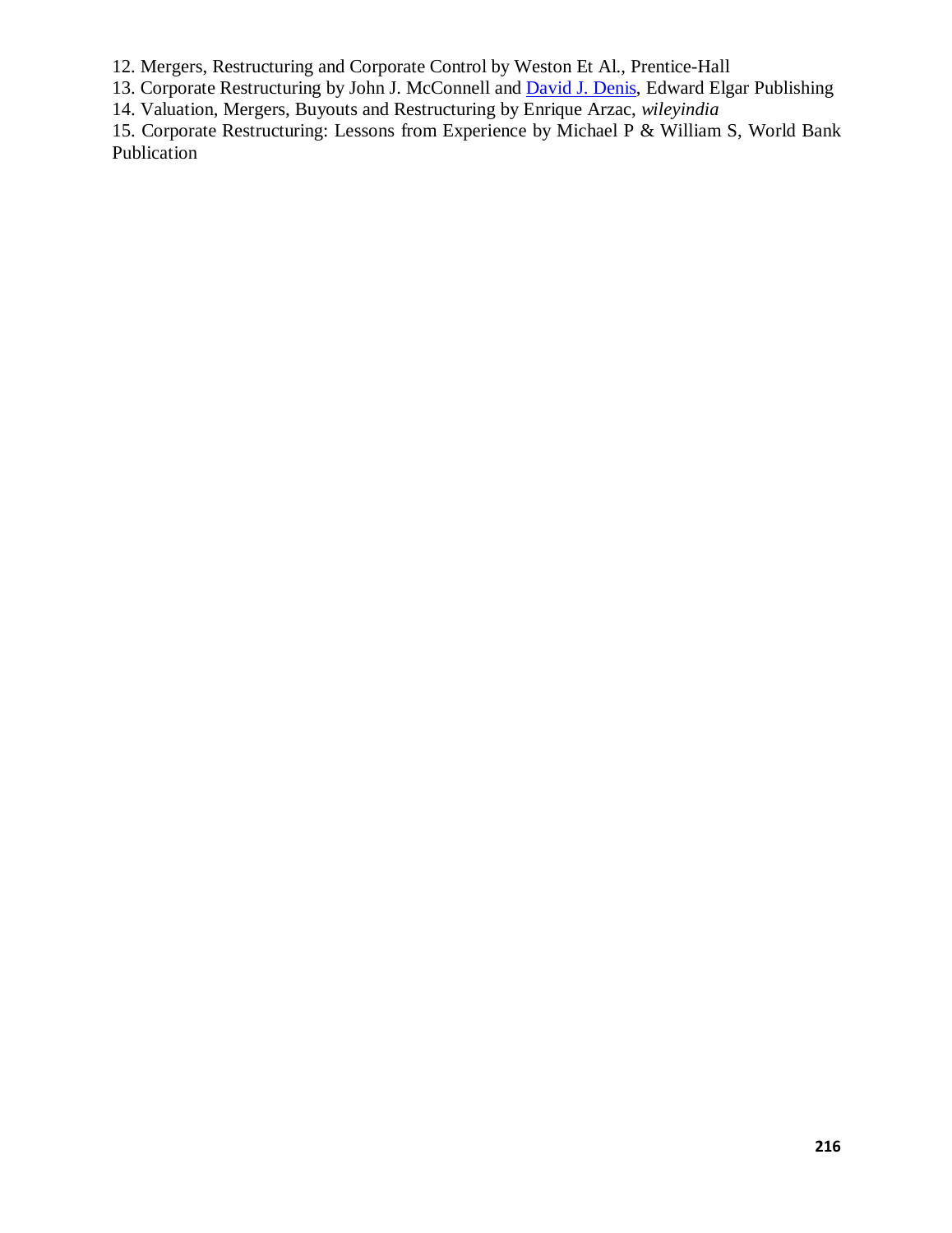12. Mergers, Restructuring and Corporate Control by Weston Et Al., Prentice-Hall
13. Corporate Restructuring by John J. McConnell and David J. Denis, Edward Elgar Publishing
14. Valuation, Mergers, Buyouts and Restructuring by Enrique Arzac, *wileyindia*
15. Corporate Restructuring: Lessons from Experience by Michael P & William S, World Bank Publication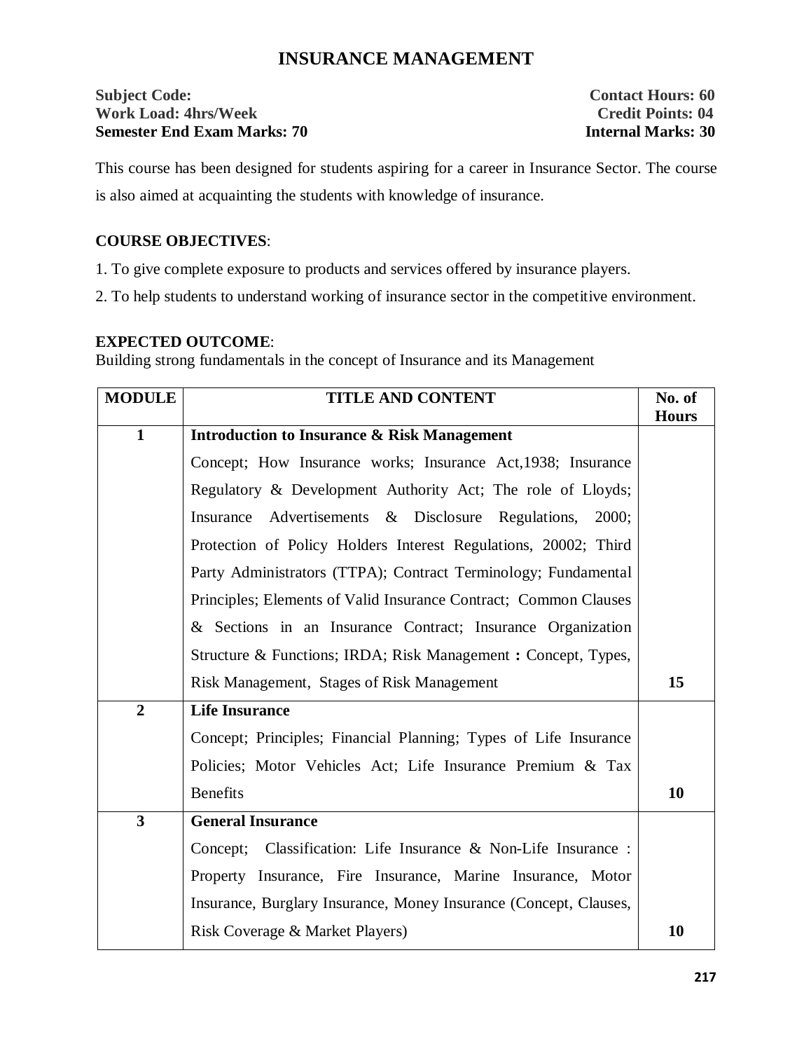# INSURANCE MANAGEMENT

**Subject Code:** **Contact Hours: 60**
**Work Load: 4hrs/Week** **Credit Points: 04**
**Semester End Exam Marks: 70** **Internal Marks: 30**

This course has been designed for students aspiring for a career in Insurance Sector. The course is also aimed at acquainting the students with knowledge of insurance.

**COURSE OBJECTIVES**:

1. To give complete exposure to products and services offered by insurance players.
2. To help students to understand working of insurance sector in the competitive environment.

**EXPECTED OUTCOME**:
Building strong fundamentals in the concept of Insurance and its Management

| MODULE | TITLE AND CONTENT | No. of Hours |
|---|---|---|
| **1** | **Introduction to Insurance & Risk Management**<br>Concept; How Insurance works; Insurance Act,1938; Insurance Regulatory & Development Authority Act; The role of Lloyds; Insurance Advertisements & Disclosure Regulations, 2000; Protection of Policy Holders Interest Regulations, 20002; Third Party Administrators (TTPA); Contract Terminology; Fundamental Principles; Elements of Valid Insurance Contract; Common Clauses & Sections in an Insurance Contract; Insurance Organization Structure & Functions; IRDA; Risk Management **:** Concept, Types, Risk Management, Stages of Risk Management | **15** |
| **2** | **Life Insurance**<br>Concept; Principles; Financial Planning; Types of Life Insurance Policies; Motor Vehicles Act; Life Insurance Premium & Tax Benefits | **10** |
| **3** | **General Insurance**<br>Concept; Classification: Life Insurance & Non-Life Insurance : Property Insurance, Fire Insurance, Marine Insurance, Motor Insurance, Burglary Insurance, Money Insurance (Concept, Clauses, Risk Coverage & Market Players) | **10** |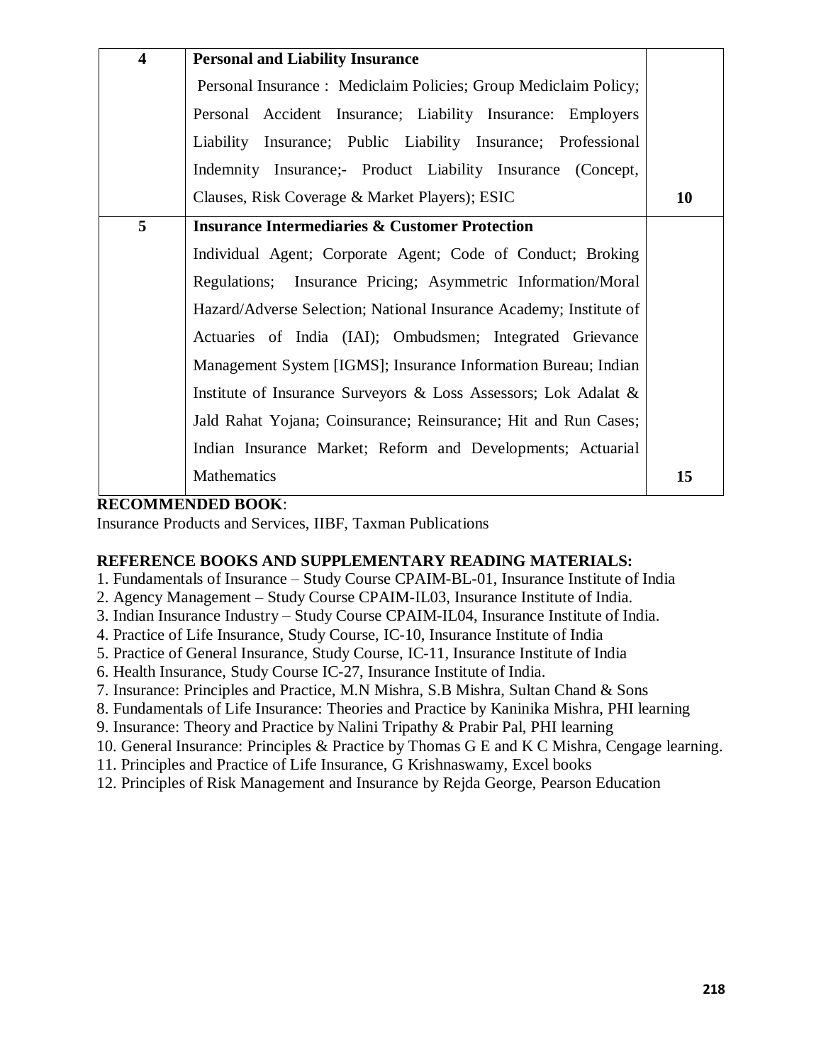| 4 | **Personal and Liability Insurance**<br>Personal Insurance : Mediclaim Policies; Group Mediclaim Policy; Personal Accident Insurance; Liability Insurance: Employers Liability Insurance; Public Liability Insurance; Professional Indemnity Insurance;- Product Liability Insurance (Concept, Clauses, Risk Coverage & Market Players); ESIC | 10 |
|---|---|---|
| 5 | **Insurance Intermediaries & Customer Protection**<br>Individual Agent; Corporate Agent; Code of Conduct; Broking Regulations; Insurance Pricing; Asymmetric Information/Moral Hazard/Adverse Selection; National Insurance Academy; Institute of Actuaries of India (IAI); Ombudsmen; Integrated Grievance Management System [IGMS]; Insurance Information Bureau; Indian Institute of Insurance Surveyors & Loss Assessors; Lok Adalat & Jald Rahat Yojana; Coinsurance; Reinsurance; Hit and Run Cases; Indian Insurance Market; Reform and Developments; Actuarial Mathematics | 15 |

**RECOMMENDED BOOK**:
Insurance Products and Services, IIBF, Taxman Publications

**REFERENCE BOOKS AND SUPPLEMENTARY READING MATERIALS:**

1. Fundamentals of Insurance – Study Course CPAIM-BL-01, Insurance Institute of India
2. Agency Management – Study Course CPAIM-IL03, Insurance Institute of India.
3. Indian Insurance Industry – Study Course CPAIM-IL04, Insurance Institute of India.
4. Practice of Life Insurance, Study Course, IC-10, Insurance Institute of India
5. Practice of General Insurance, Study Course, IC-11, Insurance Institute of India
6. Health Insurance, Study Course IC-27, Insurance Institute of India.
7. Insurance: Principles and Practice, M.N Mishra, S.B Mishra, Sultan Chand & Sons
8. Fundamentals of Life Insurance: Theories and Practice by Kaninika Mishra, PHI learning
9. Insurance: Theory and Practice by Nalini Tripathy & Prabir Pal, PHI learning
10. General Insurance: Principles & Practice by Thomas G E and K C Mishra, Cengage learning.
11. Principles and Practice of Life Insurance, G Krishnaswamy, Excel books
12. Principles of Risk Management and Insurance by Rejda George, Pearson Education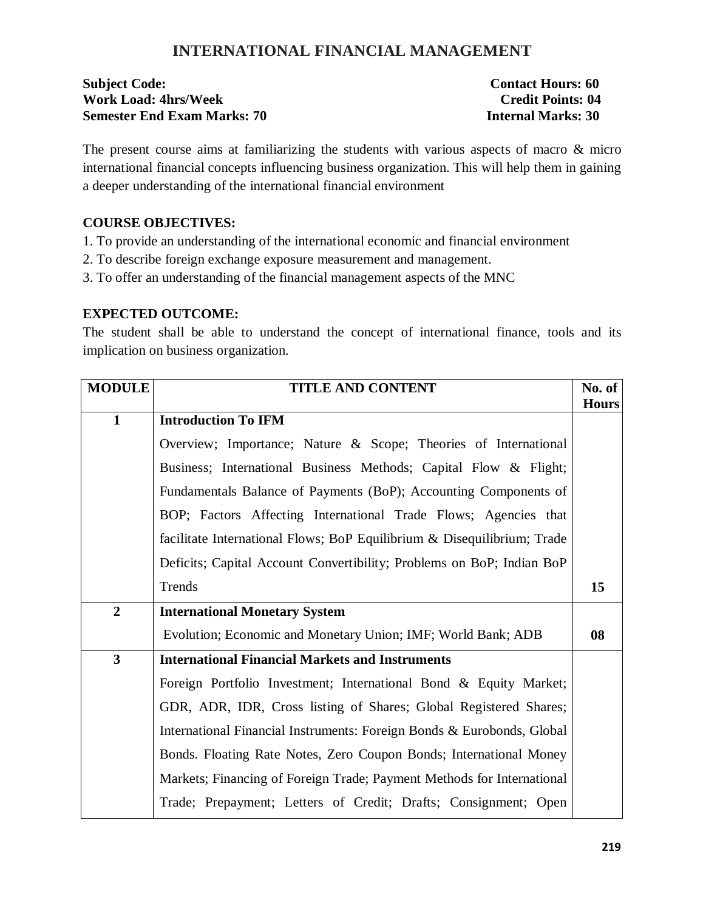# INTERNATIONAL FINANCIAL MANAGEMENT

**Subject Code:** **Contact Hours: 60**
**Work Load: 4hrs/Week** **Credit Points: 04**
**Semester End Exam Marks: 70** **Internal Marks: 30**

The present course aims at familiarizing the students with various aspects of macro & micro international financial concepts influencing business organization. This will help them in gaining a deeper understanding of the international financial environment

**COURSE OBJECTIVES:**

1. To provide an understanding of the international economic and financial environment
2. To describe foreign exchange exposure measurement and management.
3. To offer an understanding of the financial management aspects of the MNC

**EXPECTED OUTCOME:**

The student shall be able to understand the concept of international finance, tools and its implication on business organization.

| MODULE | TITLE AND CONTENT | No. of Hours |
|---|---|---|
| 1 | **Introduction To IFM**<br>Overview; Importance; Nature & Scope; Theories of International Business; International Business Methods; Capital Flow & Flight; Fundamentals Balance of Payments (BoP); Accounting Components of BOP; Factors Affecting International Trade Flows; Agencies that facilitate International Flows; BoP Equilibrium & Disequilibrium; Trade Deficits; Capital Account Convertibility; Problems on BoP; Indian BoP Trends | 15 |
| 2 | **International Monetary System**<br>Evolution; Economic and Monetary Union; IMF; World Bank; ADB | 08 |
| 3 | **International Financial Markets and Instruments**<br>Foreign Portfolio Investment; International Bond & Equity Market; GDR, ADR, IDR, Cross listing of Shares; Global Registered Shares; International Financial Instruments: Foreign Bonds & Eurobonds, Global Bonds. Floating Rate Notes, Zero Coupon Bonds; International Money Markets; Financing of Foreign Trade; Payment Methods for International Trade; Prepayment; Letters of Credit; Drafts; Consignment; Open | |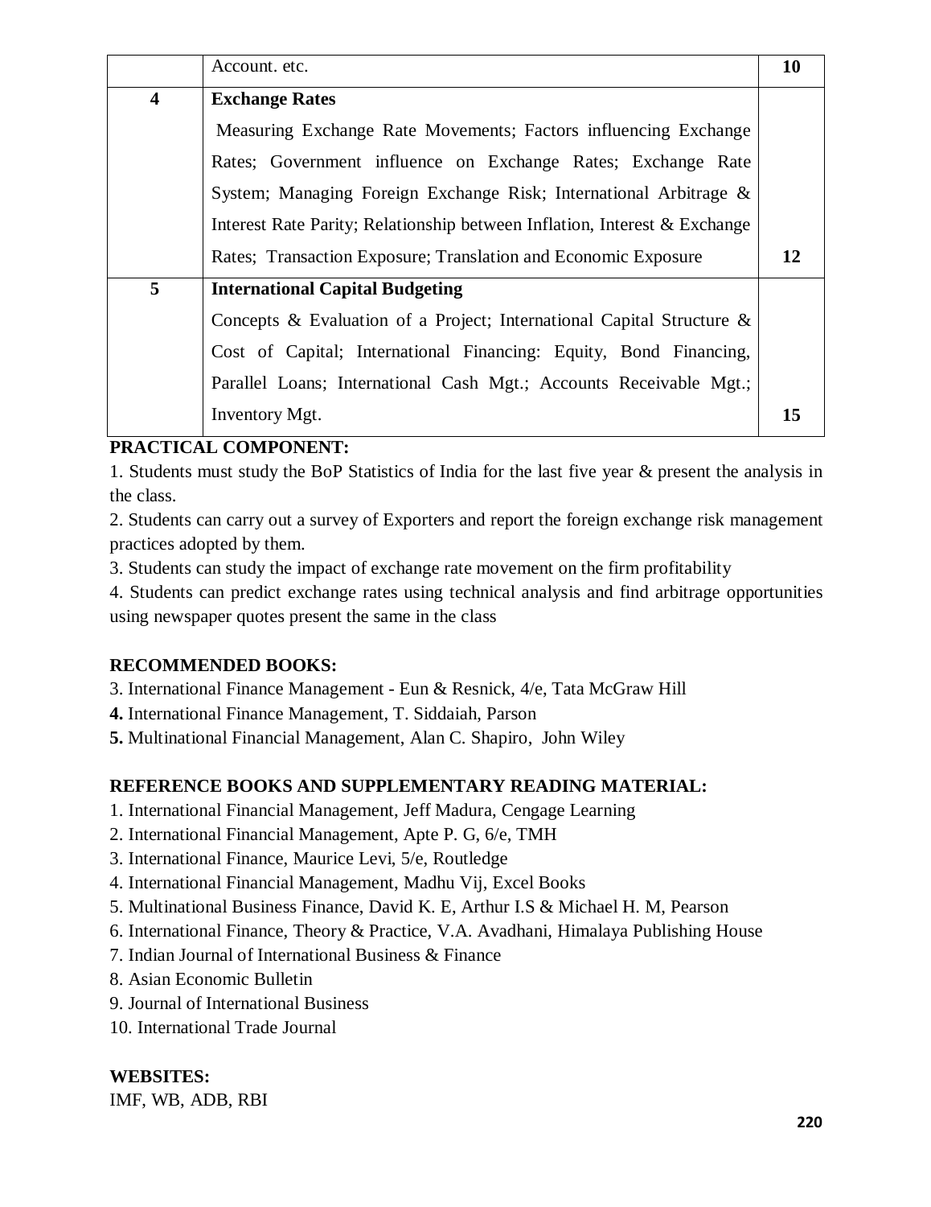|   |   |   |
|---|---|---|
|   | Account. etc. | **10** |
| **4** | **Exchange Rates**<br>Measuring Exchange Rate Movements; Factors influencing Exchange Rates; Government influence on Exchange Rates; Exchange Rate System; Managing Foreign Exchange Risk; International Arbitrage & Interest Rate Parity; Relationship between Inflation, Interest & Exchange Rates; Transaction Exposure; Translation and Economic Exposure | **12** |
| **5** | **International Capital Budgeting**<br>Concepts & Evaluation of a Project; International Capital Structure & Cost of Capital; International Financing: Equity, Bond Financing, Parallel Loans; International Cash Mgt.; Accounts Receivable Mgt.; Inventory Mgt. | **15** |

**PRACTICAL COMPONENT:**

1. Students must study the BoP Statistics of India for the last five year & present the analysis in the class.
2. Students can carry out a survey of Exporters and report the foreign exchange risk management practices adopted by them.
3. Students can study the impact of exchange rate movement on the firm profitability
4. Students can predict exchange rates using technical analysis and find arbitrage opportunities using newspaper quotes present the same in the class

**RECOMMENDED BOOKS:**

3. International Finance Management - Eun & Resnick, 4/e, Tata McGraw Hill
**4.** International Finance Management, T. Siddaiah, Parson
**5.** Multinational Financial Management, Alan C. Shapiro, John Wiley

**REFERENCE BOOKS AND SUPPLEMENTARY READING MATERIAL:**

1. International Financial Management, Jeff Madura, Cengage Learning
2. International Financial Management, Apte P. G, 6/e, TMH
3. International Finance, Maurice Levi, 5/e, Routledge
4. International Financial Management, Madhu Vij, Excel Books
5. Multinational Business Finance, David K. E, Arthur I.S & Michael H. M, Pearson
6. International Finance, Theory & Practice, V.A. Avadhani, Himalaya Publishing House
7. Indian Journal of International Business & Finance
8. Asian Economic Bulletin
9. Journal of International Business
10. International Trade Journal

**WEBSITES:**

IMF, WB, ADB, RBI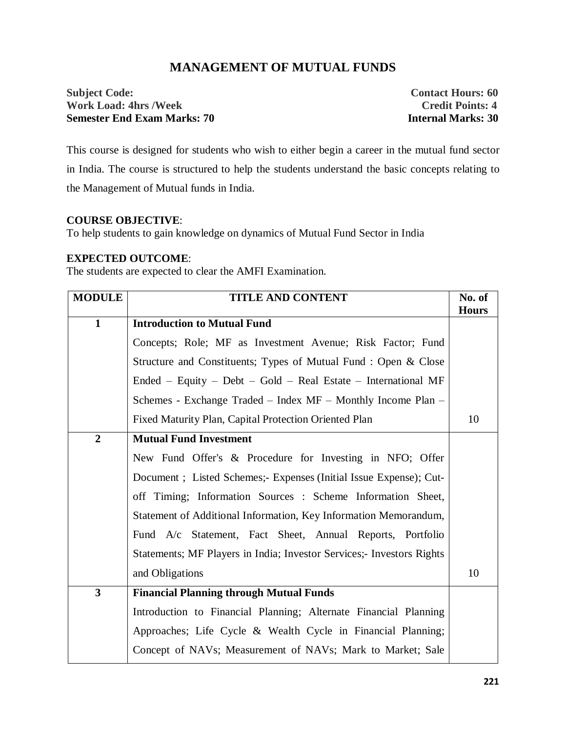# MANAGEMENT OF MUTUAL FUNDS

**Subject Code:** **Contact Hours: 60**
**Work Load: 4hrs /Week** **Credit Points: 4**
**Semester End Exam Marks: 70** **Internal Marks: 30**

This course is designed for students who wish to either begin a career in the mutual fund sector in India. The course is structured to help the students understand the basic concepts relating to the Management of Mutual funds in India.

**COURSE OBJECTIVE**:
To help students to gain knowledge on dynamics of Mutual Fund Sector in India

**EXPECTED OUTCOME**:
The students are expected to clear the AMFI Examination.

| MODULE | TITLE AND CONTENT | No. of Hours |
|---|---|---|
| 1 | **Introduction to Mutual Fund**<br>Concepts; Role; MF as Investment Avenue; Risk Factor; Fund Structure and Constituents; Types of Mutual Fund : Open & Close Ended – Equity – Debt – Gold – Real Estate – International MF Schemes - Exchange Traded – Index MF – Monthly Income Plan – Fixed Maturity Plan, Capital Protection Oriented Plan | 10 |
| 2 | **Mutual Fund Investment**<br>New Fund Offer's & Procedure for Investing in NFO; Offer Document ; Listed Schemes;- Expenses (Initial Issue Expense); Cut-off Timing; Information Sources : Scheme Information Sheet, Statement of Additional Information, Key Information Memorandum, Fund A/c Statement, Fact Sheet, Annual Reports, Portfolio Statements; MF Players in India; Investor Services;- Investors Rights and Obligations | 10 |
| 3 | **Financial Planning through Mutual Funds**<br>Introduction to Financial Planning; Alternate Financial Planning Approaches; Life Cycle & Wealth Cycle in Financial Planning; Concept of NAVs; Measurement of NAVs; Mark to Market; Sale | |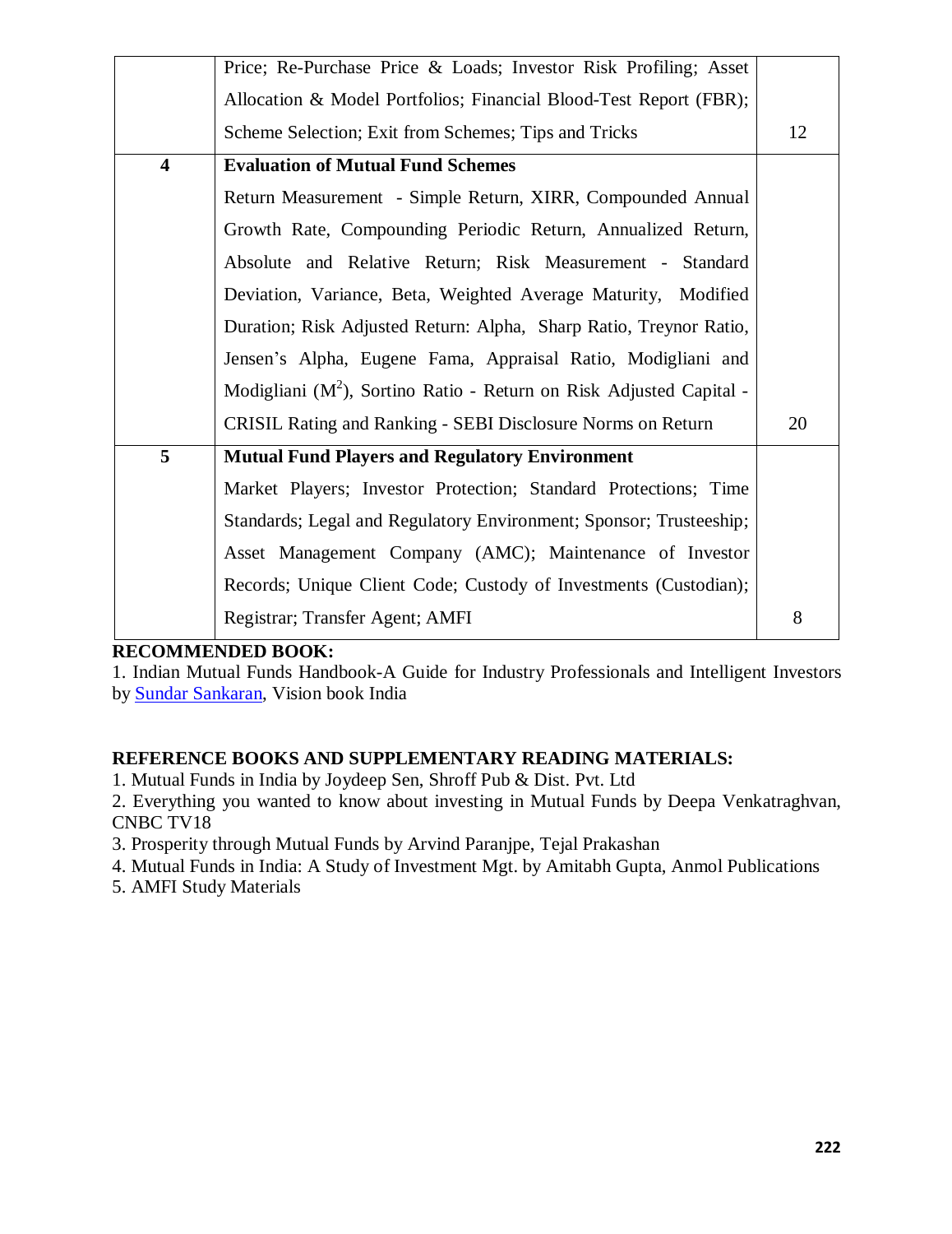| | | |
|---|---|---|
| | Price; Re-Purchase Price & Loads; Investor Risk Profiling; Asset Allocation & Model Portfolios; Financial Blood-Test Report (FBR); Scheme Selection; Exit from Schemes; Tips and Tricks | 12 |
| **4** | **Evaluation of Mutual Fund Schemes**<br>Return Measurement - Simple Return, XIRR, Compounded Annual Growth Rate, Compounding Periodic Return, Annualized Return, Absolute and Relative Return; Risk Measurement - Standard Deviation, Variance, Beta, Weighted Average Maturity, Modified Duration; Risk Adjusted Return: Alpha, Sharp Ratio, Treynor Ratio, Jensen's Alpha, Eugene Fama, Appraisal Ratio, Modigliani and Modigliani ($M^2$), Sortino Ratio - Return on Risk Adjusted Capital - CRISIL Rating and Ranking - SEBI Disclosure Norms on Return | 20 |
| **5** | **Mutual Fund Players and Regulatory Environment**<br>Market Players; Investor Protection; Standard Protections; Time Standards; Legal and Regulatory Environment; Sponsor; Trusteeship; Asset Management Company (AMC); Maintenance of Investor Records; Unique Client Code; Custody of Investments (Custodian); Registrar; Transfer Agent; AMFI | 8 |

**RECOMMENDED BOOK:**

1. Indian Mutual Funds Handbook-A Guide for Industry Professionals and Intelligent Investors by Sundar Sankaran, Vision book India

**REFERENCE BOOKS AND SUPPLEMENTARY READING MATERIALS:**

1. Mutual Funds in India by Joydeep Sen, Shroff Pub & Dist. Pvt. Ltd
2. Everything you wanted to know about investing in Mutual Funds by Deepa Venkatraghvan, CNBC TV18
3. Prosperity through Mutual Funds by Arvind Paranjpe, Tejal Prakashan
4. Mutual Funds in India: A Study of Investment Mgt. by Amitabh Gupta, Anmol Publications
5. AMFI Study Materials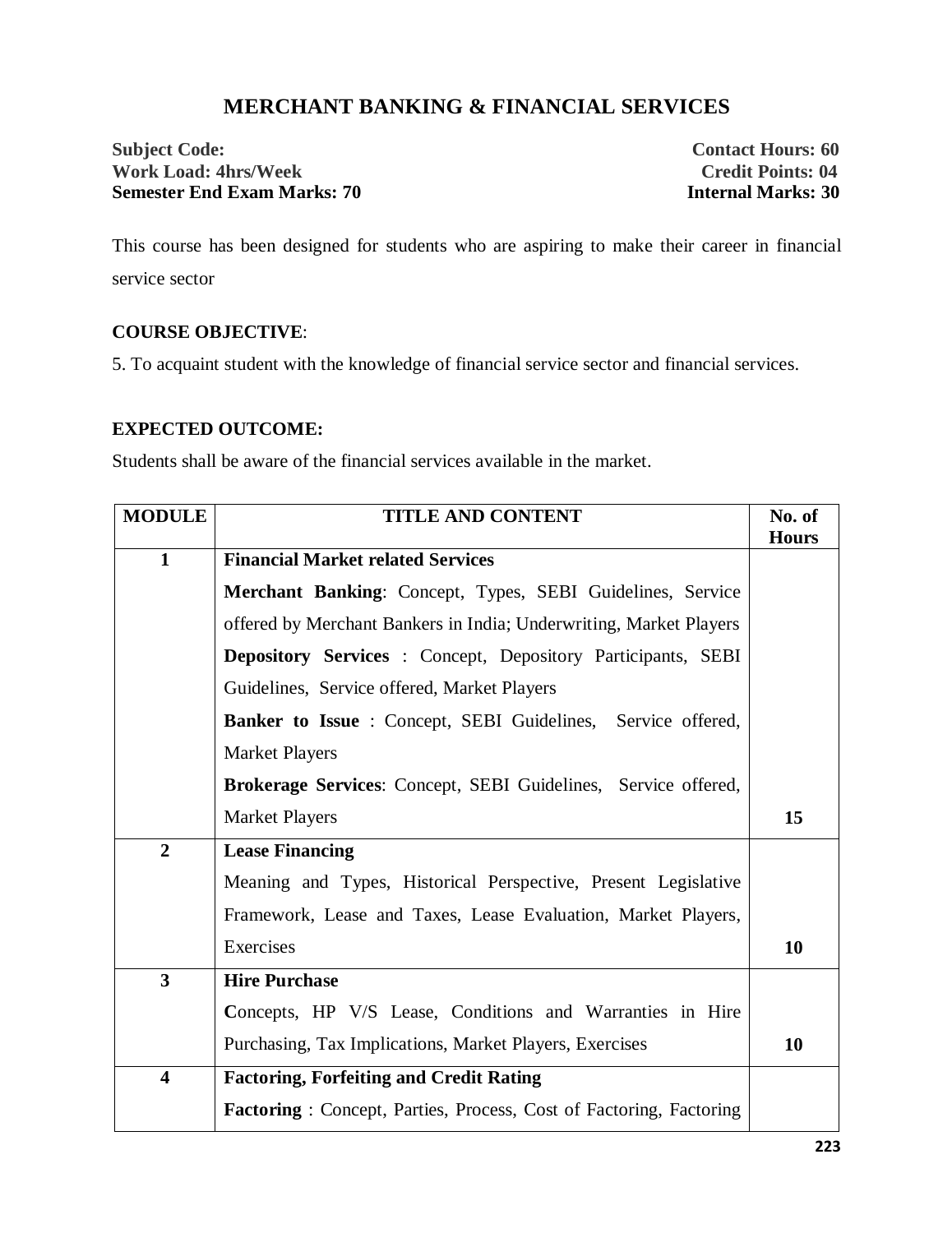# MERCHANT BANKING & FINANCIAL SERVICES

**Subject Code:** **Contact Hours: 60**
**Work Load: 4hrs/Week** **Credit Points: 04**
**Semester End Exam Marks: 70** **Internal Marks: 30**

This course has been designed for students who are aspiring to make their career in financial service sector

**COURSE OBJECTIVE**:

5. To acquaint student with the knowledge of financial service sector and financial services.

**EXPECTED OUTCOME:**

Students shall be aware of the financial services available in the market.

| MODULE | TITLE AND CONTENT | No. of Hours |
|---|---|---|
| **1** | **Financial Market related Services**<br>**Merchant Banking**: Concept, Types, SEBI Guidelines, Service offered by Merchant Bankers in India; Underwriting, Market Players<br>**Depository Services** : Concept, Depository Participants, SEBI Guidelines, Service offered, Market Players<br>**Banker to Issue** : Concept, SEBI Guidelines, Service offered, Market Players<br>**Brokerage Services**: Concept, SEBI Guidelines, Service offered, Market Players | **15** |
| **2** | **Lease Financing**<br>Meaning and Types, Historical Perspective, Present Legislative Framework, Lease and Taxes, Lease Evaluation, Market Players, Exercises | **10** |
| **3** | **Hire Purchase**<br>**C**oncepts, HP V/S Lease, Conditions and Warranties in Hire Purchasing, Tax Implications, Market Players, Exercises | **10** |
| **4** | **Factoring, Forfeiting and Credit Rating**<br>**Factoring** : Concept, Parties, Process, Cost of Factoring, Factoring | |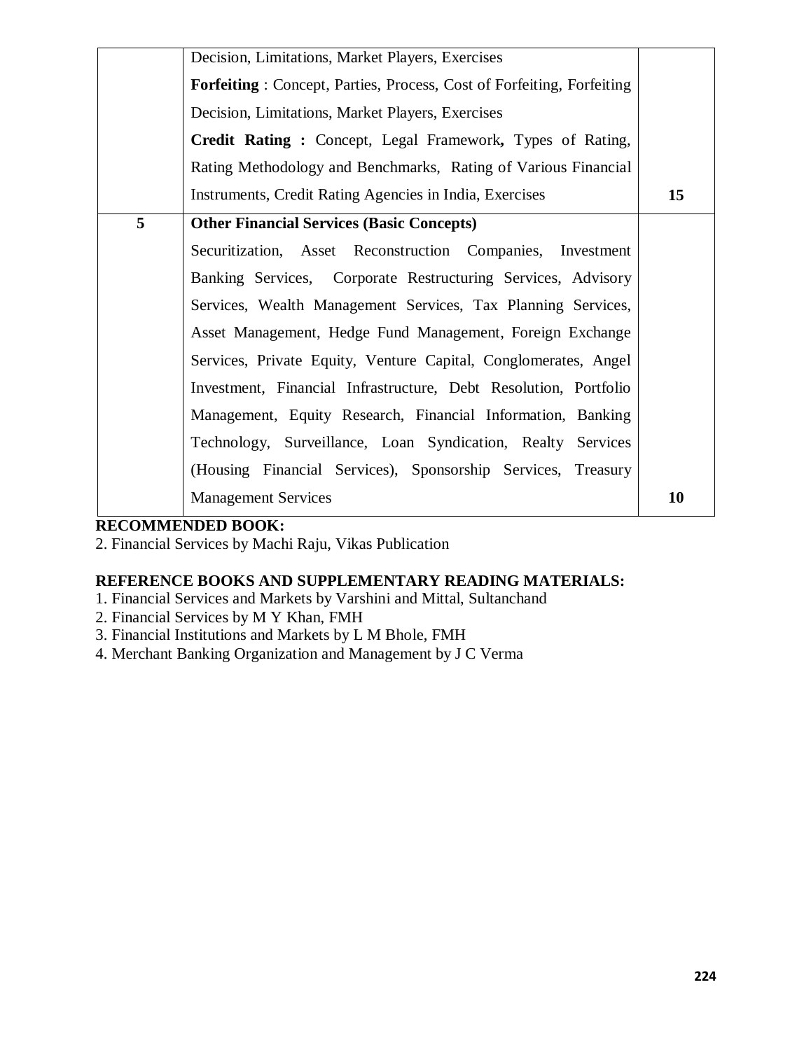| | | |
|---|---|---|
| | Decision, Limitations, Market Players, Exercises<br>**Forfeiting** : Concept, Parties, Process, Cost of Forfeiting, Forfeiting Decision, Limitations, Market Players, Exercises<br>**Credit Rating :** Concept, Legal Framework**,** Types of Rating, Rating Methodology and Benchmarks, Rating of Various Financial Instruments, Credit Rating Agencies in India, Exercises | **15** |
| **5** | **Other Financial Services (Basic Concepts)**<br>Securitization, Asset Reconstruction Companies, Investment Banking Services, Corporate Restructuring Services, Advisory Services, Wealth Management Services, Tax Planning Services, Asset Management, Hedge Fund Management, Foreign Exchange Services, Private Equity, Venture Capital, Conglomerates, Angel Investment, Financial Infrastructure, Debt Resolution, Portfolio Management, Equity Research, Financial Information, Banking Technology, Surveillance, Loan Syndication, Realty Services (Housing Financial Services), Sponsorship Services, Treasury Management Services | **10** |

**RECOMMENDED BOOK:**

2. Financial Services by Machi Raju, Vikas Publication

**REFERENCE BOOKS AND SUPPLEMENTARY READING MATERIALS:**

1. Financial Services and Markets by Varshini and Mittal, Sultanchand
2. Financial Services by M Y Khan, FMH
3. Financial Institutions and Markets by L M Bhole, FMH
4. Merchant Banking Organization and Management by J C Verma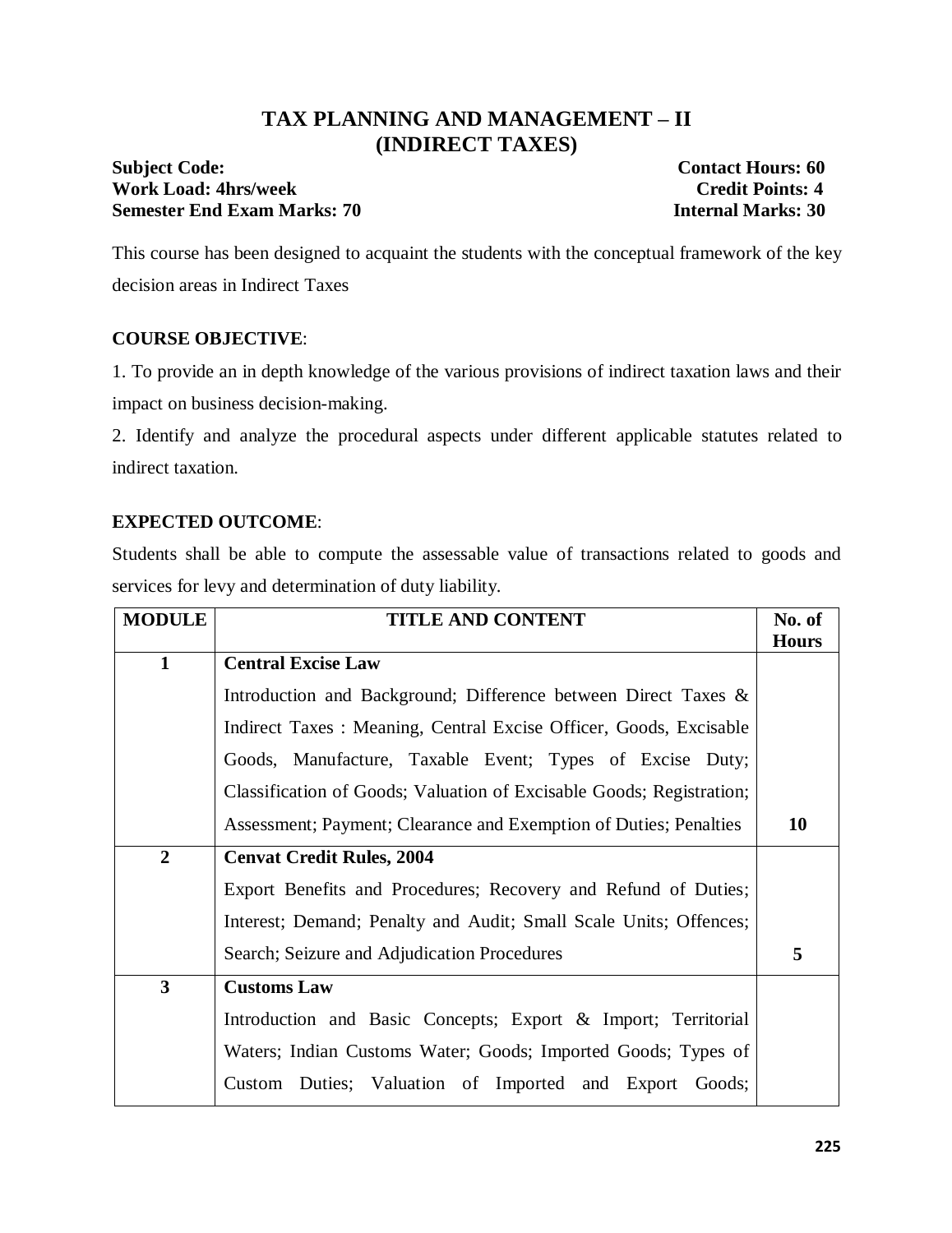# TAX PLANNING AND MANAGEMENT – II (INDIRECT TAXES)

**Subject Code:** **Contact Hours: 60**
**Work Load: 4hrs/week** **Credit Points: 4**
**Semester End Exam Marks: 70** **Internal Marks: 30**

This course has been designed to acquaint the students with the conceptual framework of the key decision areas in Indirect Taxes

**COURSE OBJECTIVE**:

1. To provide an in depth knowledge of the various provisions of indirect taxation laws and their impact on business decision-making.
2. Identify and analyze the procedural aspects under different applicable statutes related to indirect taxation.

**EXPECTED OUTCOME**:

Students shall be able to compute the assessable value of transactions related to goods and services for levy and determination of duty liability.

| MODULE | TITLE AND CONTENT | No. of Hours |
|---|---|---|
| **1** | **Central Excise Law**<br>Introduction and Background; Difference between Direct Taxes & Indirect Taxes : Meaning, Central Excise Officer, Goods, Excisable Goods, Manufacture, Taxable Event; Types of Excise Duty; Classification of Goods; Valuation of Excisable Goods; Registration; Assessment; Payment; Clearance and Exemption of Duties; Penalties | **10** |
| **2** | **Cenvat Credit Rules, 2004**<br>Export Benefits and Procedures; Recovery and Refund of Duties; Interest; Demand; Penalty and Audit; Small Scale Units; Offences; Search; Seizure and Adjudication Procedures | **5** |
| **3** | **Customs Law**<br>Introduction and Basic Concepts; Export & Import; Territorial Waters; Indian Customs Water; Goods; Imported Goods; Types of Custom Duties; Valuation of Imported and Export Goods; | |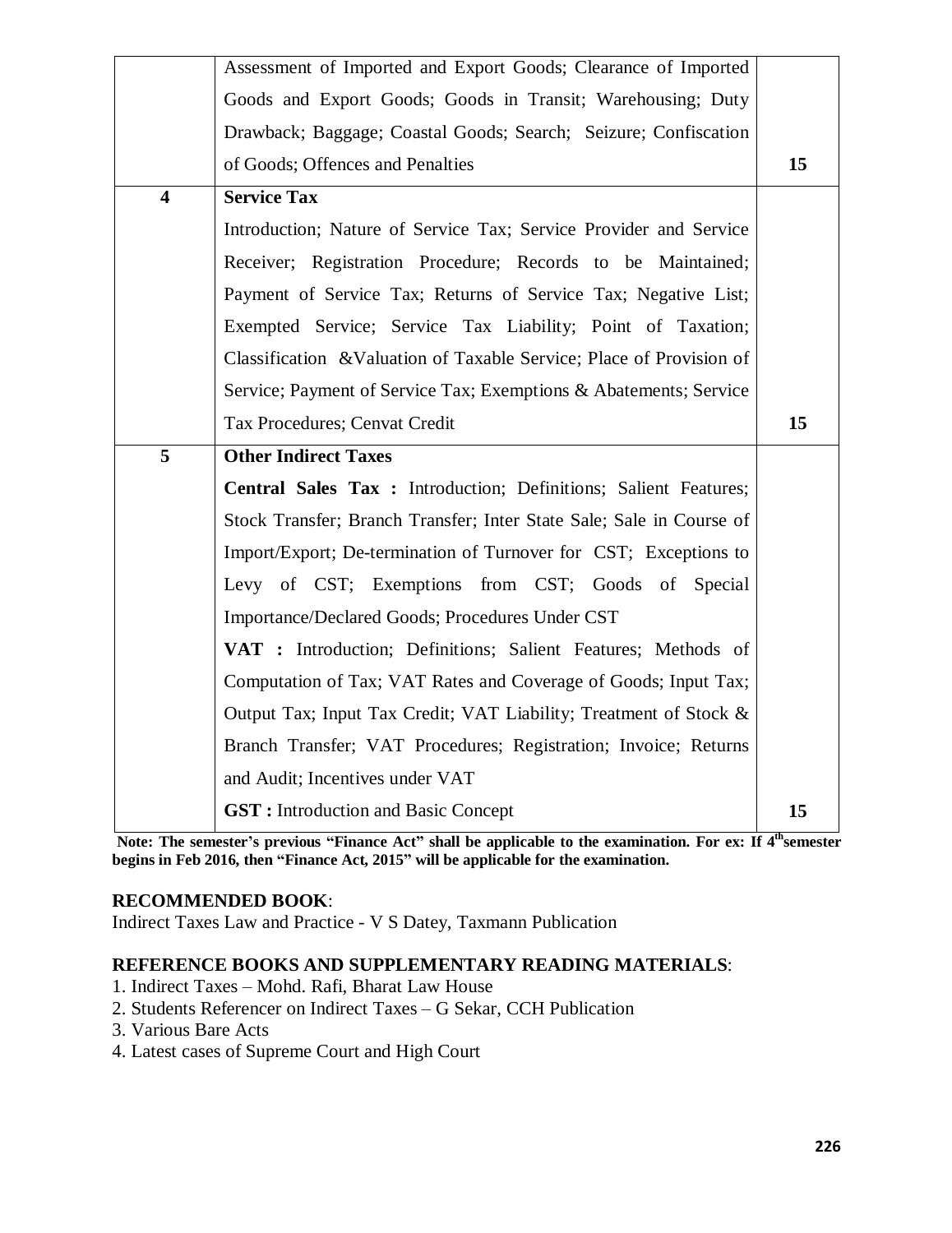| | | |
|---|---|---|
| | Assessment of Imported and Export Goods; Clearance of Imported Goods and Export Goods; Goods in Transit; Warehousing; Duty Drawback; Baggage; Coastal Goods; Search; Seizure; Confiscation of Goods; Offences and Penalties | **15** |
| **4** | **Service Tax**<br>Introduction; Nature of Service Tax; Service Provider and Service Receiver; Registration Procedure; Records to be Maintained; Payment of Service Tax; Returns of Service Tax; Negative List; Exempted Service; Service Tax Liability; Point of Taxation; Classification &Valuation of Taxable Service; Place of Provision of Service; Payment of Service Tax; Exemptions & Abatements; Service Tax Procedures; Cenvat Credit | **15** |
| **5** | **Other Indirect Taxes**<br>**Central Sales Tax :** Introduction; Definitions; Salient Features; Stock Transfer; Branch Transfer; Inter State Sale; Sale in Course of Import/Export; De-termination of Turnover for CST; Exceptions to Levy of CST; Exemptions from CST; Goods of Special Importance/Declared Goods; Procedures Under CST<br>**VAT :** Introduction; Definitions; Salient Features; Methods of Computation of Tax; VAT Rates and Coverage of Goods; Input Tax; Output Tax; Input Tax Credit; VAT Liability; Treatment of Stock & Branch Transfer; VAT Procedures; Registration; Invoice; Returns and Audit; Incentives under VAT<br>**GST :** Introduction and Basic Concept | **15** |

**Note: The semester's previous "Finance Act" shall be applicable to the examination. For ex: If 4th semester begins in Feb 2016, then "Finance Act, 2015" will be applicable for the examination.**

**RECOMMENDED BOOK**:

Indirect Taxes Law and Practice - V S Datey, Taxmann Publication

**REFERENCE BOOKS AND SUPPLEMENTARY READING MATERIALS**:

1. Indirect Taxes – Mohd. Rafi, Bharat Law House
2. Students Referencer on Indirect Taxes – G Sekar, CCH Publication
3. Various Bare Acts
4. Latest cases of Supreme Court and High Court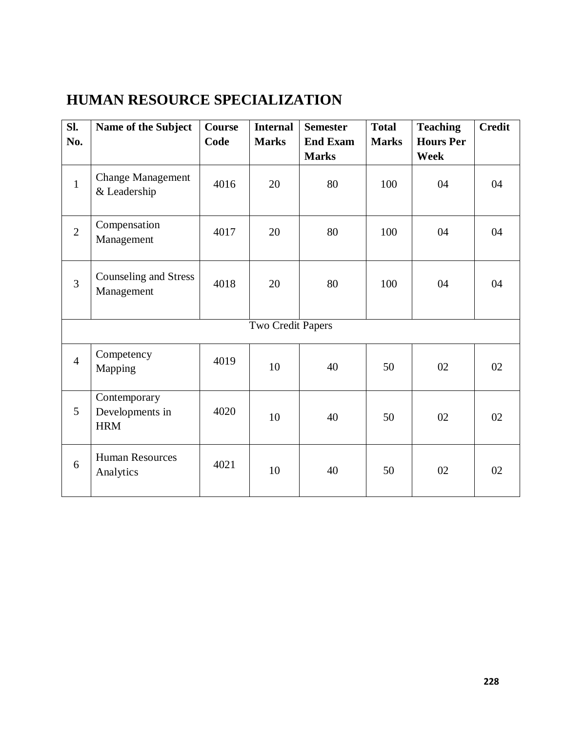# HUMAN RESOURCE SPECIALIZATION

| Sl. No. | Name of the Subject | Course Code | Internal Marks | Semester End Exam Marks | Total Marks | Teaching Hours Per Week | Credit |
|---|---|---|---|---|---|---|---|
| 1 | Change Management & Leadership | 4016 | 20 | 80 | 100 | 04 | 04 |
| 2 | Compensation Management | 4017 | 20 | 80 | 100 | 04 | 04 |
| 3 | Counseling and Stress Management | 4018 | 20 | 80 | 100 | 04 | 04 |
| Two Credit Papers | | | | | | | |
| 4 | Competency Mapping | 4019 | 10 | 40 | 50 | 02 | 02 |
| 5 | Contemporary Developments in HRM | 4020 | 10 | 40 | 50 | 02 | 02 |
| 6 | Human Resources Analytics | 4021 | 10 | 40 | 50 | 02 | 02 |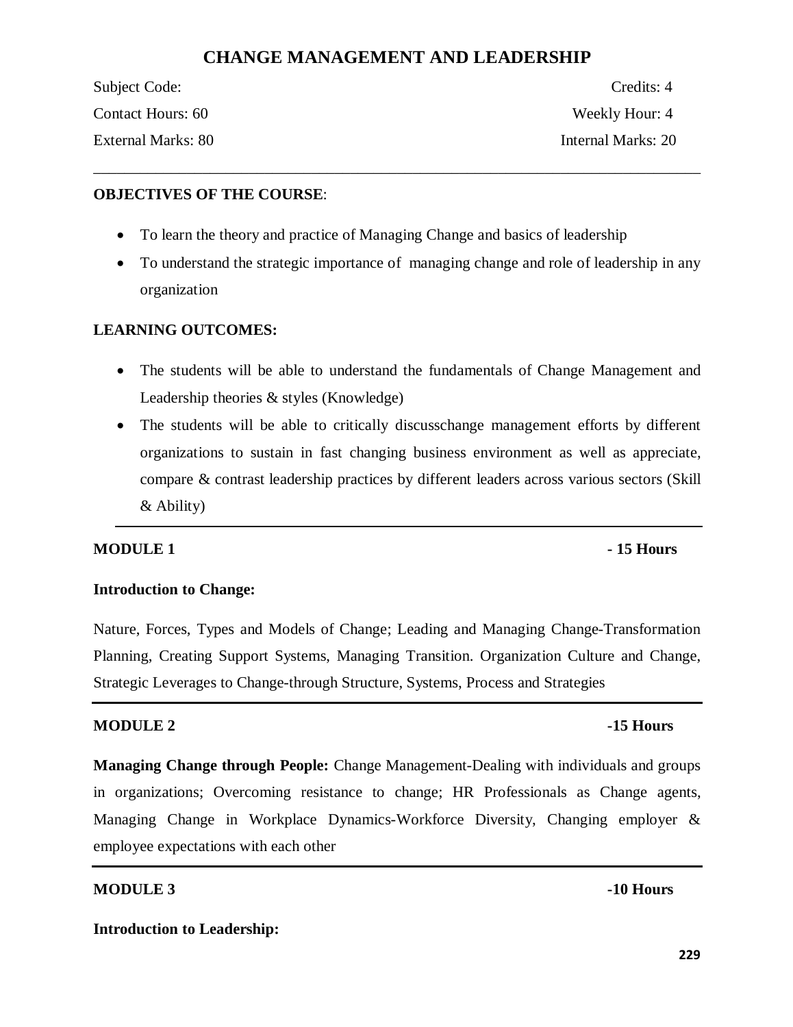# CHANGE MANAGEMENT AND LEADERSHIP

Subject Code: Credits: 4

Contact Hours: 60 Weekly Hour: 4

External Marks: 80 Internal Marks: 20

---

**OBJECTIVES OF THE COURSE**:

- To learn the theory and practice of Managing Change and basics of leadership
- To understand the strategic importance of managing change and role of leadership in any organization

**LEARNING OUTCOMES:**

- The students will be able to understand the fundamentals of Change Management and Leadership theories & styles (Knowledge)
- The students will be able to critically discusschange management efforts by different organizations to sustain in fast changing business environment as well as appreciate, compare & contrast leadership practices by different leaders across various sectors (Skill & Ability)

---

**MODULE 1** **- 15 Hours**

**Introduction to Change:**

Nature, Forces, Types and Models of Change; Leading and Managing Change-Transformation Planning, Creating Support Systems, Managing Transition. Organization Culture and Change, Strategic Leverages to Change-through Structure, Systems, Process and Strategies

---

**MODULE 2** **-15 Hours**

**Managing Change through People:** Change Management-Dealing with individuals and groups in organizations; Overcoming resistance to change; HR Professionals as Change agents, Managing Change in Workplace Dynamics-Workforce Diversity, Changing employer & employee expectations with each other

---

**MODULE 3** **-10 Hours**

**Introduction to Leadership:**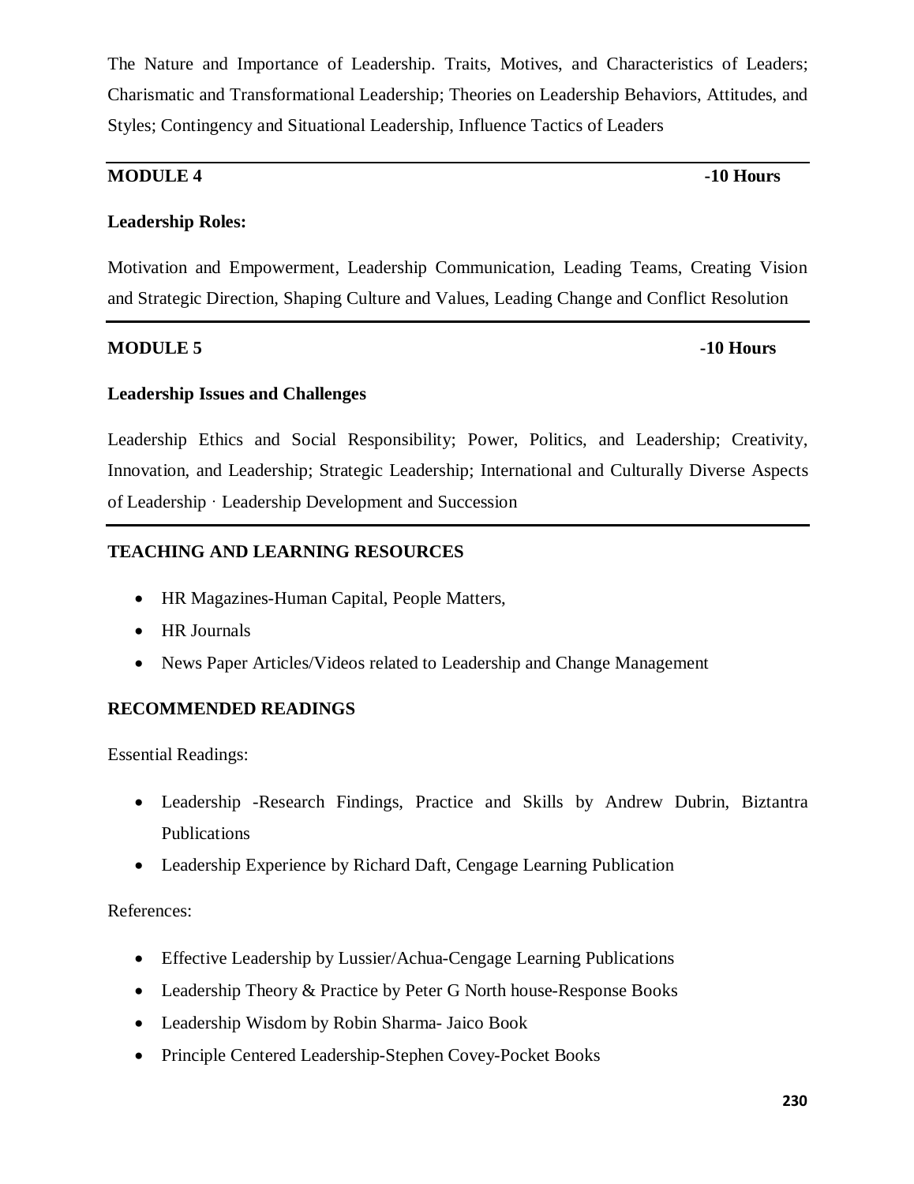The Nature and Importance of Leadership. Traits, Motives, and Characteristics of Leaders; Charismatic and Transformational Leadership; Theories on Leadership Behaviors, Attitudes, and Styles; Contingency and Situational Leadership, Influence Tactics of Leaders

---

**MODULE 4** **-10 Hours**

**Leadership Roles:**

Motivation and Empowerment, Leadership Communication, Leading Teams, Creating Vision and Strategic Direction, Shaping Culture and Values, Leading Change and Conflict Resolution

---

**MODULE 5** **-10 Hours**

**Leadership Issues and Challenges**

Leadership Ethics and Social Responsibility; Power, Politics, and Leadership; Creativity, Innovation, and Leadership; Strategic Leadership; International and Culturally Diverse Aspects of Leadership · Leadership Development and Succession

---

**TEACHING AND LEARNING RESOURCES**

- HR Magazines-Human Capital, People Matters,
- HR Journals
- News Paper Articles/Videos related to Leadership and Change Management

**RECOMMENDED READINGS**

Essential Readings:

- Leadership -Research Findings, Practice and Skills by Andrew Dubrin, Biztantra Publications
- Leadership Experience by Richard Daft, Cengage Learning Publication

References:

- Effective Leadership by Lussier/Achua-Cengage Learning Publications
- Leadership Theory & Practice by Peter G North house-Response Books
- Leadership Wisdom by Robin Sharma- Jaico Book
- Principle Centered Leadership-Stephen Covey-Pocket Books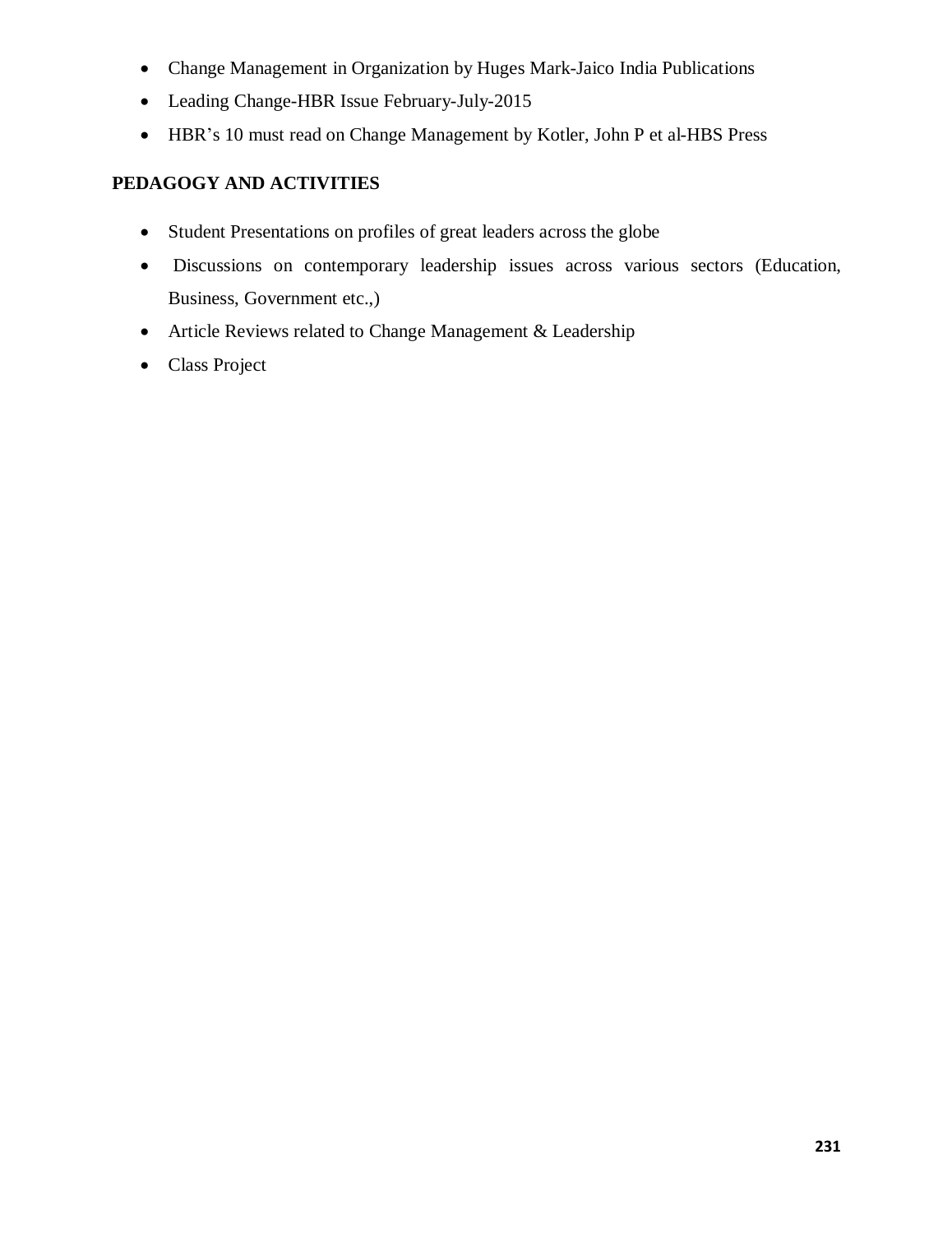- Change Management in Organization by Huges Mark-Jaico India Publications
- Leading Change-HBR Issue February-July-2015
- HBR's 10 must read on Change Management by Kotler, John P et al-HBS Press

**PEDAGOGY AND ACTIVITIES**

- Student Presentations on profiles of great leaders across the globe
- Discussions on contemporary leadership issues across various sectors (Education, Business, Government etc.,)
- Article Reviews related to Change Management & Leadership
- Class Project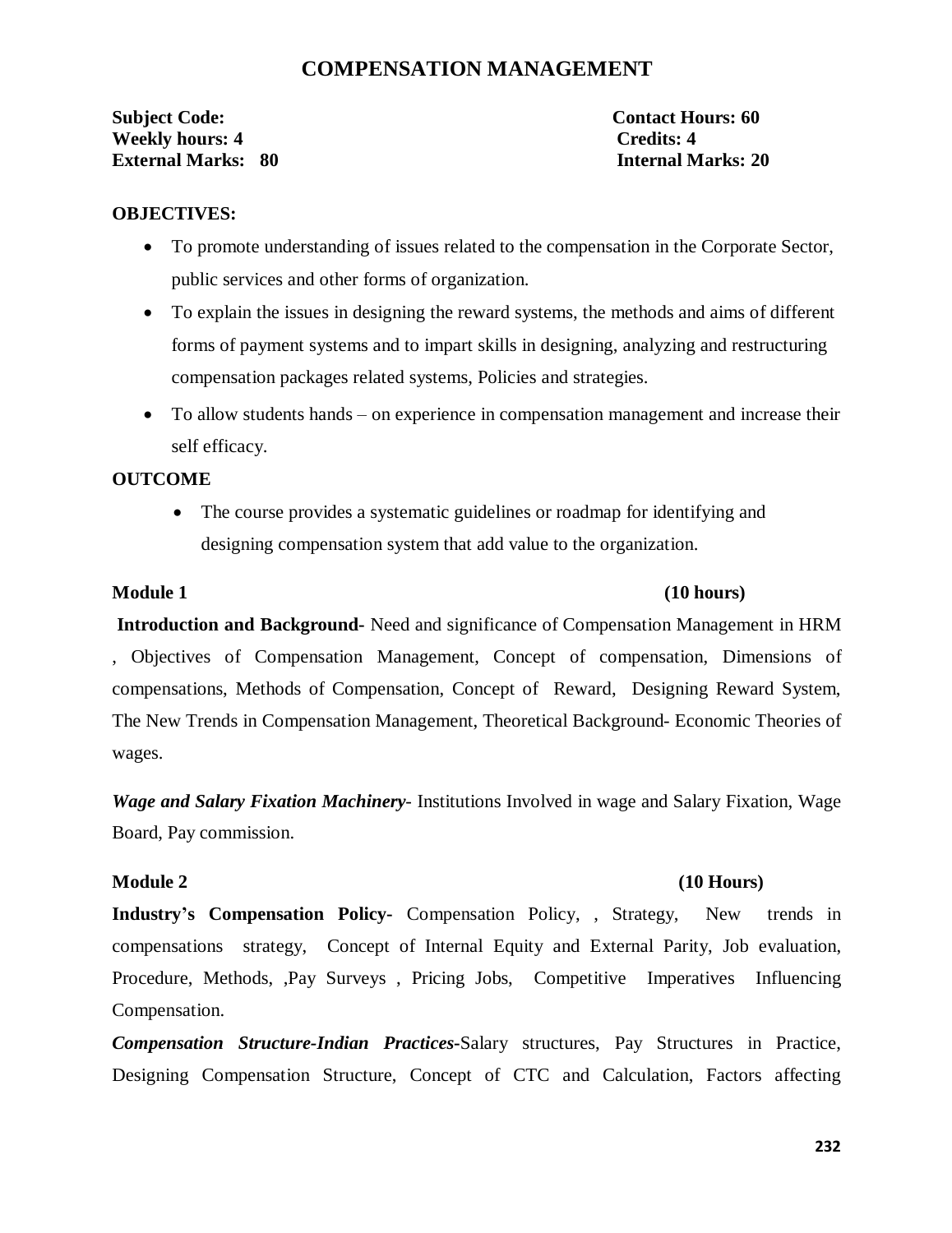# COMPENSATION MANAGEMENT

**Subject Code:** **Contact Hours: 60**
**Weekly hours: 4** **Credits: 4**
**External Marks: 80** **Internal Marks: 20**

**OBJECTIVES:**

- To promote understanding of issues related to the compensation in the Corporate Sector, public services and other forms of organization.
- To explain the issues in designing the reward systems, the methods and aims of different forms of payment systems and to impart skills in designing, analyzing and restructuring compensation packages related systems, Policies and strategies.
- To allow students hands – on experience in compensation management and increase their self efficacy.

**OUTCOME**

- The course provides a systematic guidelines or roadmap for identifying and designing compensation system that add value to the organization.

**Module 1** **(10 hours)**

**Introduction and Background-** Need and significance of Compensation Management in HRM , Objectives of Compensation Management, Concept of compensation, Dimensions of compensations, Methods of Compensation, Concept of Reward, Designing Reward System, The New Trends in Compensation Management, Theoretical Background- Economic Theories of wages.

***Wage and Salary Fixation Machinery***- Institutions Involved in wage and Salary Fixation, Wage Board, Pay commission.

**Module 2** **(10 Hours)**

**Industry's Compensation Policy-** Compensation Policy, , Strategy, New trends in compensations strategy, Concept of Internal Equity and External Parity, Job evaluation, Procedure, Methods, ,Pay Surveys , Pricing Jobs, Competitive Imperatives Influencing Compensation.

***Compensation Structure-Indian Practices-***Salary structures, Pay Structures in Practice, Designing Compensation Structure, Concept of CTC and Calculation, Factors affecting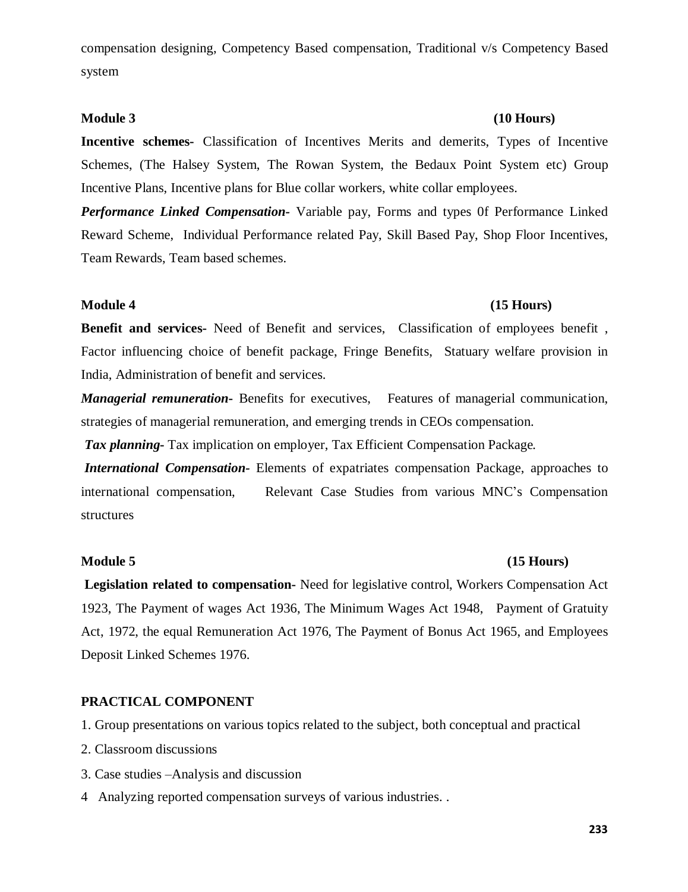compensation designing, Competency Based compensation, Traditional v/s Competency Based system

**Module 3** **(10 Hours)**

**Incentive schemes-** Classification of Incentives Merits and demerits, Types of Incentive Schemes, (The Halsey System, The Rowan System, the Bedaux Point System etc) Group Incentive Plans, Incentive plans for Blue collar workers, white collar employees.

***Performance Linked Compensation-*** Variable pay, Forms and types 0f Performance Linked Reward Scheme, Individual Performance related Pay, Skill Based Pay, Shop Floor Incentives, Team Rewards, Team based schemes.

**Module 4** **(15 Hours)**

**Benefit and services-** Need of Benefit and services, Classification of employees benefit , Factor influencing choice of benefit package, Fringe Benefits, Statuary welfare provision in India, Administration of benefit and services.

***Managerial remuneration-*** Benefits for executives, Features of managerial communication, strategies of managerial remuneration, and emerging trends in CEOs compensation.

***Tax planning-*** Tax implication on employer, Tax Efficient Compensation Package.

***International Compensation-*** Elements of expatriates compensation Package, approaches to international compensation, Relevant Case Studies from various MNC's Compensation structures

**Module 5** **(15 Hours)**

**Legislation related to compensation-** Need for legislative control, Workers Compensation Act 1923, The Payment of wages Act 1936, The Minimum Wages Act 1948, Payment of Gratuity Act, 1972, the equal Remuneration Act 1976, The Payment of Bonus Act 1965, and Employees Deposit Linked Schemes 1976.

**PRACTICAL COMPONENT**

1. Group presentations on various topics related to the subject, both conceptual and practical
2. Classroom discussions
3. Case studies –Analysis and discussion
4 Analyzing reported compensation surveys of various industries. .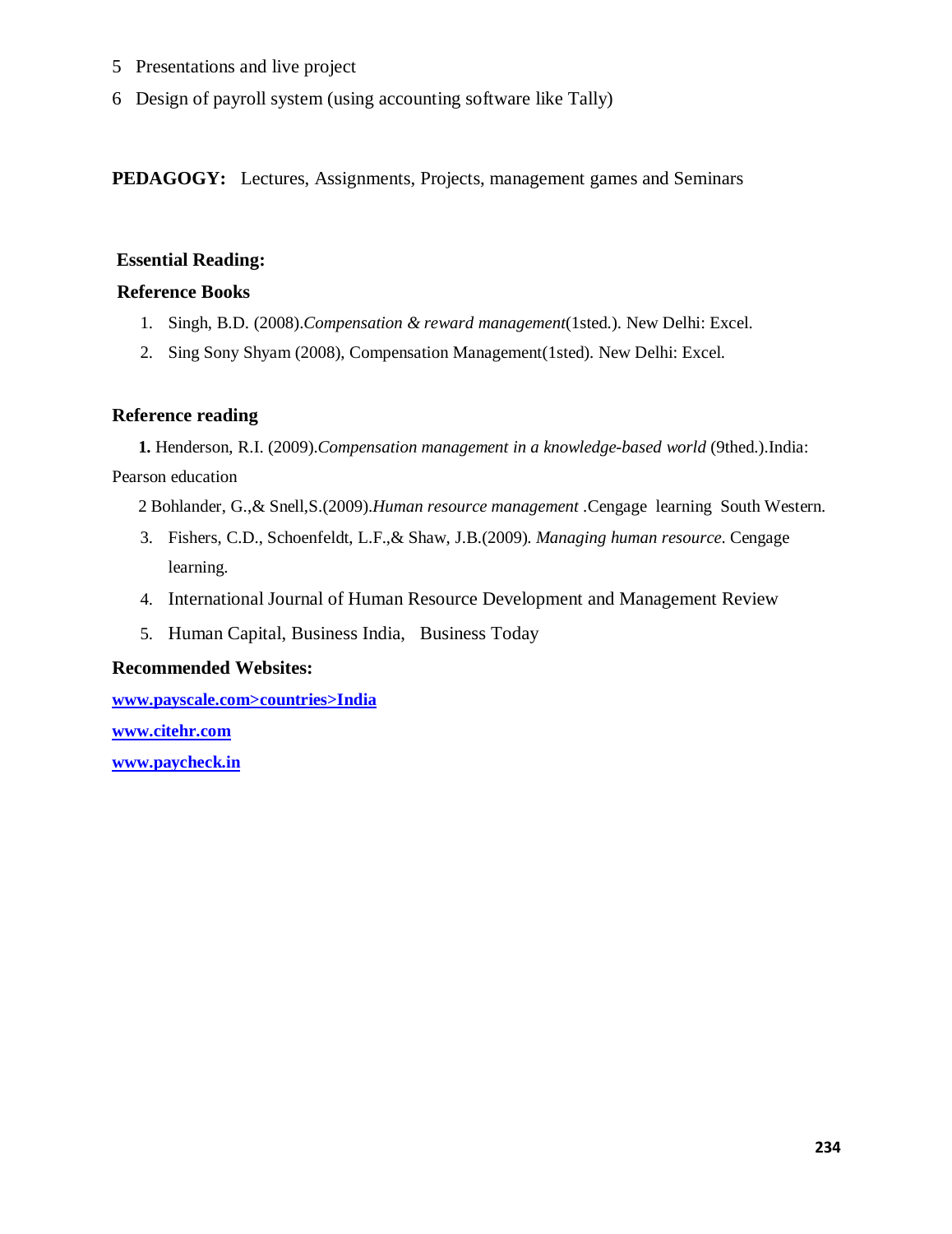5 Presentations and live project

6 Design of payroll system (using accounting software like Tally)

**PEDAGOGY:** Lectures, Assignments, Projects, management games and Seminars

**Essential Reading:**

**Reference Books**

1. Singh, B.D. (2008).*Compensation & reward management*(1sted.). New Delhi: Excel.
2. Sing Sony Shyam (2008), Compensation Management(1sted). New Delhi: Excel.

**Reference reading**

**1.** Henderson, R.I. (2009).*Compensation management in a knowledge-based world* (9thed.).India: Pearson education

2 Bohlander, G.,& Snell,S.(2009).*Human resource management* .Cengage learning South Western.

3. Fishers, C.D., Schoenfeldt, L.F.,& Shaw, J.B.(2009). *Managing human resource*. Cengage learning.
4. International Journal of Human Resource Development and Management Review
5. Human Capital, Business India, Business Today

**Recommended Websites:**

**www.payscale.com>countries>India**

**www.citehr.com**

**www.paycheck.in**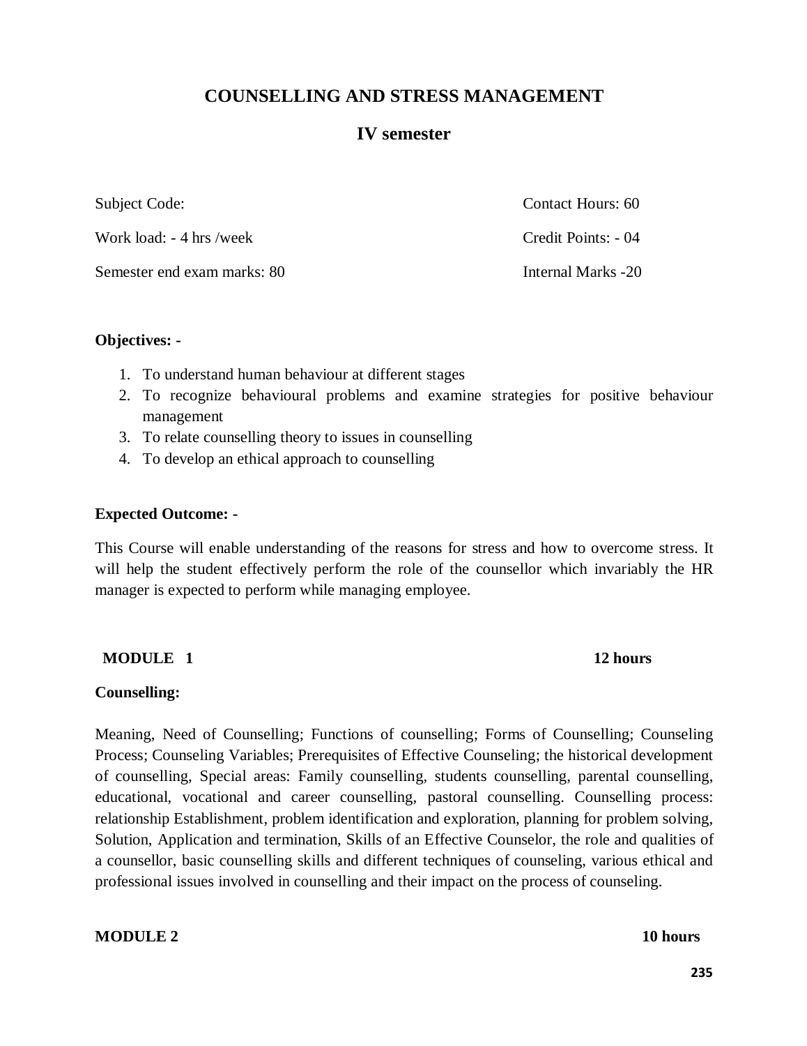# COUNSELLING AND STRESS MANAGEMENT

## IV semester

| | |
|---|---|
| Subject Code: | Contact Hours: 60 |
| Work load: - 4 hrs /week | Credit Points: - 04 |
| Semester end exam marks: 80 | Internal Marks -20 |

**Objectives: -**

1. To understand human behaviour at different stages
2. To recognize behavioural problems and examine strategies for positive behaviour management
3. To relate counselling theory to issues in counselling
4. To develop an ethical approach to counselling

**Expected Outcome: -**

This Course will enable understanding of the reasons for stress and how to overcome stress. It will help the student effectively perform the role of the counsellor which invariably the HR manager is expected to perform while managing employee.

**MODULE 1** **12 hours**

**Counselling:**

Meaning, Need of Counselling; Functions of counselling; Forms of Counselling; Counseling Process; Counseling Variables; Prerequisites of Effective Counseling; the historical development of counselling, Special areas: Family counselling, students counselling, parental counselling, educational, vocational and career counselling, pastoral counselling. Counselling process: relationship Establishment, problem identification and exploration, planning for problem solving, Solution, Application and termination, Skills of an Effective Counselor, the role and qualities of a counsellor, basic counselling skills and different techniques of counseling, various ethical and professional issues involved in counselling and their impact on the process of counseling.

**MODULE 2** **10 hours**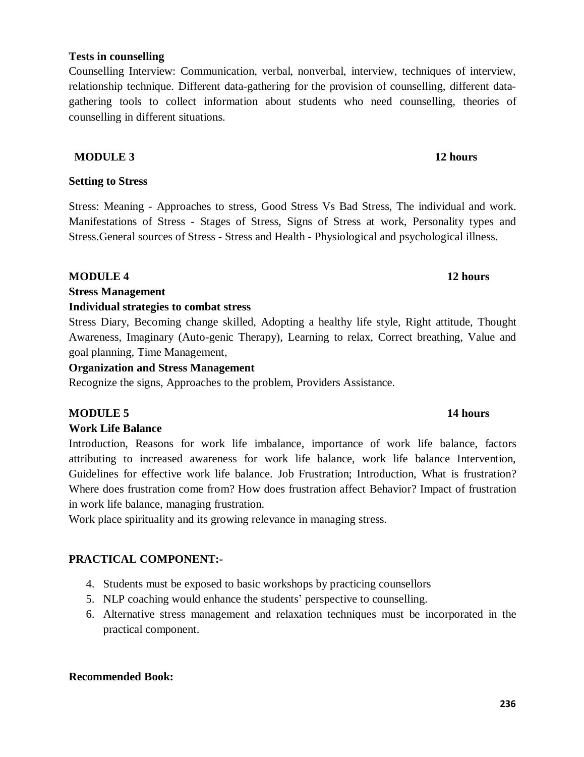**Tests in counselling**

Counselling Interview: Communication, verbal, nonverbal, interview, techniques of interview, relationship technique. Different data-gathering for the provision of counselling, different data-gathering tools to collect information about students who need counselling, theories of counselling in different situations.

**MODULE 3 12 hours**

**Setting to Stress**

Stress: Meaning - Approaches to stress, Good Stress Vs Bad Stress, The individual and work. Manifestations of Stress - Stages of Stress, Signs of Stress at work, Personality types and Stress.General sources of Stress - Stress and Health - Physiological and psychological illness.

**MODULE 4 12 hours**

**Stress Management**

**Individual strategies to combat stress**

Stress Diary, Becoming change skilled, Adopting a healthy life style, Right attitude, Thought Awareness, Imaginary (Auto-genic Therapy), Learning to relax, Correct breathing, Value and goal planning, Time Management,

**Organization and Stress Management**

Recognize the signs, Approaches to the problem, Providers Assistance.

**MODULE 5 14 hours**

**Work Life Balance**

Introduction, Reasons for work life imbalance, importance of work life balance, factors attributing to increased awareness for work life balance, work life balance Intervention, Guidelines for effective work life balance. Job Frustration; Introduction, What is frustration? Where does frustration come from? How does frustration affect Behavior? Impact of frustration in work life balance, managing frustration.

Work place spirituality and its growing relevance in managing stress.

**PRACTICAL COMPONENT:-**

4. Students must be exposed to basic workshops by practicing counsellors
5. NLP coaching would enhance the students' perspective to counselling.
6. Alternative stress management and relaxation techniques must be incorporated in the practical component.

**Recommended Book:**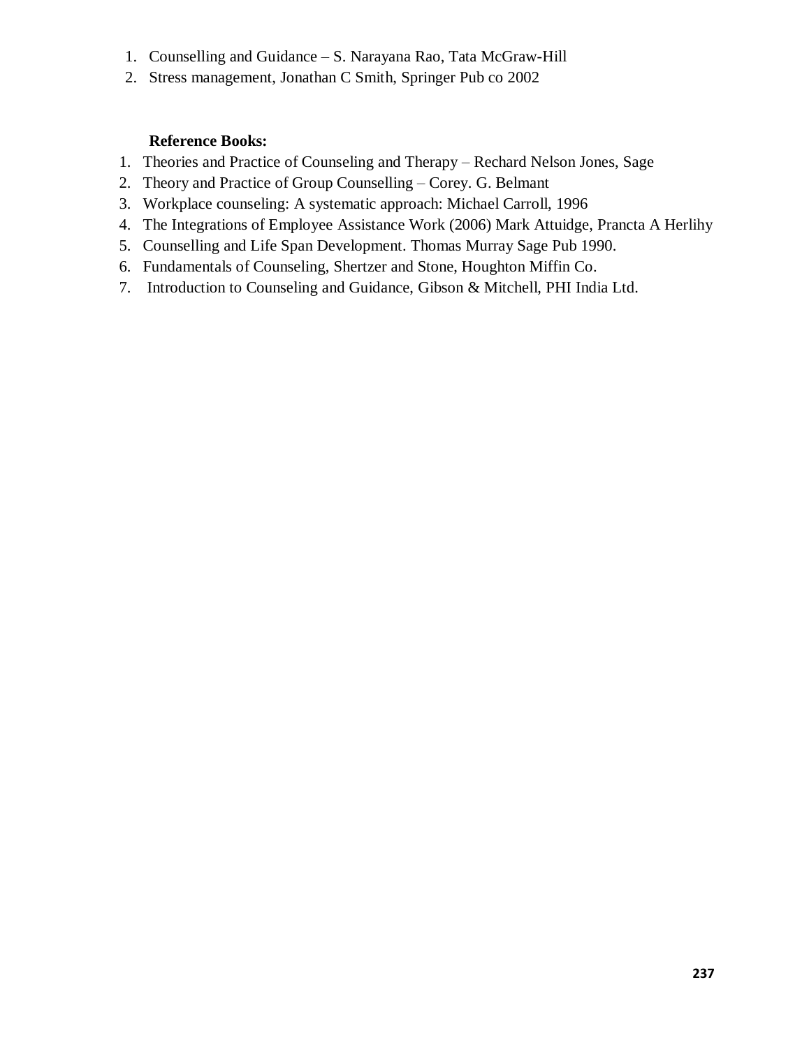1. Counselling and Guidance – S. Narayana Rao, Tata McGraw-Hill
2. Stress management, Jonathan C Smith, Springer Pub co 2002

**Reference Books:**

1. Theories and Practice of Counseling and Therapy – Rechard Nelson Jones, Sage
2. Theory and Practice of Group Counselling – Corey. G. Belmant
3. Workplace counseling: A systematic approach: Michael Carroll, 1996
4. The Integrations of Employee Assistance Work (2006) Mark Attuidge, Prancta A Herlihy
5. Counselling and Life Span Development. Thomas Murray Sage Pub 1990.
6. Fundamentals of Counseling, Shertzer and Stone, Houghton Miffin Co.
7. Introduction to Counseling and Guidance, Gibson & Mitchell, PHI India Ltd.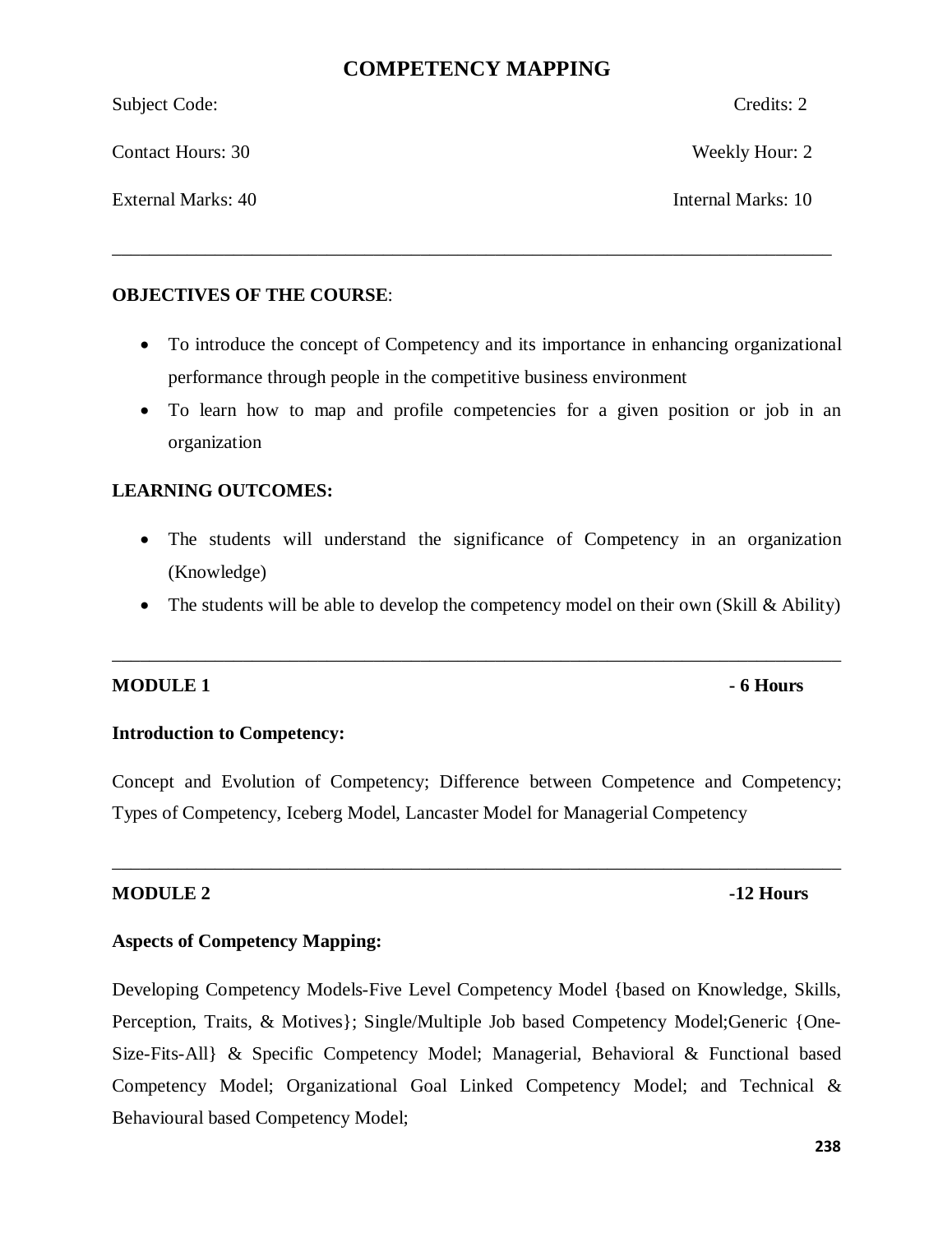# COMPETENCY MAPPING

Subject Code: Credits: 2

Contact Hours: 30 Weekly Hour: 2

External Marks: 40 Internal Marks: 10

---

**OBJECTIVES OF THE COURSE**:

- To introduce the concept of Competency and its importance in enhancing organizational performance through people in the competitive business environment
- To learn how to map and profile competencies for a given position or job in an organization

**LEARNING OUTCOMES:**

- The students will understand the significance of Competency in an organization (Knowledge)
- The students will be able to develop the competency model on their own (Skill & Ability)

---

**MODULE 1 - 6 Hours**

**Introduction to Competency:**

Concept and Evolution of Competency; Difference between Competence and Competency; Types of Competency, Iceberg Model, Lancaster Model for Managerial Competency

---

**MODULE 2 -12 Hours**

**Aspects of Competency Mapping:**

Developing Competency Models-Five Level Competency Model {based on Knowledge, Skills, Perception, Traits, & Motives}; Single/Multiple Job based Competency Model;Generic {One-Size-Fits-All} & Specific Competency Model; Managerial, Behavioral & Functional based Competency Model; Organizational Goal Linked Competency Model; and Technical & Behavioural based Competency Model;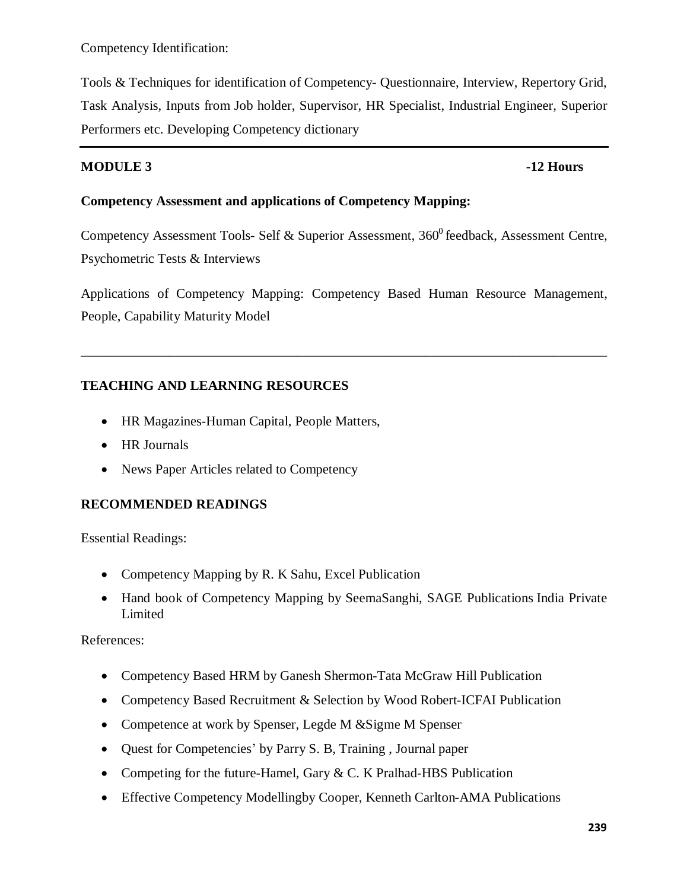Competency Identification:

Tools & Techniques for identification of Competency- Questionnaire, Interview, Repertory Grid, Task Analysis, Inputs from Job holder, Supervisor, HR Specialist, Industrial Engineer, Superior Performers etc. Developing Competency dictionary

---

**MODULE 3 -12 Hours**

**Competency Assessment and applications of Competency Mapping:**

Competency Assessment Tools- Self & Superior Assessment, $360^0$ feedback, Assessment Centre, Psychometric Tests & Interviews

Applications of Competency Mapping: Competency Based Human Resource Management, People, Capability Maturity Model

---

**TEACHING AND LEARNING RESOURCES**

- HR Magazines-Human Capital, People Matters,
- HR Journals
- News Paper Articles related to Competency

**RECOMMENDED READINGS**

Essential Readings:

- Competency Mapping by R. K Sahu, Excel Publication
- Hand book of Competency Mapping by SeemaSanghi, SAGE Publications India Private Limited

References:

- Competency Based HRM by Ganesh Shermon-Tata McGraw Hill Publication
- Competency Based Recruitment & Selection by Wood Robert-ICFAI Publication
- Competence at work by Spenser, Legde M &Sigme M Spenser
- Quest for Competencies' by Parry S. B, Training , Journal paper
- Competing for the future-Hamel, Gary & C. K Pralhad-HBS Publication
- Effective Competency Modellingby Cooper, Kenneth Carlton-AMA Publications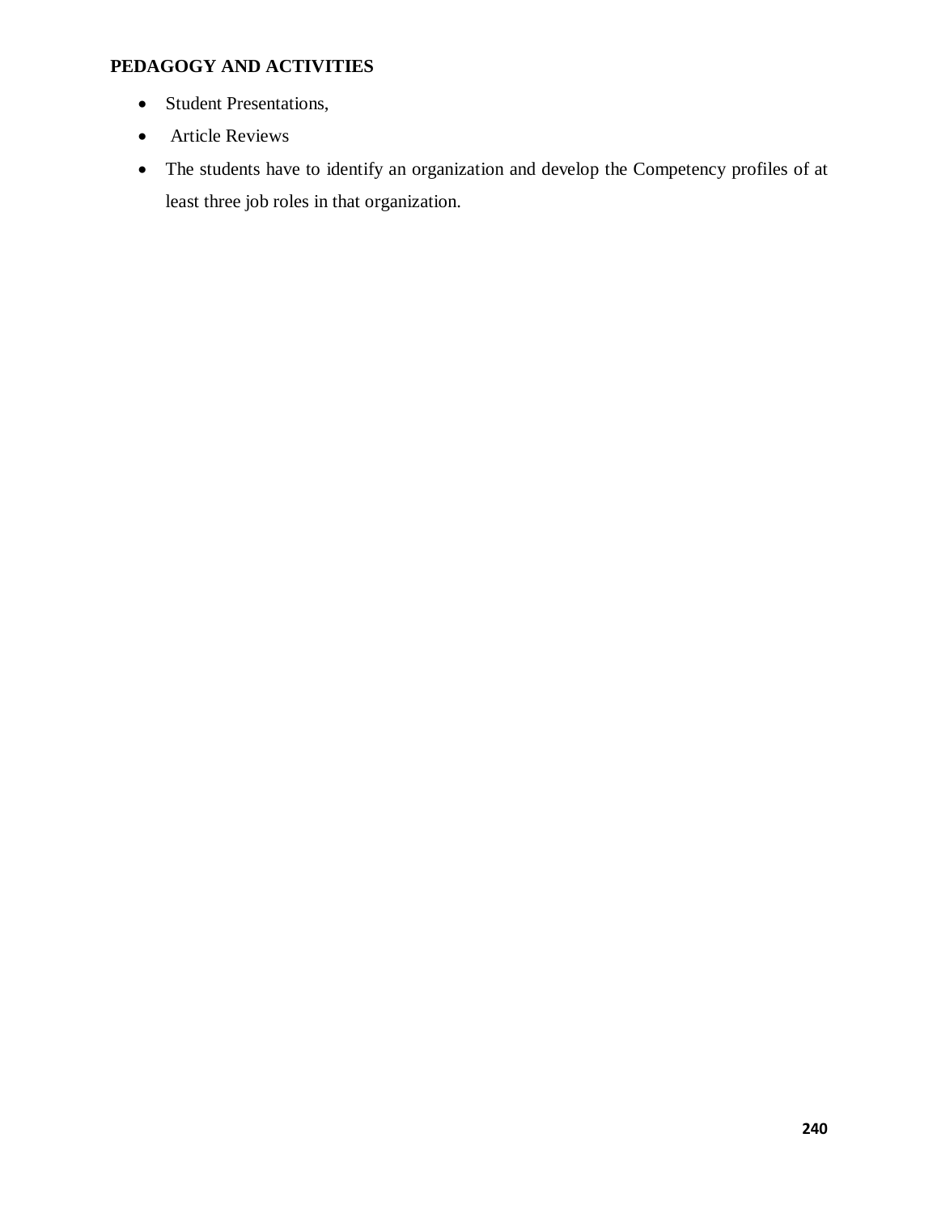**PEDAGOGY AND ACTIVITIES**

- Student Presentations,
- Article Reviews
- The students have to identify an organization and develop the Competency profiles of at least three job roles in that organization.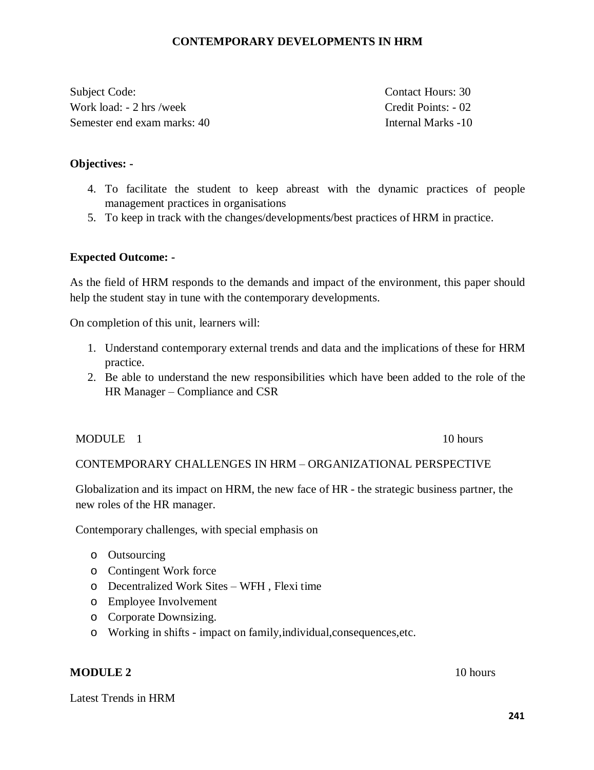# CONTEMPORARY DEVELOPMENTS IN HRM

Subject Code: Contact Hours: 30
Work load: - 2 hrs /week Credit Points: - 02
Semester end exam marks: 40 Internal Marks -10

**Objectives: -**

4. To facilitate the student to keep abreast with the dynamic practices of people management practices in organisations
5. To keep in track with the changes/developments/best practices of HRM in practice.

**Expected Outcome: -**

As the field of HRM responds to the demands and impact of the environment, this paper should help the student stay in tune with the contemporary developments.

On completion of this unit, learners will:

1. Understand contemporary external trends and data and the implications of these for HRM practice.
2. Be able to understand the new responsibilities which have been added to the role of the HR Manager – Compliance and CSR

MODULE 1 10 hours

CONTEMPORARY CHALLENGES IN HRM – ORGANIZATIONAL PERSPECTIVE

Globalization and its impact on HRM, the new face of HR - the strategic business partner, the new roles of the HR manager.

Contemporary challenges, with special emphasis on

- Outsourcing
- Contingent Work force
- Decentralized Work Sites – WFH , Flexi time
- Employee Involvement
- Corporate Downsizing.
- Working in shifts - impact on family,individual,consequences,etc.

**MODULE 2** 10 hours

Latest Trends in HRM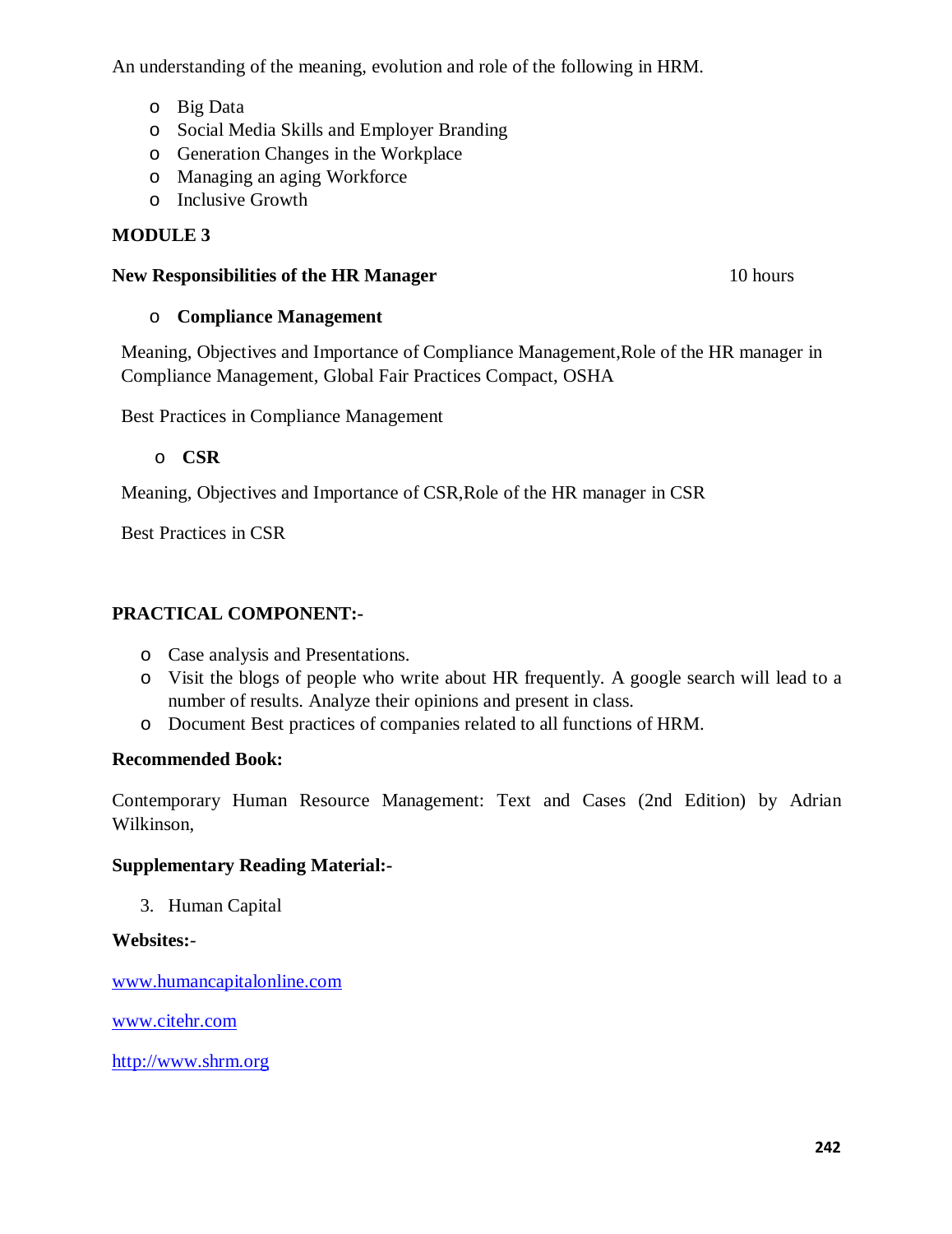An understanding of the meaning, evolution and role of the following in HRM.

- Big Data
- Social Media Skills and Employer Branding
- Generation Changes in the Workplace
- Managing an aging Workforce
- Inclusive Growth

**MODULE 3**

**New Responsibilities of the HR Manager** 10 hours

- **Compliance Management**

Meaning, Objectives and Importance of Compliance Management,Role of the HR manager in Compliance Management, Global Fair Practices Compact, OSHA

Best Practices in Compliance Management

- **CSR**

Meaning, Objectives and Importance of CSR,Role of the HR manager in CSR

Best Practices in CSR

**PRACTICAL COMPONENT:-**

- Case analysis and Presentations.
- Visit the blogs of people who write about HR frequently. A google search will lead to a number of results. Analyze their opinions and present in class.
- Document Best practices of companies related to all functions of HRM.

**Recommended Book:**

Contemporary Human Resource Management: Text and Cases (2nd Edition) by Adrian Wilkinson,

**Supplementary Reading Material:-**

3. Human Capital

**Websites:-**

www.humancapitalonline.com

www.citehr.com

http://www.shrm.org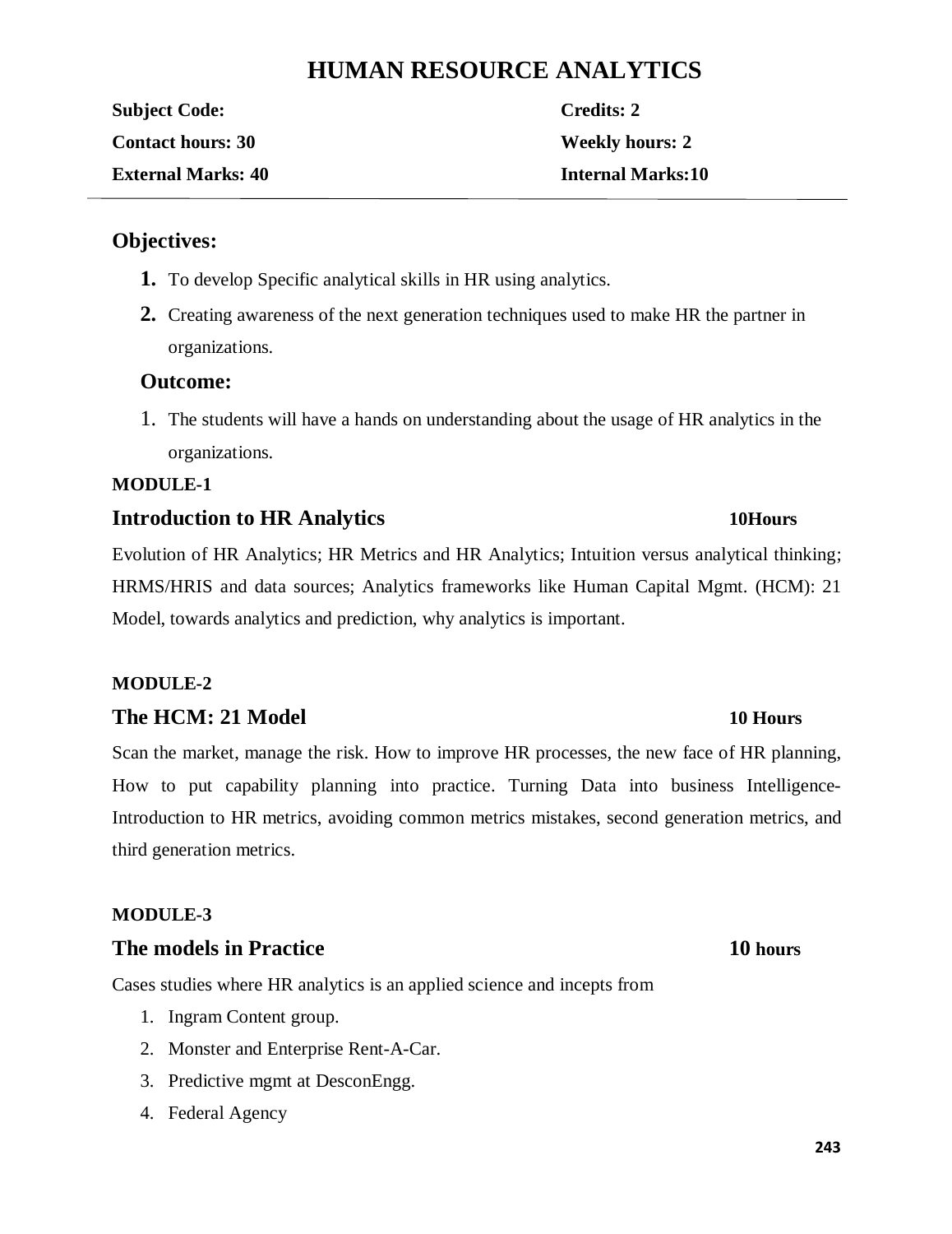# HUMAN RESOURCE ANALYTICS

**Subject Code:** **Credits: 2**

**Contact hours: 30** **Weekly hours: 2**

**External Marks: 40** **Internal Marks:10**

---

## Objectives:

1. To develop Specific analytical skills in HR using analytics.
2. Creating awareness of the next generation techniques used to make HR the partner in organizations.

### Outcome:

1. The students will have a hands on understanding about the usage of HR analytics in the organizations.

**MODULE-1**

### Introduction to HR Analytics — 10Hours

Evolution of HR Analytics; HR Metrics and HR Analytics; Intuition versus analytical thinking; HRMS/HRIS and data sources; Analytics frameworks like Human Capital Mgmt. (HCM): 21 Model, towards analytics and prediction, why analytics is important.

**MODULE-2**

### The HCM: 21 Model — 10 Hours

Scan the market, manage the risk. How to improve HR processes, the new face of HR planning, How to put capability planning into practice. Turning Data into business Intelligence-Introduction to HR metrics, avoiding common metrics mistakes, second generation metrics, and third generation metrics.

**MODULE-3**

### The models in Practice — 10 hours

Cases studies where HR analytics is an applied science and incepts from

1. Ingram Content group.
2. Monster and Enterprise Rent-A-Car.
3. Predictive mgmt at DesconEngg.
4. Federal Agency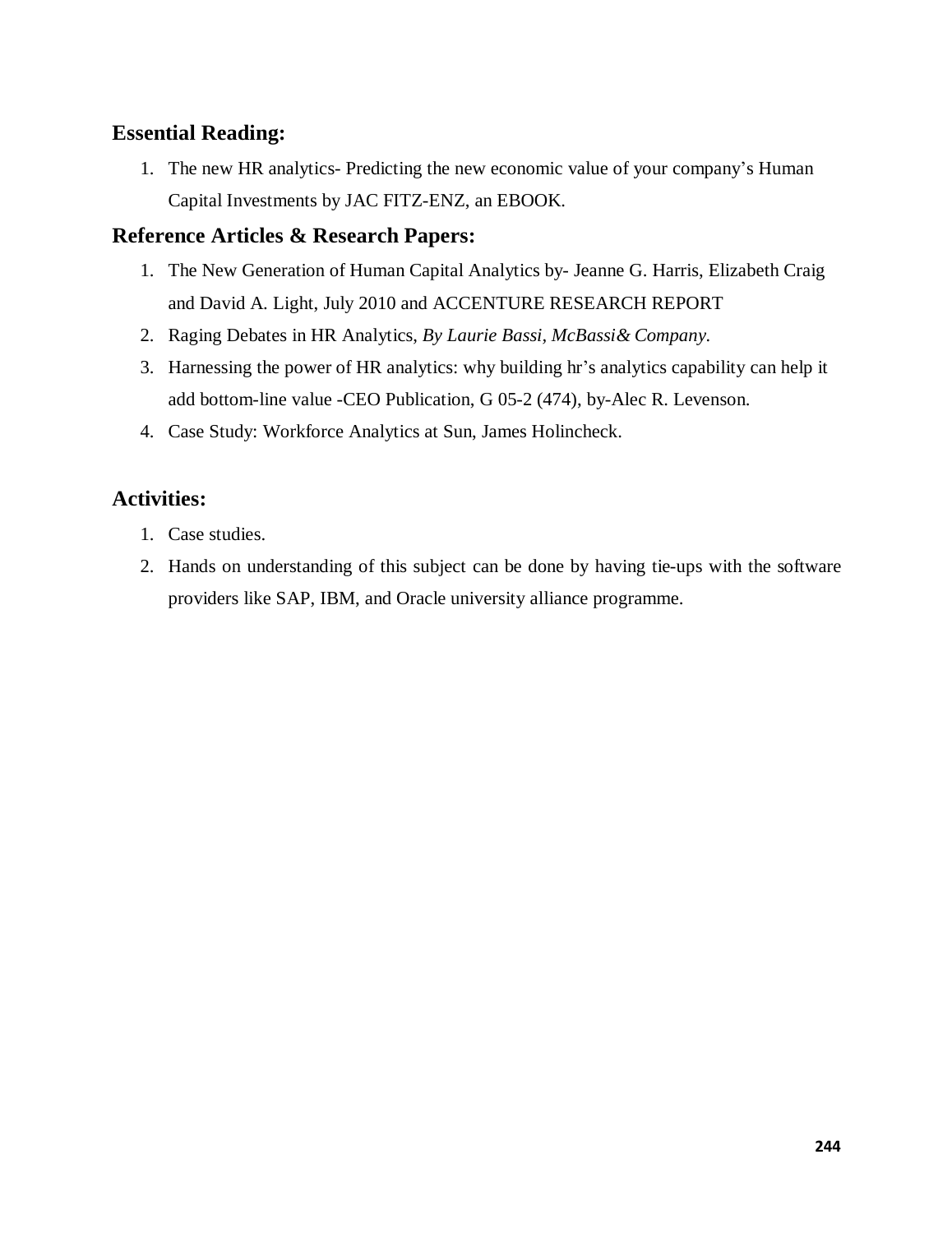## Essential Reading:

1. The new HR analytics- Predicting the new economic value of your company's Human Capital Investments by JAC FITZ-ENZ, an EBOOK.

## Reference Articles & Research Papers:

1. The New Generation of Human Capital Analytics by- Jeanne G. Harris, Elizabeth Craig and David A. Light, July 2010 and ACCENTURE RESEARCH REPORT
2. Raging Debates in HR Analytics, *By Laurie Bassi, McBassi& Company.*
3. Harnessing the power of HR analytics: why building hr's analytics capability can help it add bottom-line value -CEO Publication, G 05-2 (474), by-Alec R. Levenson.
4. Case Study: Workforce Analytics at Sun, James Holincheck.

## Activities:

1. Case studies.
2. Hands on understanding of this subject can be done by having tie-ups with the software providers like SAP, IBM, and Oracle university alliance programme.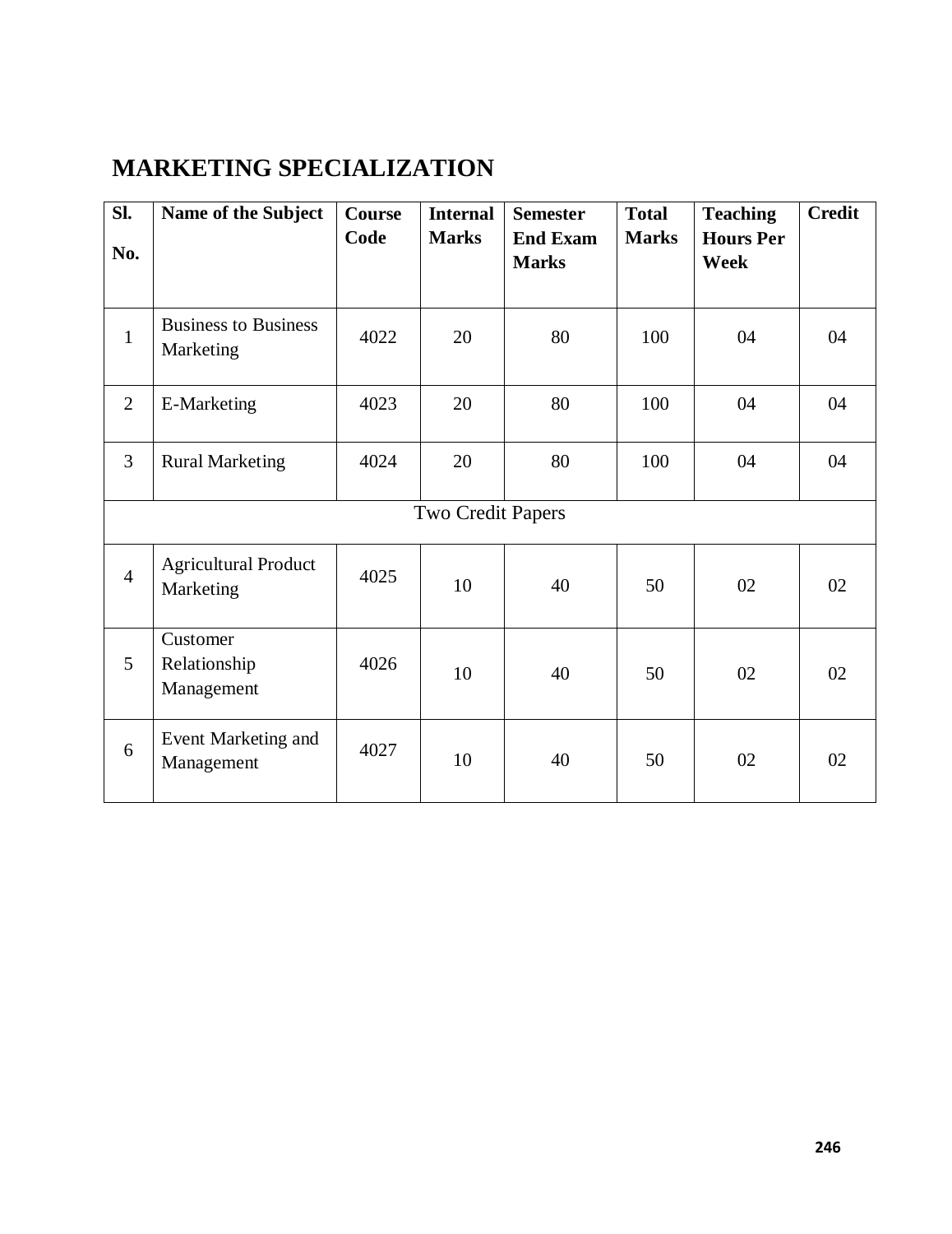# MARKETING SPECIALIZATION

| Sl. No. | Name of the Subject | Course Code | Internal Marks | Semester End Exam Marks | Total Marks | Teaching Hours Per Week | Credit |
|---|---|---|---|---|---|---|---|
| 1 | Business to Business Marketing | 4022 | 20 | 80 | 100 | 04 | 04 |
| 2 | E-Marketing | 4023 | 20 | 80 | 100 | 04 | 04 |
| 3 | Rural Marketing | 4024 | 20 | 80 | 100 | 04 | 04 |
| Two Credit Papers | | | | | | | |
| 4 | Agricultural Product Marketing | 4025 | 10 | 40 | 50 | 02 | 02 |
| 5 | Customer Relationship Management | 4026 | 10 | 40 | 50 | 02 | 02 |
| 6 | Event Marketing and Management | 4027 | 10 | 40 | 50 | 02 | 02 |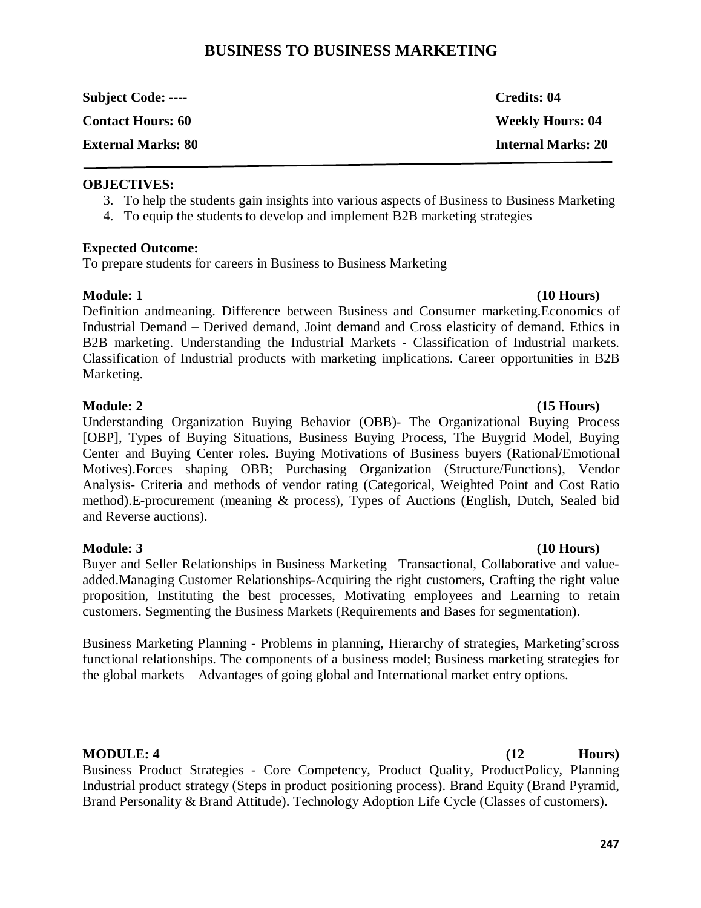# BUSINESS TO BUSINESS MARKETING

**Subject Code: ----** **Credits: 04**

**Contact Hours: 60** **Weekly Hours: 04**

**External Marks: 80** **Internal Marks: 20**

---

**OBJECTIVES:**

3. To help the students gain insights into various aspects of Business to Business Marketing
4. To equip the students to develop and implement B2B marketing strategies

**Expected Outcome:**

To prepare students for careers in Business to Business Marketing

**Module: 1** **(10 Hours)**

Definition andmeaning. Difference between Business and Consumer marketing.Economics of Industrial Demand – Derived demand, Joint demand and Cross elasticity of demand. Ethics in B2B marketing. Understanding the Industrial Markets - Classification of Industrial markets. Classification of Industrial products with marketing implications. Career opportunities in B2B Marketing.

**Module: 2** **(15 Hours)**

Understanding Organization Buying Behavior (OBB)- The Organizational Buying Process [OBP], Types of Buying Situations, Business Buying Process, The Buygrid Model, Buying Center and Buying Center roles. Buying Motivations of Business buyers (Rational/Emotional Motives).Forces shaping OBB; Purchasing Organization (Structure/Functions), Vendor Analysis- Criteria and methods of vendor rating (Categorical, Weighted Point and Cost Ratio method).E-procurement (meaning & process), Types of Auctions (English, Dutch, Sealed bid and Reverse auctions).

**Module: 3** **(10 Hours)**

Buyer and Seller Relationships in Business Marketing– Transactional, Collaborative and value-added.Managing Customer Relationships-Acquiring the right customers, Crafting the right value proposition, Instituting the best processes, Motivating employees and Learning to retain customers. Segmenting the Business Markets (Requirements and Bases for segmentation).

Business Marketing Planning - Problems in planning, Hierarchy of strategies, Marketing'scross functional relationships. The components of a business model; Business marketing strategies for the global markets – Advantages of going global and International market entry options.

**MODULE: 4** **(12 Hours)**

Business Product Strategies - Core Competency, Product Quality, ProductPolicy, Planning Industrial product strategy (Steps in product positioning process). Brand Equity (Brand Pyramid, Brand Personality & Brand Attitude). Technology Adoption Life Cycle (Classes of customers).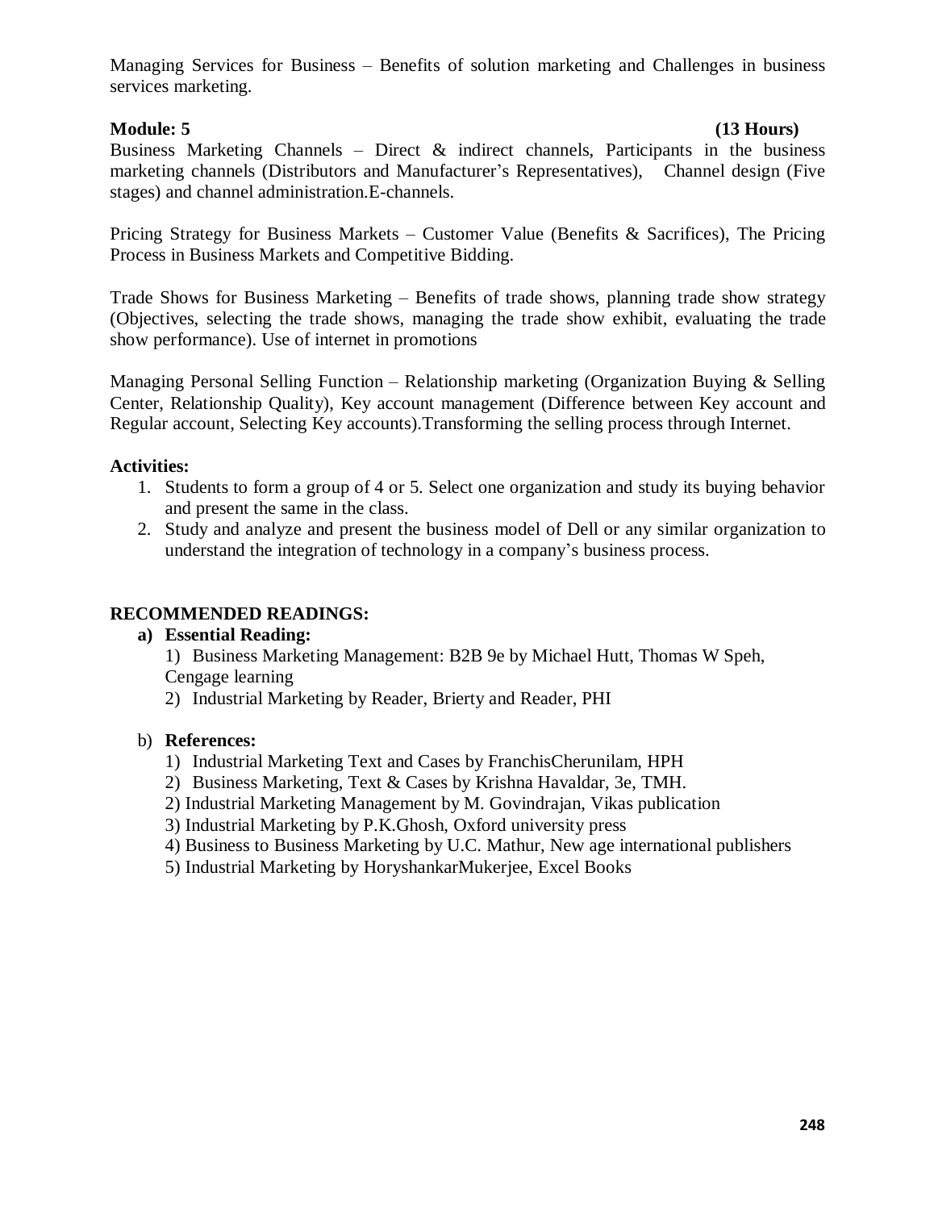Managing Services for Business – Benefits of solution marketing and Challenges in business services marketing.

**Module: 5** **(13 Hours)**

Business Marketing Channels – Direct & indirect channels, Participants in the business marketing channels (Distributors and Manufacturer's Representatives), Channel design (Five stages) and channel administration.E-channels.

Pricing Strategy for Business Markets – Customer Value (Benefits & Sacrifices), The Pricing Process in Business Markets and Competitive Bidding.

Trade Shows for Business Marketing – Benefits of trade shows, planning trade show strategy (Objectives, selecting the trade shows, managing the trade show exhibit, evaluating the trade show performance). Use of internet in promotions

Managing Personal Selling Function – Relationship marketing (Organization Buying & Selling Center, Relationship Quality), Key account management (Difference between Key account and Regular account, Selecting Key accounts).Transforming the selling process through Internet.

**Activities:**

1. Students to form a group of 4 or 5. Select one organization and study its buying behavior and present the same in the class.
2. Study and analyze and present the business model of Dell or any similar organization to understand the integration of technology in a company's business process.

**RECOMMENDED READINGS:**

**a) Essential Reading:**

1) Business Marketing Management: B2B 9e by Michael Hutt, Thomas W Speh, Cengage learning

2) Industrial Marketing by Reader, Brierty and Reader, PHI

b) **References:**

1) Industrial Marketing Text and Cases by FranchisCherunilam, HPH

2) Business Marketing, Text & Cases by Krishna Havaldar, 3e, TMH.

2) Industrial Marketing Management by M. Govindrajan, Vikas publication

3) Industrial Marketing by P.K.Ghosh, Oxford university press

4) Business to Business Marketing by U.C. Mathur, New age international publishers

5) Industrial Marketing by HoryshankarMukerjee, Excel Books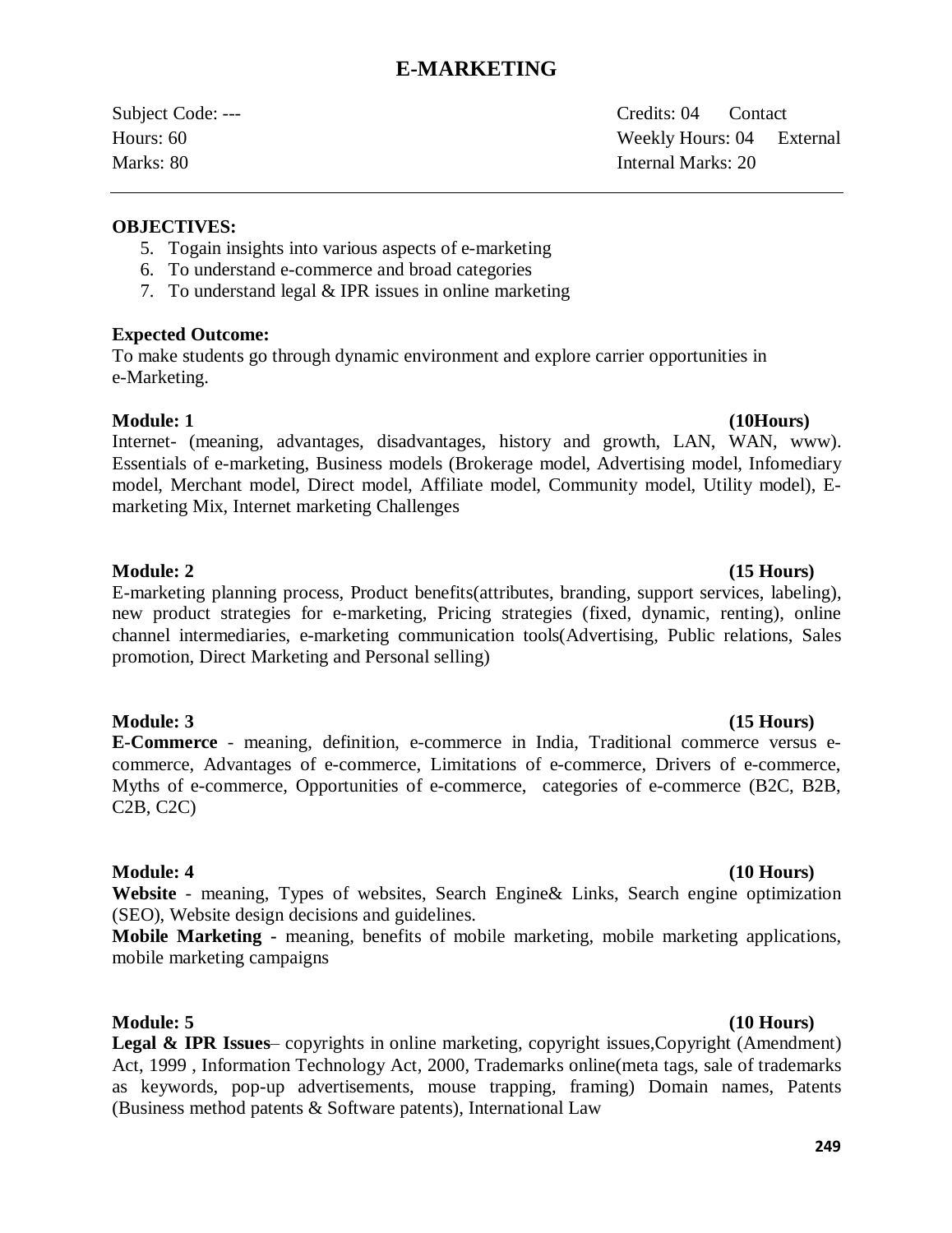# E-MARKETING

Subject Code: --- Credits: 04 Contact Hours: 60 Weekly Hours: 04 External Marks: 80 Internal Marks: 20

---

**OBJECTIVES:**

5. Togain insights into various aspects of e-marketing
6. To understand e-commerce and broad categories
7. To understand legal & IPR issues in online marketing

**Expected Outcome:**

To make students go through dynamic environment and explore carrier opportunities in e-Marketing.

**Module: 1** **(10Hours)**

Internet- (meaning, advantages, disadvantages, history and growth, LAN, WAN, www). Essentials of e-marketing, Business models (Brokerage model, Advertising model, Infomediary model, Merchant model, Direct model, Affiliate model, Community model, Utility model), E-marketing Mix, Internet marketing Challenges

**Module: 2** **(15 Hours)**

E-marketing planning process, Product benefits(attributes, branding, support services, labeling), new product strategies for e-marketing, Pricing strategies (fixed, dynamic, renting), online channel intermediaries, e-marketing communication tools(Advertising, Public relations, Sales promotion, Direct Marketing and Personal selling)

**Module: 3** **(15 Hours)**

**E-Commerce** - meaning, definition, e-commerce in India, Traditional commerce versus e-commerce, Advantages of e-commerce, Limitations of e-commerce, Drivers of e-commerce, Myths of e-commerce, Opportunities of e-commerce, categories of e-commerce (B2C, B2B, C2B, C2C)

**Module: 4** **(10 Hours)**

**Website** - meaning, Types of websites, Search Engine& Links, Search engine optimization (SEO), Website design decisions and guidelines.

**Mobile Marketing -** meaning, benefits of mobile marketing, mobile marketing applications, mobile marketing campaigns

**Module: 5** **(10 Hours)**

**Legal & IPR Issues**– copyrights in online marketing, copyright issues,Copyright (Amendment) Act, 1999 , Information Technology Act, 2000, Trademarks online(meta tags, sale of trademarks as keywords, pop-up advertisements, mouse trapping, framing) Domain names, Patents (Business method patents & Software patents), International Law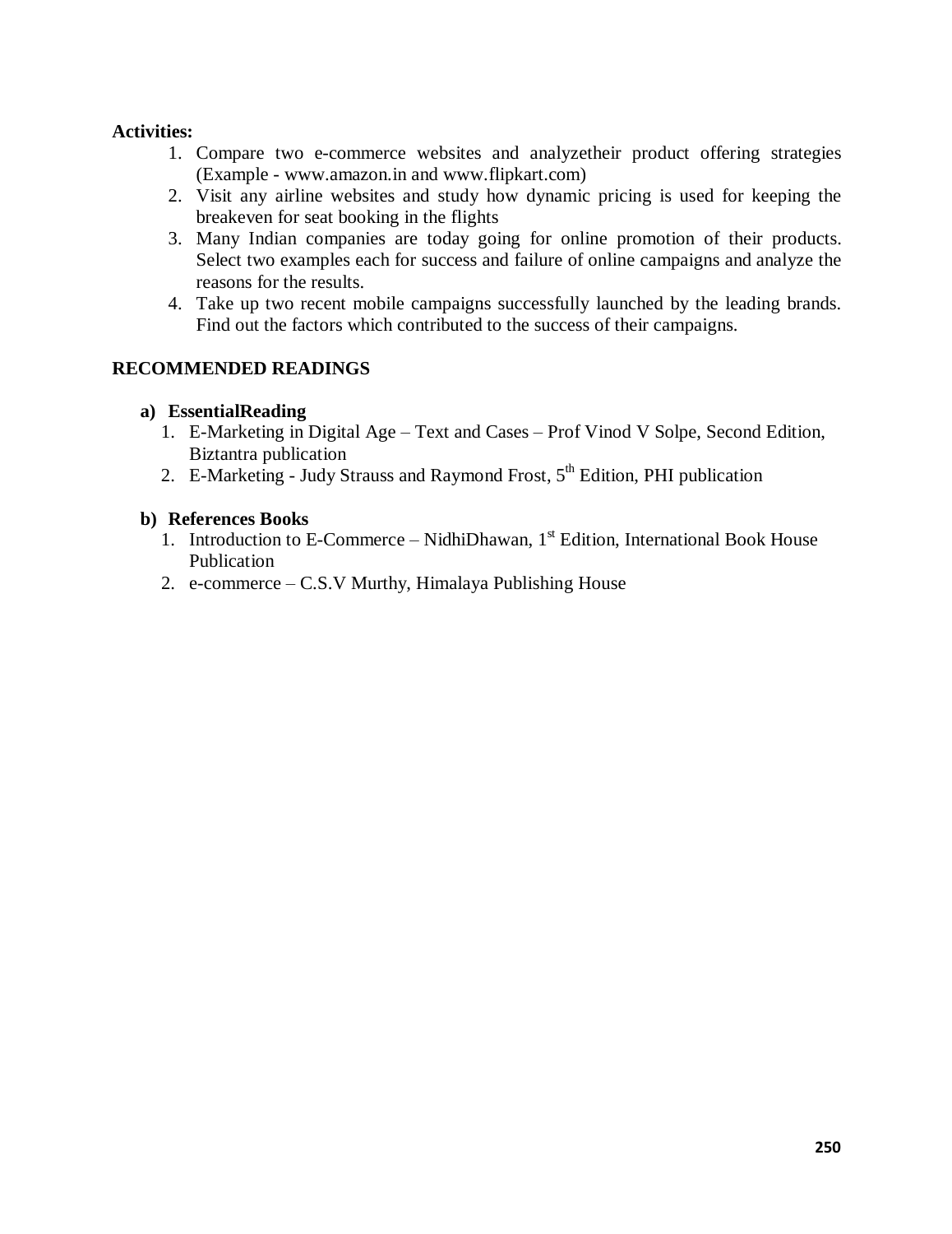**Activities:**

1. Compare two e-commerce websites and analyzetheir product offering strategies (Example - www.amazon.in and www.flipkart.com)
2. Visit any airline websites and study how dynamic pricing is used for keeping the breakeven for seat booking in the flights
3. Many Indian companies are today going for online promotion of their products. Select two examples each for success and failure of online campaigns and analyze the reasons for the results.
4. Take up two recent mobile campaigns successfully launched by the leading brands. Find out the factors which contributed to the success of their campaigns.

## RECOMMENDED READINGS

**a) EssentialReading**

1. E-Marketing in Digital Age – Text and Cases – Prof Vinod V Solpe, Second Edition, Biztantra publication
2. E-Marketing - Judy Strauss and Raymond Frost, 5th Edition, PHI publication

**b) References Books**

1. Introduction to E-Commerce – NidhiDhawan, 1st Edition, International Book House Publication
2. e-commerce – C.S.V Murthy, Himalaya Publishing House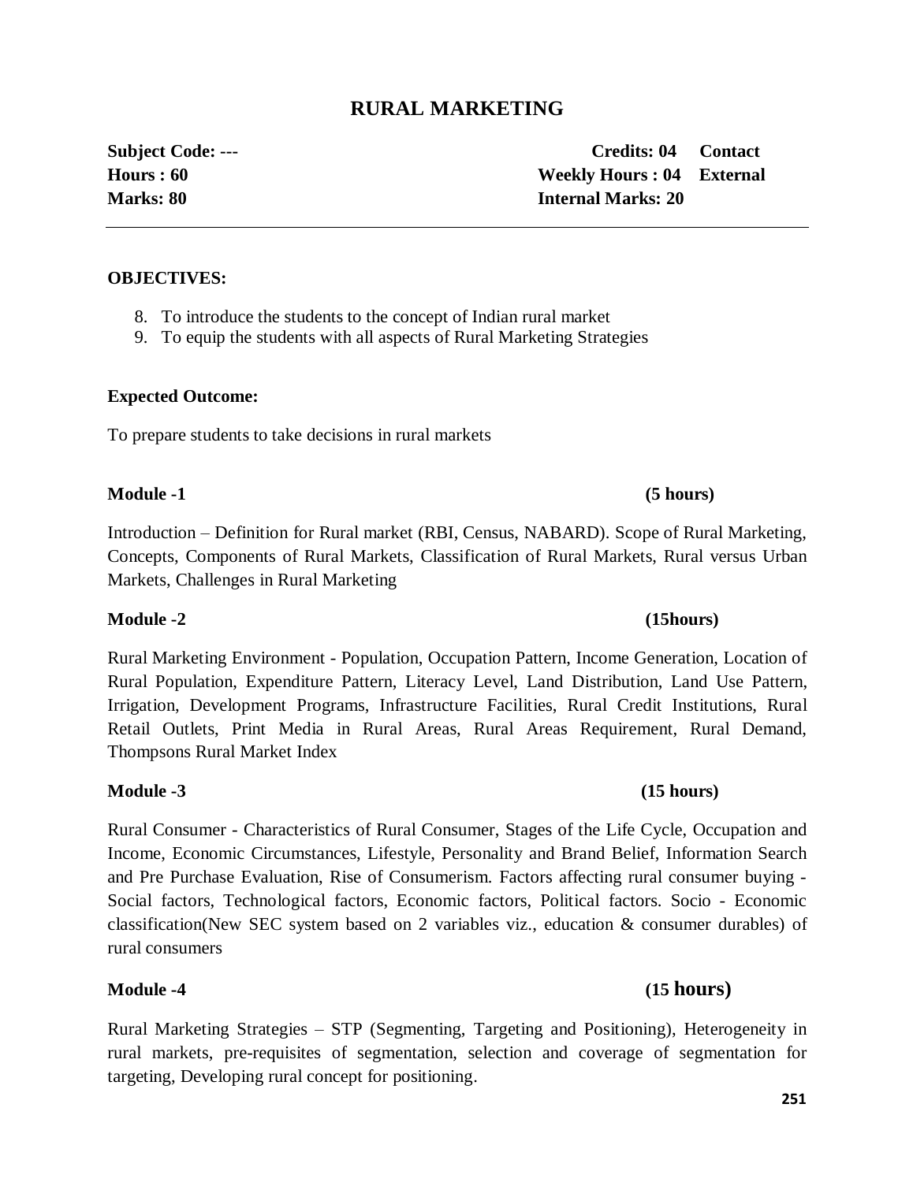# RURAL MARKETING

**Subject Code: ---** **Credits: 04** **Contact Hours : 60** **Weekly Hours : 04** **External Marks: 80** **Internal Marks: 20**

---

**OBJECTIVES:**

8. To introduce the students to the concept of Indian rural market
9. To equip the students with all aspects of Rural Marketing Strategies

**Expected Outcome:**

To prepare students to take decisions in rural markets

**Module -1** **(5 hours)**

Introduction – Definition for Rural market (RBI, Census, NABARD). Scope of Rural Marketing, Concepts, Components of Rural Markets, Classification of Rural Markets, Rural versus Urban Markets, Challenges in Rural Marketing

**Module -2** **(15hours)**

Rural Marketing Environment - Population, Occupation Pattern, Income Generation, Location of Rural Population, Expenditure Pattern, Literacy Level, Land Distribution, Land Use Pattern, Irrigation, Development Programs, Infrastructure Facilities, Rural Credit Institutions, Rural Retail Outlets, Print Media in Rural Areas, Rural Areas Requirement, Rural Demand, Thompsons Rural Market Index

**Module -3** **(15 hours)**

Rural Consumer - Characteristics of Rural Consumer, Stages of the Life Cycle, Occupation and Income, Economic Circumstances, Lifestyle, Personality and Brand Belief, Information Search and Pre Purchase Evaluation, Rise of Consumerism. Factors affecting rural consumer buying - Social factors, Technological factors, Economic factors, Political factors. Socio - Economic classification(New SEC system based on 2 variables viz., education & consumer durables) of rural consumers

**Module -4** **(15 hours)**

Rural Marketing Strategies – STP (Segmenting, Targeting and Positioning), Heterogeneity in rural markets, pre-requisites of segmentation, selection and coverage of segmentation for targeting, Developing rural concept for positioning.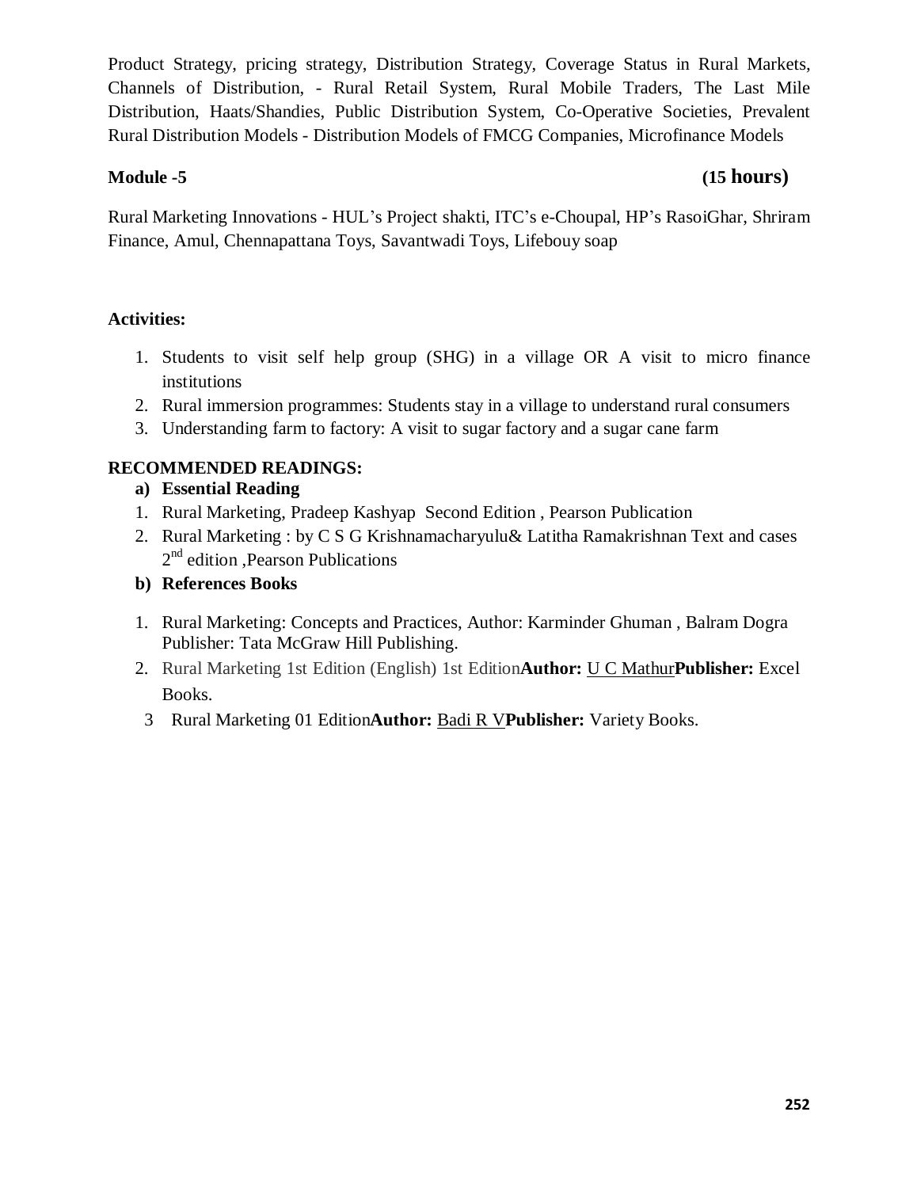Product Strategy, pricing strategy, Distribution Strategy, Coverage Status in Rural Markets, Channels of Distribution, - Rural Retail System, Rural Mobile Traders, The Last Mile Distribution, Haats/Shandies, Public Distribution System, Co-Operative Societies, Prevalent Rural Distribution Models - Distribution Models of FMCG Companies, Microfinance Models

**Module -5** **(15 hours)**

Rural Marketing Innovations - HUL's Project shakti, ITC's e-Choupal, HP's RasoiGhar, Shriram Finance, Amul, Chennapattana Toys, Savantwadi Toys, Lifebouy soap

**Activities:**

1. Students to visit self help group (SHG) in a village OR A visit to micro finance institutions
2. Rural immersion programmes: Students stay in a village to understand rural consumers
3. Understanding farm to factory: A visit to sugar factory and a sugar cane farm

**RECOMMENDED READINGS:**

**a) Essential Reading**

1. Rural Marketing, Pradeep Kashyap Second Edition , Pearson Publication
2. Rural Marketing : by C S G Krishnamacharyulu& Latitha Ramakrishnan Text and cases 2nd edition ,Pearson Publications

**b) References Books**

1. Rural Marketing: Concepts and Practices, Author: Karminder Ghuman , Balram Dogra Publisher: Tata McGraw Hill Publishing.
2. Rural Marketing 1st Edition (English) 1st Edition**Author:** U C Mathur**Publisher:** Excel Books.
3. Rural Marketing 01 Edition**Author:** Badi R V**Publisher:** Variety Books.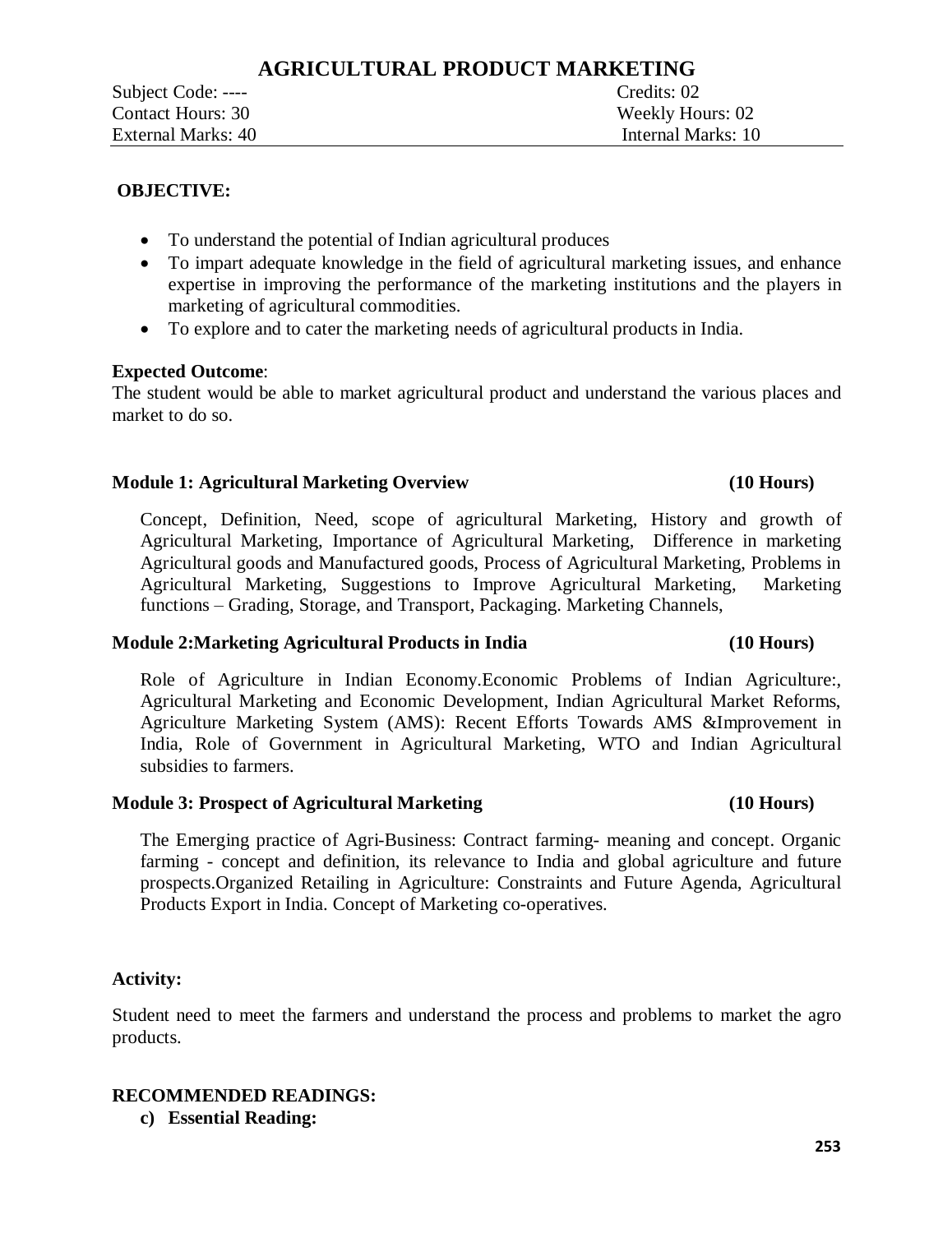# AGRICULTURAL PRODUCT MARKETING

| | |
|---|---|
| Subject Code: ---- | Credits: 02 |
| Contact Hours: 30 | Weekly Hours: 02 |
| External Marks: 40 | Internal Marks: 10 |

**OBJECTIVE:**

- To understand the potential of Indian agricultural produces
- To impart adequate knowledge in the field of agricultural marketing issues, and enhance expertise in improving the performance of the marketing institutions and the players in marketing of agricultural commodities.
- To explore and to cater the marketing needs of agricultural products in India.

**Expected Outcome**:
The student would be able to market agricultural product and understand the various places and market to do so.

**Module 1: Agricultural Marketing Overview (10 Hours)**

Concept, Definition, Need, scope of agricultural Marketing, History and growth of Agricultural Marketing, Importance of Agricultural Marketing, Difference in marketing Agricultural goods and Manufactured goods, Process of Agricultural Marketing, Problems in Agricultural Marketing, Suggestions to Improve Agricultural Marketing, Marketing functions – Grading, Storage, and Transport, Packaging. Marketing Channels,

**Module 2:Marketing Agricultural Products in India (10 Hours)**

Role of Agriculture in Indian Economy.Economic Problems of Indian Agriculture:, Agricultural Marketing and Economic Development, Indian Agricultural Market Reforms, Agriculture Marketing System (AMS): Recent Efforts Towards AMS &Improvement in India, Role of Government in Agricultural Marketing, WTO and Indian Agricultural subsidies to farmers.

**Module 3: Prospect of Agricultural Marketing (10 Hours)**

The Emerging practice of Agri-Business: Contract farming- meaning and concept. Organic farming - concept and definition, its relevance to India and global agriculture and future prospects.Organized Retailing in Agriculture: Constraints and Future Agenda, Agricultural Products Export in India. Concept of Marketing co-operatives.

**Activity:**

Student need to meet the farmers and understand the process and problems to market the agro products.

**RECOMMENDED READINGS:**

c) **Essential Reading:**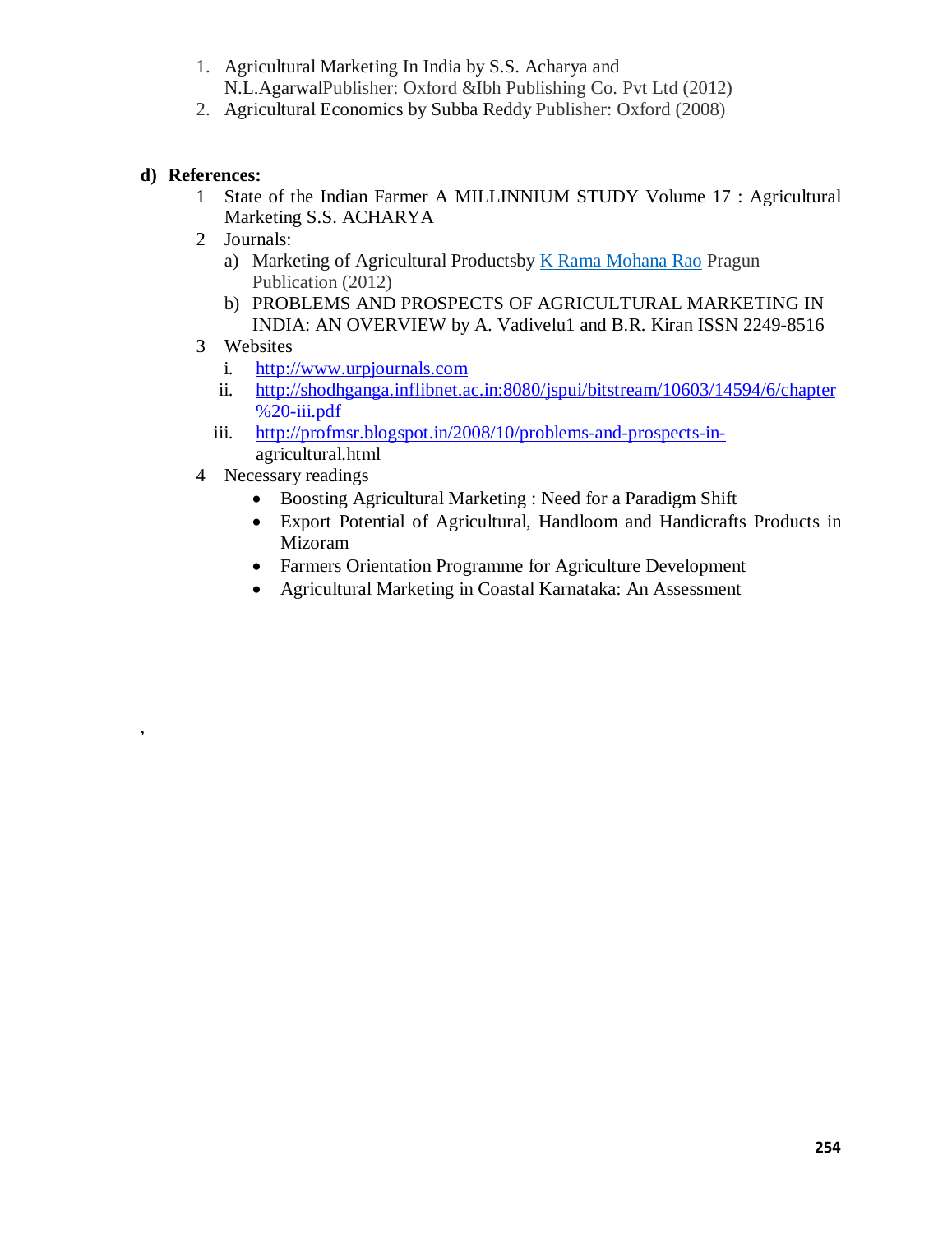1. Agricultural Marketing In India by S.S. Acharya and N.L.AgarwalPublisher: Oxford &Ibh Publishing Co. Pvt Ltd (2012)
2. Agricultural Economics by Subba Reddy Publisher: Oxford (2008)

**d) References:**

1. State of the Indian Farmer A MILLINNIUM STUDY Volume 17 : Agricultural Marketing S.S. ACHARYA
2. Journals:
   a) Marketing of Agricultural Productsby K Rama Mohana Rao Pragun Publication (2012)
   b) PROBLEMS AND PROSPECTS OF AGRICULTURAL MARKETING IN INDIA: AN OVERVIEW by A. Vadivelu1 and B.R. Kiran ISSN 2249-8516
3. Websites
   i. http://www.urpjournals.com
   ii. http://shodhganga.inflibnet.ac.in:8080/jspui/bitstream/10603/14594/6/chapter%20-iii.pdf
   iii. http://profmsr.blogspot.in/2008/10/problems-and-prospects-in-agricultural.html
4. Necessary readings
   - Boosting Agricultural Marketing : Need for a Paradigm Shift
   - Export Potential of Agricultural, Handloom and Handicrafts Products in Mizoram
   - Farmers Orientation Programme for Agriculture Development
   - Agricultural Marketing in Coastal Karnataka: An Assessment

,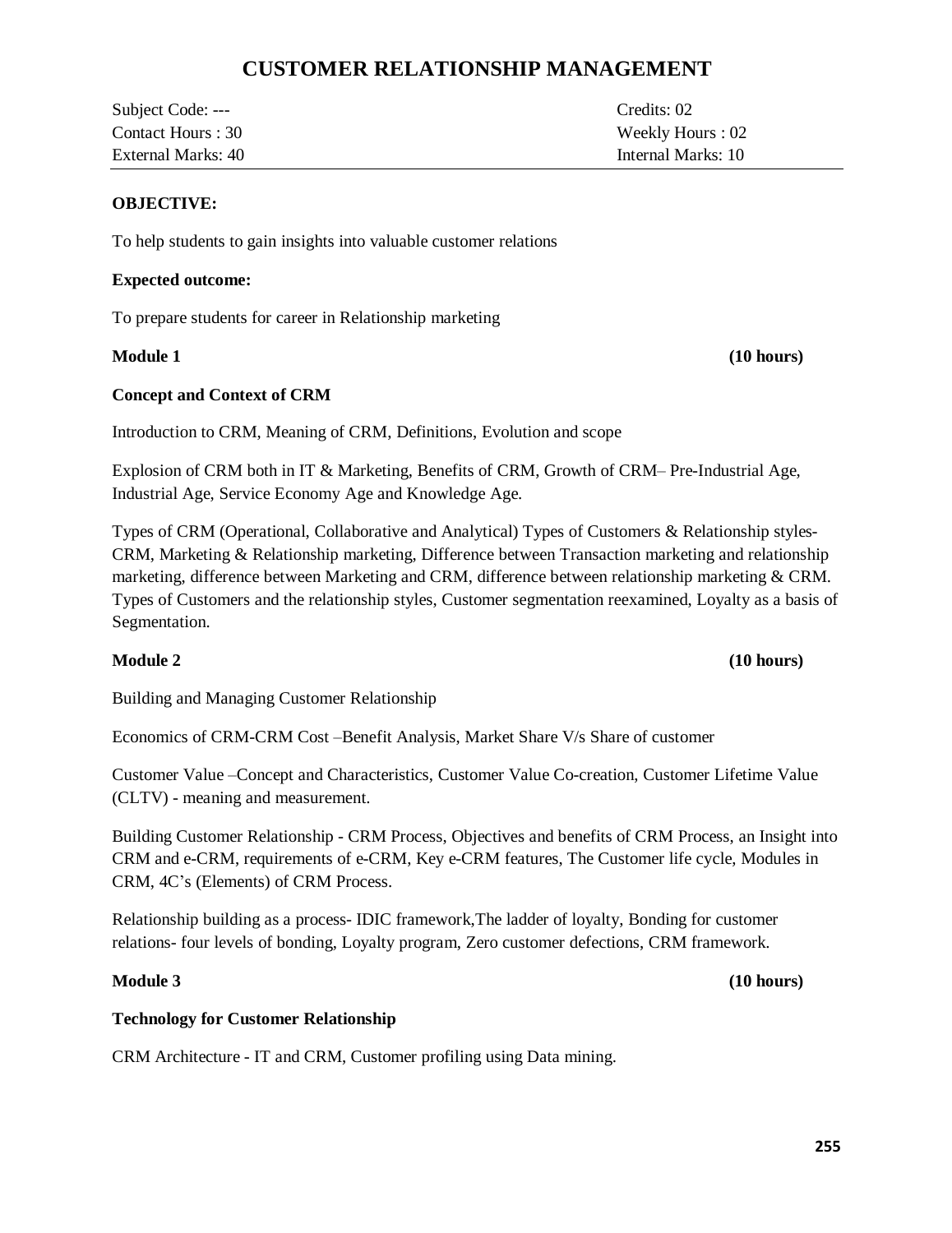# CUSTOMER RELATIONSHIP MANAGEMENT

| | |
|---|---|
| Subject Code: --- | Credits: 02 |
| Contact Hours : 30 | Weekly Hours : 02 |
| External Marks: 40 | Internal Marks: 10 |

**OBJECTIVE:**

To help students to gain insights into valuable customer relations

**Expected outcome:**

To prepare students for career in Relationship marketing

**Module 1** **(10 hours)**

**Concept and Context of CRM**

Introduction to CRM, Meaning of CRM, Definitions, Evolution and scope

Explosion of CRM both in IT & Marketing, Benefits of CRM, Growth of CRM– Pre-Industrial Age, Industrial Age, Service Economy Age and Knowledge Age.

Types of CRM (Operational, Collaborative and Analytical) Types of Customers & Relationship styles-CRM, Marketing & Relationship marketing, Difference between Transaction marketing and relationship marketing, difference between Marketing and CRM, difference between relationship marketing & CRM. Types of Customers and the relationship styles, Customer segmentation reexamined, Loyalty as a basis of Segmentation.

**Module 2** **(10 hours)**

Building and Managing Customer Relationship

Economics of CRM-CRM Cost –Benefit Analysis, Market Share V/s Share of customer

Customer Value –Concept and Characteristics, Customer Value Co-creation, Customer Lifetime Value (CLTV) - meaning and measurement.

Building Customer Relationship - CRM Process, Objectives and benefits of CRM Process, an Insight into CRM and e-CRM, requirements of e-CRM, Key e-CRM features, The Customer life cycle, Modules in CRM, 4C's (Elements) of CRM Process.

Relationship building as a process- IDIC framework,The ladder of loyalty, Bonding for customer relations- four levels of bonding, Loyalty program, Zero customer defections, CRM framework.

**Module 3** **(10 hours)**

**Technology for Customer Relationship**

CRM Architecture - IT and CRM, Customer profiling using Data mining.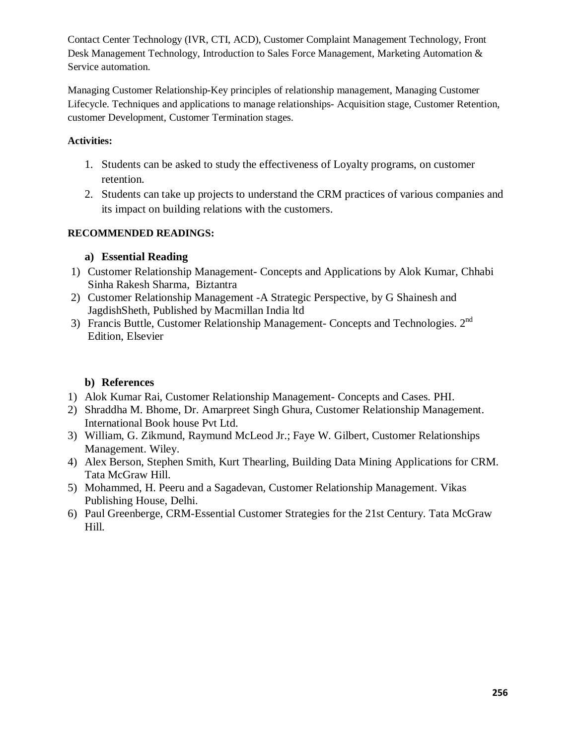Contact Center Technology (IVR, CTI, ACD), Customer Complaint Management Technology, Front Desk Management Technology, Introduction to Sales Force Management, Marketing Automation & Service automation.

Managing Customer Relationship-Key principles of relationship management, Managing Customer Lifecycle. Techniques and applications to manage relationships- Acquisition stage, Customer Retention, customer Development, Customer Termination stages.

**Activities:**

1. Students can be asked to study the effectiveness of Loyalty programs, on customer retention.
2. Students can take up projects to understand the CRM practices of various companies and its impact on building relations with the customers.

**RECOMMENDED READINGS:**

**a) Essential Reading**

1) Customer Relationship Management- Concepts and Applications by Alok Kumar, Chhabi Sinha Rakesh Sharma, Biztantra
2) Customer Relationship Management -A Strategic Perspective, by G Shainesh and JagdishSheth, Published by Macmillan India ltd
3) Francis Buttle, Customer Relationship Management- Concepts and Technologies. 2nd Edition, Elsevier

**b) References**

1) Alok Kumar Rai, Customer Relationship Management- Concepts and Cases. PHI.
2) Shraddha M. Bhome, Dr. Amarpreet Singh Ghura, Customer Relationship Management. International Book house Pvt Ltd.
3) William, G. Zikmund, Raymund McLeod Jr.; Faye W. Gilbert, Customer Relationships Management. Wiley.
4) Alex Berson, Stephen Smith, Kurt Thearling, Building Data Mining Applications for CRM. Tata McGraw Hill.
5) Mohammed, H. Peeru and a Sagadevan, Customer Relationship Management. Vikas Publishing House, Delhi.
6) Paul Greenberge, CRM-Essential Customer Strategies for the 21st Century. Tata McGraw Hill.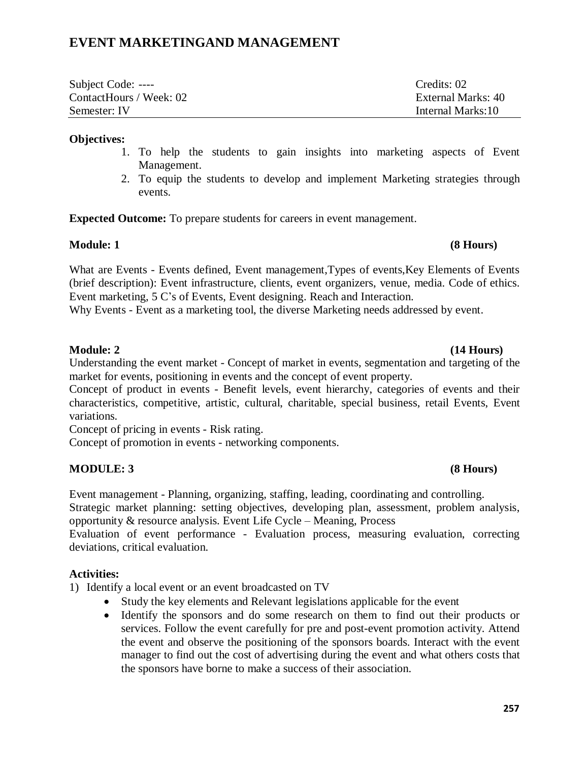# EVENT MARKETINGAND MANAGEMENT

| | |
|---|---|
| Subject Code: ---- | Credits: 02 |
| ContactHours / Week: 02 | External Marks: 40 |
| Semester: IV | Internal Marks:10 |

**Objectives:**

1. To help the students to gain insights into marketing aspects of Event Management.
2. To equip the students to develop and implement Marketing strategies through events.

**Expected Outcome:** To prepare students for careers in event management.

**Module: 1 (8 Hours)**

What are Events - Events defined, Event management,Types of events,Key Elements of Events (brief description): Event infrastructure, clients, event organizers, venue, media. Code of ethics. Event marketing, 5 C's of Events, Event designing. Reach and Interaction.
Why Events - Event as a marketing tool, the diverse Marketing needs addressed by event.

**Module: 2 (14 Hours)**

Understanding the event market - Concept of market in events, segmentation and targeting of the market for events, positioning in events and the concept of event property.
Concept of product in events - Benefit levels, event hierarchy, categories of events and their characteristics, competitive, artistic, cultural, charitable, special business, retail Events, Event variations.
Concept of pricing in events - Risk rating.
Concept of promotion in events - networking components.

**MODULE: 3 (8 Hours)**

Event management - Planning, organizing, staffing, leading, coordinating and controlling.
Strategic market planning: setting objectives, developing plan, assessment, problem analysis, opportunity & resource analysis. Event Life Cycle – Meaning, Process
Evaluation of event performance - Evaluation process, measuring evaluation, correcting deviations, critical evaluation.

**Activities:**

1) Identify a local event or an event broadcasted on TV
    - Study the key elements and Relevant legislations applicable for the event
    - Identify the sponsors and do some research on them to find out their products or services. Follow the event carefully for pre and post-event promotion activity. Attend the event and observe the positioning of the sponsors boards. Interact with the event manager to find out the cost of advertising during the event and what others costs that the sponsors have borne to make a success of their association.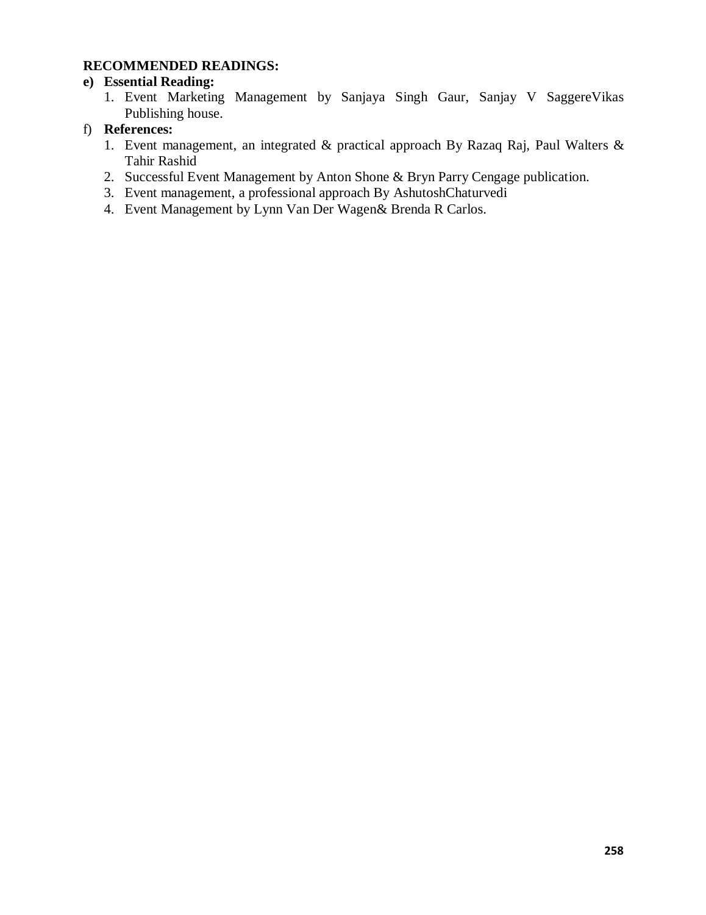**RECOMMENDED READINGS:**

**e) Essential Reading:**

1. Event Marketing Management by Sanjaya Singh Gaur, Sanjay V SaggereVikas Publishing house.

f) **References:**

1. Event management, an integrated & practical approach By Razaq Raj, Paul Walters & Tahir Rashid
2. Successful Event Management by Anton Shone & Bryn Parry Cengage publication.
3. Event management, a professional approach By AshutoshChaturvedi
4. Event Management by Lynn Van Der Wagen& Brenda R Carlos.